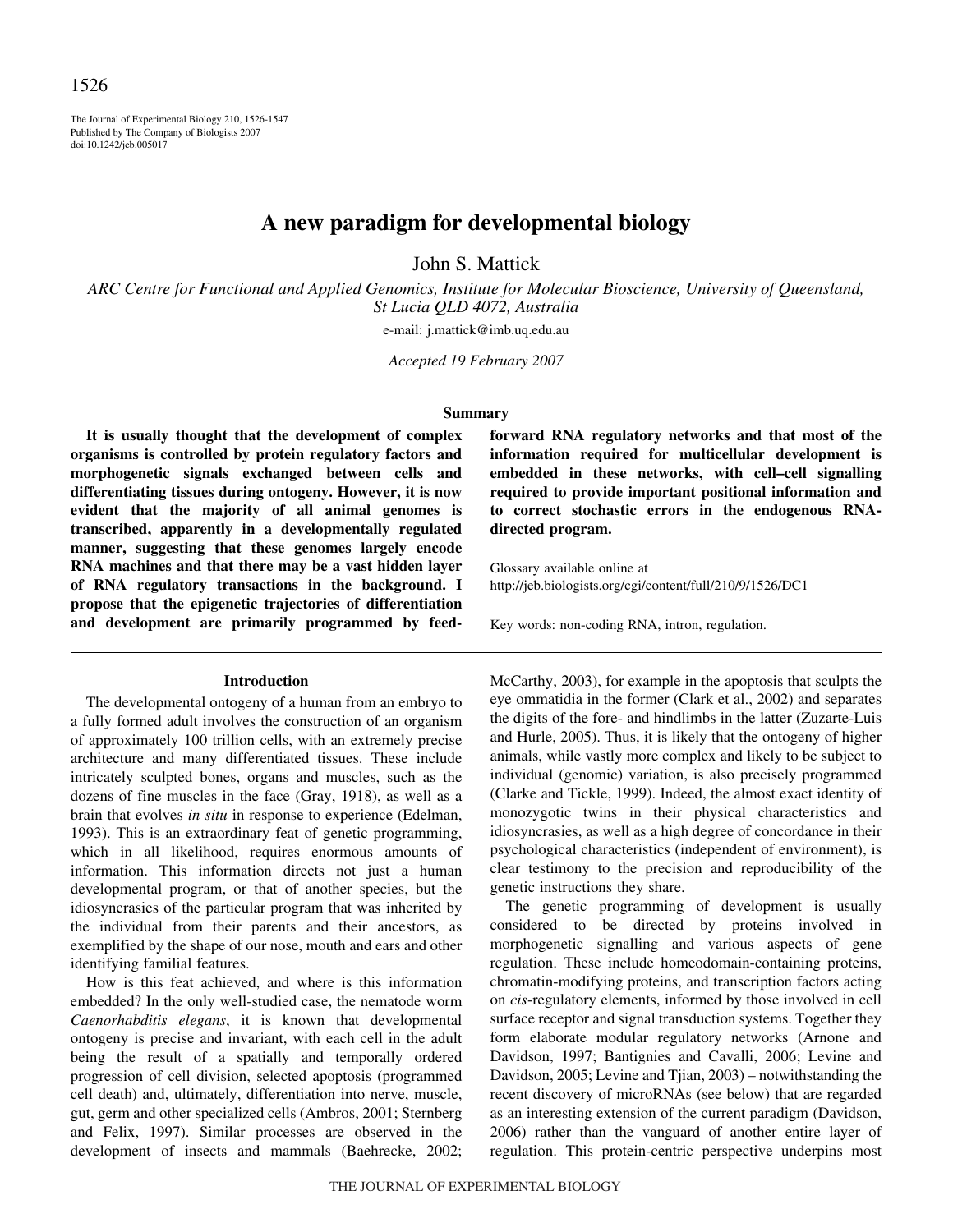# A new paradigm for developmental biology

John S. Mattick

*ARC Centre for Functional and Applied Genomics, Institute for Molecular Bioscience, University of Queensland, St Lucia QLD 4072, Australia*

e-mail: j.mattick@imb.uq.edu.au

*Accepted 19 February 2007*

## Summary

**It is usually thought that the development of complex organisms is controlled by protein regulatory factors and morphogenetic signals exchanged between cells and differentiating tissues during ontogeny. However, it is now evident that the majority of all animal genomes is transcribed, apparently in a developmentally regulated manner, suggesting that these genomes largely encode RNA machines and that there may be a vast hidden layer of RNA regulatory transactions in the background. I propose that the epigenetic trajectories of differentiation and development are primarily programmed by feed-forward RNA regulatory networks and that most of the information required for multicellular development is embedded in these networks, with cell–cell signalling required to provide important positional information and to correct stochastic errors in the endogenous RNA-directed program.**

Glossary available online at http://jeb.biologists.org/cgi/content/full/210/9/1526/DC1

Key words: non-coding RNA, intron, regulation.

## Introduction

The developmental ontogeny of a human from an embryo to a fully formed adult involves the construction of an organism of approximately 100 trillion cells, with an extremely precise architecture and many differentiated tissues. These include intricately sculpted bones, organs and muscles, such as the dozens of fine muscles in the face (Gray, 1918), as well as a brain that evolves *in situ* in response to experience (Edelman, 1993). This is an extraordinary feat of genetic programming, which in all likelihood, requires enormous amounts of information. This information directs not just a human developmental program, or that of another species, but the idiosyncrasies of the particular program that was inherited by the individual from their parents and their ancestors, as exemplified by the shape of our nose, mouth and ears and other identifying familial features.

How is this feat achieved, and where is this information embedded? In the only well-studied case, the nematode worm *Caenorhabditis elegans*, it is known that developmental ontogeny is precise and invariant, with each cell in the adult being the result of a spatially and temporally ordered progression of cell division, selected apoptosis (programmed cell death) and, ultimately, differentiation into nerve, muscle, gut, germ and other specialized cells (Ambros, 2001; Sternberg and Felix, 1997). Similar processes are observed in the development of insects and mammals (Baehrecke, 2002; McCarthy, 2003), for example in the apoptosis that sculpts the eye ommatidia in the former (Clark et al., 2002) and separates the digits of the fore- and hindlimbs in the latter (Zuzarte-Luis and Hurle, 2005). Thus, it is likely that the ontogeny of higher animals, while vastly more complex and likely to be subject to individual (genomic) variation, is also precisely programmed (Clarke and Tickle, 1999). Indeed, the almost exact identity of monozygotic twins in their physical characteristics and idiosyncrasies, as well as a high degree of concordance in their psychological characteristics (independent of environment), is clear testimony to the precision and reproducibility of the genetic instructions they share.

The genetic programming of development is usually considered to be directed by proteins involved in morphogenetic signalling and various aspects of gene regulation. These include homeodomain-containing proteins, chromatin-modifying proteins, and transcription factors acting on *cis*-regulatory elements, informed by those involved in cell surface receptor and signal transduction systems. Together they form elaborate modular regulatory networks (Arnone and Davidson, 1997; Bantignies and Cavalli, 2006; Levine and Davidson, 2005; Levine and Tjian, 2003) – notwithstanding the recent discovery of microRNAs (see below) that are regarded as an interesting extension of the current paradigm (Davidson, 2006) rather than the vanguard of another entire layer of regulation. This protein-centric perspective underpins most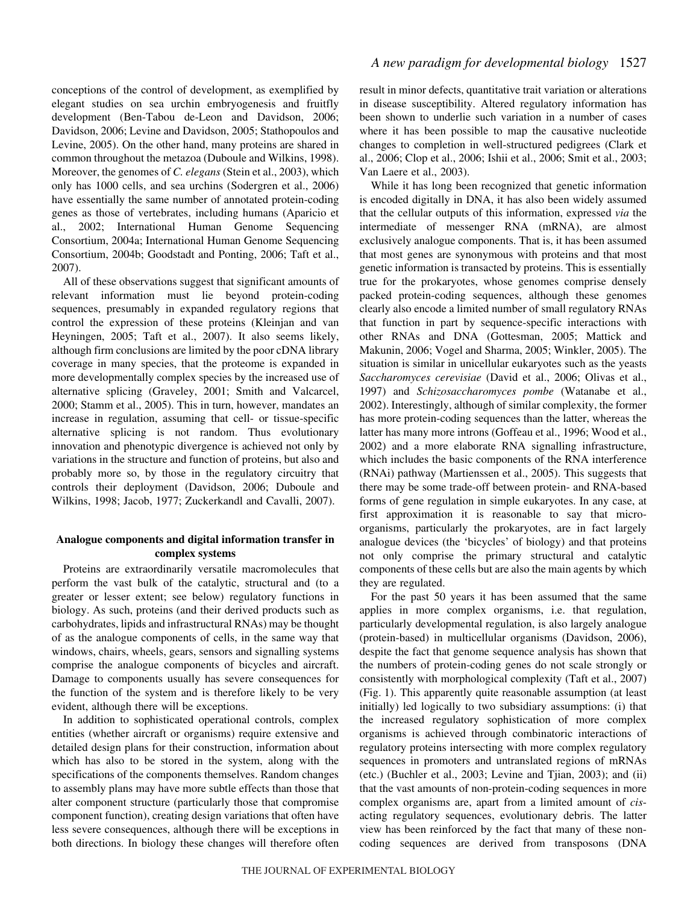conceptions of the control of development, as exemplified by elegant studies on sea urchin embryogenesis and fruitfly development (Ben-Tabou de-Leon and Davidson, 2006; Davidson, 2006; Levine and Davidson, 2005; Stathopoulos and Levine, 2005). On the other hand, many proteins are shared in common throughout the metazoa (Duboule and Wilkins, 1998). Moreover, the genomes of *C. elegans* (Stein et al., 2003), which only has 1000 cells, and sea urchins (Sodergren et al., 2006) have essentially the same number of annotated protein-coding genes as those of vertebrates, including humans (Aparicio et al., 2002; International Human Genome Sequencing Consortium, 2004a; International Human Genome Sequencing Consortium, 2004b; Goodstadt and Ponting, 2006; Taft et al., 2007).

All of these observations suggest that significant amounts of relevant information must lie beyond protein-coding sequences, presumably in expanded regulatory regions that control the expression of these proteins (Kleinjan and van Heyningen, 2005; Taft et al., 2007). It also seems likely, although firm conclusions are limited by the poor cDNA library coverage in many species, that the proteome is expanded in more developmentally complex species by the increased use of alternative splicing (Graveley, 2001; Smith and Valcarcel, 2000; Stamm et al., 2005). This in turn, however, mandates an increase in regulation, assuming that cell- or tissue-specific alternative splicing is not random. Thus evolutionary innovation and phenotypic divergence is achieved not only by variations in the structure and function of proteins, but also and probably more so, by those in the regulatory circuitry that controls their deployment (Davidson, 2006; Duboule and Wilkins, 1998; Jacob, 1977; Zuckerkandl and Cavalli, 2007).

## Analogue components and digital information transfer in complex systems

Proteins are extraordinarily versatile macromolecules that perform the vast bulk of the catalytic, structural and (to a greater or lesser extent; see below) regulatory functions in biology. As such, proteins (and their derived products such as carbohydrates, lipids and infrastructural RNAs) may be thought of as the analogue components of cells, in the same way that windows, chairs, wheels, gears, sensors and signalling systems comprise the analogue components of bicycles and aircraft. Damage to components usually has severe consequences for the function of the system and is therefore likely to be very evident, although there will be exceptions.

In addition to sophisticated operational controls, complex entities (whether aircraft or organisms) require extensive and detailed design plans for their construction, information about which has also to be stored in the system, along with the specifications of the components themselves. Random changes to assembly plans may have more subtle effects than those that alter component structure (particularly those that compromise component function), creating design variations that often have less severe consequences, although there will be exceptions in both directions. In biology these changes will therefore often result in minor defects, quantitative trait variation or alterations in disease susceptibility. Altered regulatory information has been shown to underlie such variation in a number of cases where it has been possible to map the causative nucleotide changes to completion in well-structured pedigrees (Clark et al., 2006; Clop et al., 2006; Ishii et al., 2006; Smit et al., 2003; Van Laere et al., 2003).

While it has long been recognized that genetic information is encoded digitally in DNA, it has also been widely assumed that the cellular outputs of this information, expressed *via* the intermediate of messenger RNA (mRNA), are almost exclusively analogue components. That is, it has been assumed that most genes are synonymous with proteins and that most genetic information is transacted by proteins. This is essentially true for the prokaryotes, whose genomes comprise densely packed protein-coding sequences, although these genomes clearly also encode a limited number of small regulatory RNAs that function in part by sequence-specific interactions with other RNAs and DNA (Gottesman, 2005; Mattick and Makunin, 2006; Vogel and Sharma, 2005; Winkler, 2005). The situation is similar in unicellular eukaryotes such as the yeasts *Saccharomyces cerevisiae* (David et al., 2006; Olivas et al., 1997) and *Schizosaccharomyces pombe* (Watanabe et al., 2002). Interestingly, although of similar complexity, the former has more protein-coding sequences than the latter, whereas the latter has many more introns (Goffeau et al., 1996; Wood et al., 2002) and a more elaborate RNA signalling infrastructure, which includes the basic components of the RNA interference (RNAi) pathway (Martienssen et al., 2005). This suggests that there may be some trade-off between protein- and RNA-based forms of gene regulation in simple eukaryotes. In any case, at first approximation it is reasonable to say that micro-organisms, particularly the prokaryotes, are in fact largely analogue devices (the 'bicycles' of biology) and that proteins not only comprise the primary structural and catalytic components of these cells but are also the main agents by which they are regulated.

For the past 50 years it has been assumed that the same applies in more complex organisms, i.e. that regulation, particularly developmental regulation, is also largely analogue (protein-based) in multicellular organisms (Davidson, 2006), despite the fact that genome sequence analysis has shown that the numbers of protein-coding genes do not scale strongly or consistently with morphological complexity (Taft et al., 2007) (Fig. 1). This apparently quite reasonable assumption (at least initially) led logically to two subsidiary assumptions: (i) that the increased regulatory sophistication of more complex organisms is achieved through combinatoric interactions of regulatory proteins intersecting with more complex regulatory sequences in promoters and untranslated regions of mRNAs (etc.) (Buchler et al., 2003; Levine and Tjian, 2003); and (ii) that the vast amounts of non-protein-coding sequences in more complex organisms are, apart from a limited amount of *cis*-acting regulatory sequences, evolutionary debris. The latter view has been reinforced by the fact that many of these non-coding sequences are derived from transposons (DNA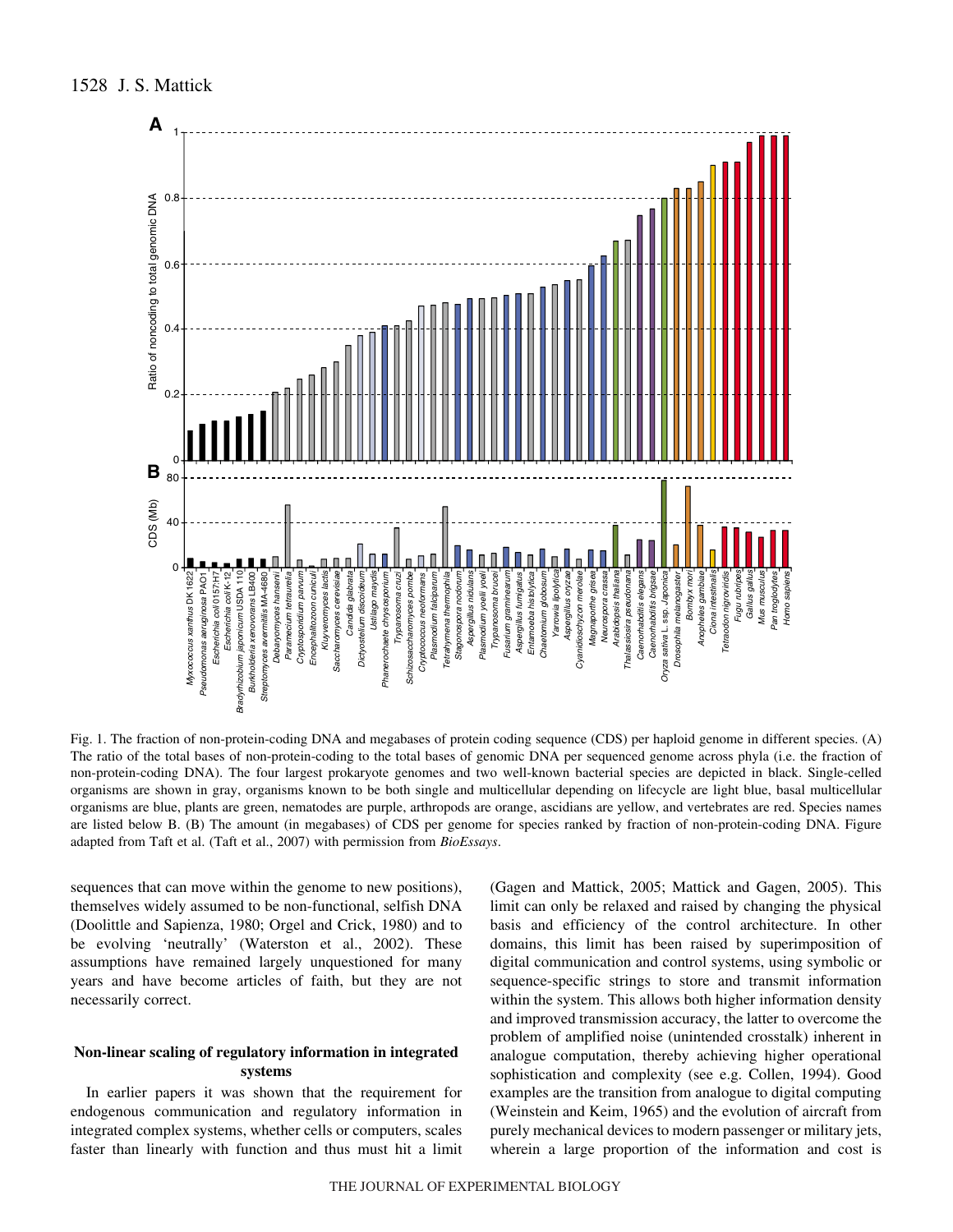A

1

0.8

0.6

0.4

0.2

0

Ratio of noncoding to total genomic DNA

B

80

40

0

CDS (Mb)

Myxococcus xanthus DK1622, Pseudomonas aeruginosa PAO1, Escherichia coli O157:H7, Escherichia coli K-12, Bradyrhizobium japonicum USDA 110, Burkholderia xenovorans LB400, Streptomyces avermitilis MA-4680, Debaryomyces hansenii, Paramecium tetraurelia, Cryptosporidium parvum, Encephalitozoon cuniculi, Kluyveromyces lactis, Saccharomyces cerevisiae, Candida glabrata, Dictyostelium discoideum, Ustilago maydis, Phanerochaete chrysosporium, Trypanosoma cruzi, Schizosaccharomyces pombe, Cryptococcus neoformans, Plasmodium falciparum, Tetrahymena thermophila, Stagonospora nodorum, Aspergillus nidulans, Plasmodium yoelii yoelii, Trypanosoma brucei, Fusarium graminearum, Aspergillus fumigatus, Entamoeba histolytica, Chaetomium globosum, Yarrowia lipolytica, Aspergillus oryzae, Cyanidioschyzon merolae, Magnaporthe grisea, Neurospora crassa, Arabidopsis thaliana, Thalassiosira pseudonana, Caenorhabditis elegans, Caenorhabditis briggsae, Oryza sativa L. ssp. Japonica, Drosophila melanogaster, Bombyx mori, Anopheles gambiae, Ciona intestinalis, Tetraodon nigroviridis, Fugu rubripes, Gallus gallus, Mus musculus, Pan troglodytes, Homo sapiens

Fig. 1. The fraction of non-protein-coding DNA and megabases of protein coding sequence (CDS) per haploid genome in different species. (A) The ratio of the total bases of non-protein-coding to the total bases of genomic DNA per sequenced genome across phyla (i.e. the fraction of non-protein-coding DNA). The four largest prokaryote genomes and two well-known bacterial species are depicted in black. Single-celled organisms are shown in gray, organisms known to be both single and multicellular depending on lifecycle are light blue, basal multicellular organisms are blue, plants are green, nematodes are purple, arthropods are orange, ascidians are yellow, and vertebrates are red. Species names are listed below B. (B) The amount (in megabases) of CDS per genome for species ranked by fraction of non-protein-coding DNA. Figure adapted from Taft et al. (Taft et al., 2007) with permission from *BioEssays*.

sequences that can move within the genome to new positions), themselves widely assumed to be non-functional, selfish DNA (Doolittle and Sapienza, 1980; Orgel and Crick, 1980) and to be evolving 'neutrally' (Waterston et al., 2002). These assumptions have remained largely unquestioned for many years and have become articles of faith, but they are not necessarily correct.

## Non-linear scaling of regulatory information in integrated systems

In earlier papers it was shown that the requirement for endogenous communication and regulatory information in integrated complex systems, whether cells or computers, scales faster than linearly with function and thus must hit a limit (Gagen and Mattick, 2005; Mattick and Gagen, 2005). This limit can only be relaxed and raised by changing the physical basis and efficiency of the control architecture. In other domains, this limit has been raised by superimposition of digital communication and control systems, using symbolic or sequence-specific strings to store and transmit information within the system. This allows both higher information density and improved transmission accuracy, the latter to overcome the problem of amplified noise (unintended crosstalk) inherent in analogue computation, thereby achieving higher operational sophistication and complexity (see e.g. Collen, 1994). Good examples are the transition from analogue to digital computing (Weinstein and Keim, 1965) and the evolution of aircraft from purely mechanical devices to modern passenger or military jets, wherein a large proportion of the information and cost is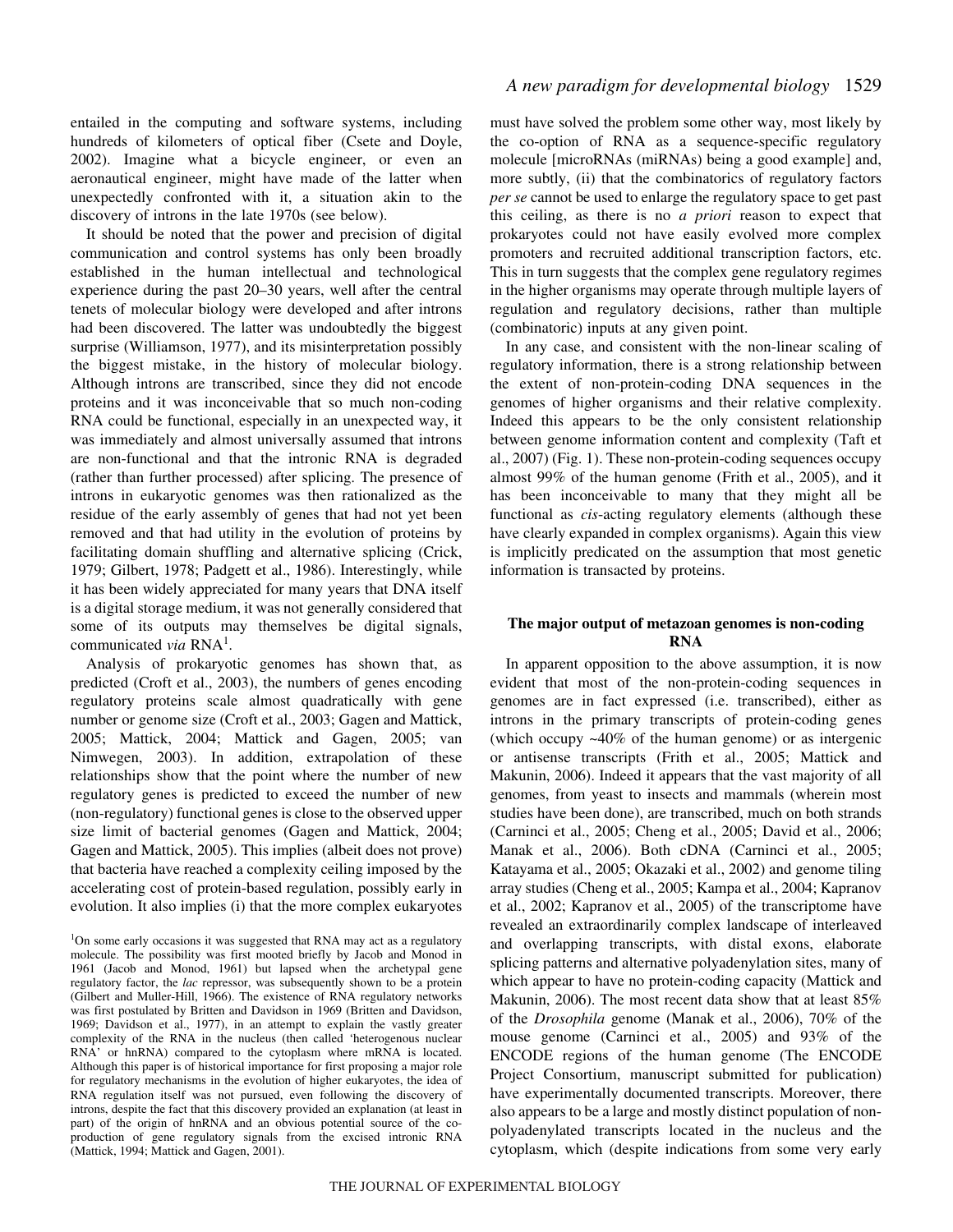entailed in the computing and software systems, including hundreds of kilometers of optical fiber (Csete and Doyle, 2002). Imagine what a bicycle engineer, or even an aeronautical engineer, might have made of the latter when unexpectedly confronted with it, a situation akin to the discovery of introns in the late 1970s (see below).

It should be noted that the power and precision of digital communication and control systems has only been broadly established in the human intellectual and technological experience during the past 20–30 years, well after the central tenets of molecular biology were developed and after introns had been discovered. The latter was undoubtedly the biggest surprise (Williamson, 1977), and its misinterpretation possibly the biggest mistake, in the history of molecular biology. Although introns are transcribed, since they did not encode proteins and it was inconceivable that so much non-coding RNA could be functional, especially in an unexpected way, it was immediately and almost universally assumed that introns are non-functional and that the intronic RNA is degraded (rather than further processed) after splicing. The presence of introns in eukaryotic genomes was then rationalized as the residue of the early assembly of genes that had not yet been removed and that had utility in the evolution of proteins by facilitating domain shuffling and alternative splicing (Crick, 1979; Gilbert, 1978; Padgett et al., 1986). Interestingly, while it has been widely appreciated for many years that DNA itself is a digital storage medium, it was not generally considered that some of its outputs may themselves be digital signals, communicated *via* RNA[1].

Analysis of prokaryotic genomes has shown that, as predicted (Croft et al., 2003), the numbers of genes encoding regulatory proteins scale almost quadratically with gene number or genome size (Croft et al., 2003; Gagen and Mattick, 2005; Mattick, 2004; Mattick and Gagen, 2005; van Nimwegen, 2003). In addition, extrapolation of these relationships show that the point where the number of new regulatory genes is predicted to exceed the number of new (non-regulatory) functional genes is close to the observed upper size limit of bacterial genomes (Gagen and Mattick, 2004; Gagen and Mattick, 2005). This implies (albeit does not prove) that bacteria have reached a complexity ceiling imposed by the accelerating cost of protein-based regulation, possibly early in evolution. It also implies (i) that the more complex eukaryotes must have solved the problem some other way, most likely by the co-option of RNA as a sequence-specific regulatory molecule [microRNAs (miRNAs) being a good example] and, more subtly, (ii) that the combinatorics of regulatory factors *per se* cannot be used to enlarge the regulatory space to get past this ceiling, as there is no *a priori* reason to expect that prokaryotes could not have easily evolved more complex promoters and recruited additional transcription factors, etc. This in turn suggests that the complex gene regulatory regimes in the higher organisms may operate through multiple layers of regulation and regulatory decisions, rather than multiple (combinatoric) inputs at any given point.

In any case, and consistent with the non-linear scaling of regulatory information, there is a strong relationship between the extent of non-protein-coding DNA sequences in the genomes of higher organisms and their relative complexity. Indeed this appears to be the only consistent relationship between genome information content and complexity (Taft et al., 2007) (Fig. 1). These non-protein-coding sequences occupy almost 99% of the human genome (Frith et al., 2005), and it has been inconceivable to many that they might all be functional as *cis*-acting regulatory elements (although these have clearly expanded in complex organisms). Again this view is implicitly predicated on the assumption that most genetic information is transacted by proteins.

## The major output of metazoan genomes is non-coding RNA

In apparent opposition to the above assumption, it is now evident that most of the non-protein-coding sequences in genomes are in fact expressed (i.e. transcribed), either as introns in the primary transcripts of protein-coding genes (which occupy ~40% of the human genome) or as intergenic or antisense transcripts (Frith et al., 2005; Mattick and Makunin, 2006). Indeed it appears that the vast majority of all genomes, from yeast to insects and mammals (wherein most studies have been done), are transcribed, much on both strands (Carninci et al., 2005; Cheng et al., 2005; David et al., 2006; Manak et al., 2006). Both cDNA (Carninci et al., 2005; Katayama et al., 2005; Okazaki et al., 2002) and genome tiling array studies (Cheng et al., 2005; Kampa et al., 2004; Kapranov et al., 2002; Kapranov et al., 2005) of the transcriptome have revealed an extraordinarily complex landscape of interleaved and overlapping transcripts, with distal exons, elaborate splicing patterns and alternative polyadenylation sites, many of which appear to have no protein-coding capacity (Mattick and Makunin, 2006). The most recent data show that at least 85% of the *Drosophila* genome (Manak et al., 2006), 70% of the mouse genome (Carninci et al., 2005) and 93% of the ENCODE regions of the human genome (The ENCODE Project Consortium, manuscript submitted for publication) have experimentally documented transcripts. Moreover, there also appears to be a large and mostly distinct population of non-polyadenylated transcripts located in the nucleus and the cytoplasm, which (despite indications from some very early

[1]On some early occasions it was suggested that RNA may act as a regulatory molecule. The possibility was first mooted briefly by Jacob and Monod in 1961 (Jacob and Monod, 1961) but lapsed when the archetypal gene regulatory factor, the *lac* repressor, was subsequently shown to be a protein (Gilbert and Muller-Hill, 1966). The existence of RNA regulatory networks was first postulated by Britten and Davidson in 1969 (Britten and Davidson, 1969; Davidson et al., 1977), in an attempt to explain the vastly greater complexity of the RNA in the nucleus (then called 'heterogenous nuclear RNA' or hnRNA) compared to the cytoplasm where mRNA is located. Although this paper is of historical importance for first proposing a major role for regulatory mechanisms in the evolution of higher eukaryotes, the idea of RNA regulation itself was not pursued, even following the discovery of introns, despite the fact that this discovery provided an explanation (at least in part) of the origin of hnRNA and an obvious potential source of the co-production of gene regulatory signals from the excised intronic RNA (Mattick, 1994; Mattick and Gagen, 2001).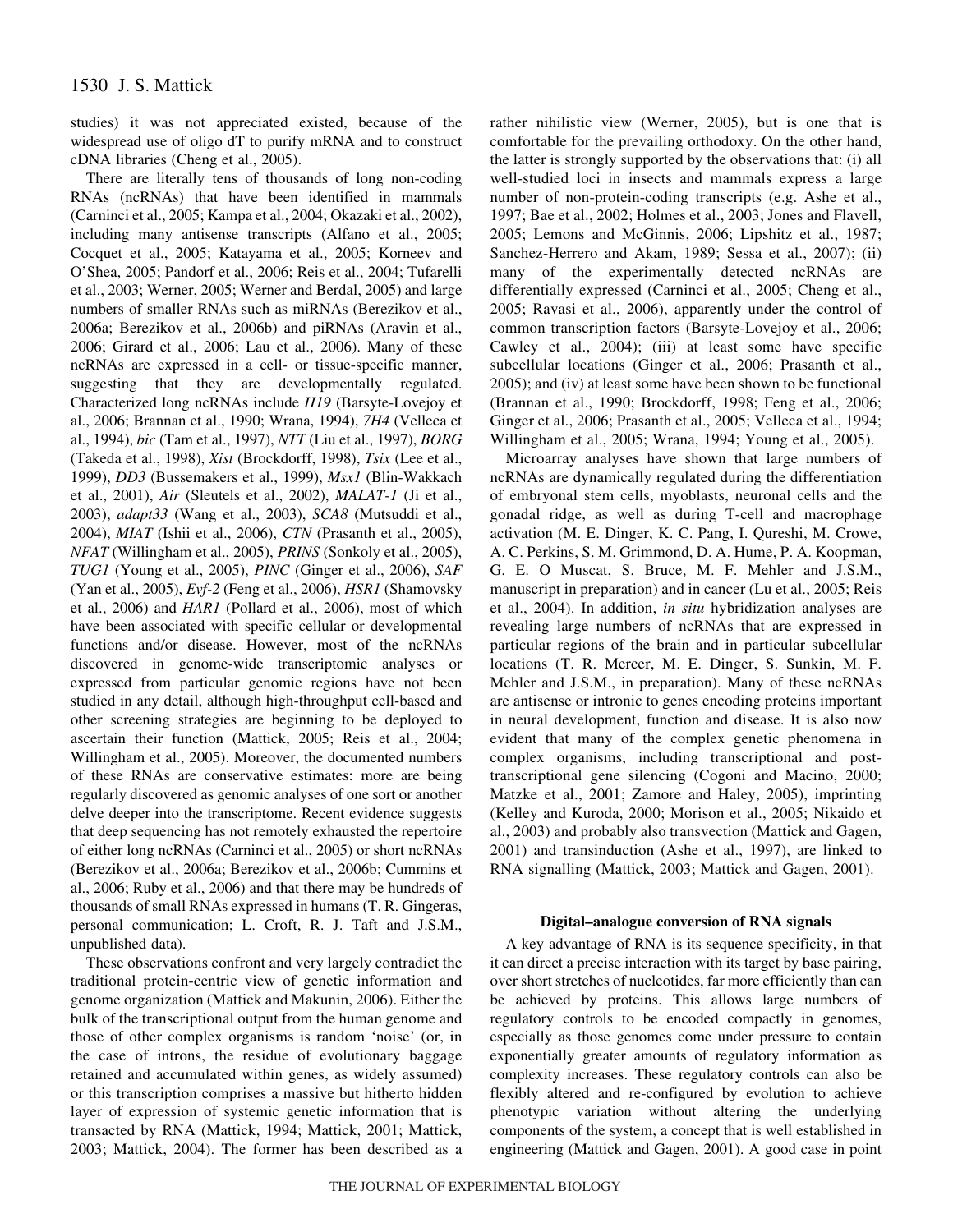studies) it was not appreciated existed, because of the widespread use of oligo dT to purify mRNA and to construct cDNA libraries (Cheng et al., 2005).

There are literally tens of thousands of long non-coding RNAs (ncRNAs) that have been identified in mammals (Carninci et al., 2005; Kampa et al., 2004; Okazaki et al., 2002), including many antisense transcripts (Alfano et al., 2005; Cocquet et al., 2005; Katayama et al., 2005; Korneev and O'Shea, 2005; Pandorf et al., 2006; Reis et al., 2004; Tufarelli et al., 2003; Werner, 2005; Werner and Berdal, 2005) and large numbers of smaller RNAs such as miRNAs (Berezikov et al., 2006a; Berezikov et al., 2006b) and piRNAs (Aravin et al., 2006; Girard et al., 2006; Lau et al., 2006). Many of these ncRNAs are expressed in a cell- or tissue-specific manner, suggesting that they are developmentally regulated. Characterized long ncRNAs include *H19* (Barsyte-Lovejoy et al., 2006; Brannan et al., 1990; Wrana, 1994), *7H4* (Velleca et al., 1994), *bic* (Tam et al., 1997), *NTT* (Liu et al., 1997), *BORG* (Takeda et al., 1998), *Xist* (Brockdorff, 1998), *Tsix* (Lee et al., 1999), *DD3* (Bussemakers et al., 1999), *Msx1* (Blin-Wakkach et al., 2001), *Air* (Sleutels et al., 2002), *MALAT-1* (Ji et al., 2003), *adapt33* (Wang et al., 2003), *SCA8* (Mutsuddi et al., 2004), *MIAT* (Ishii et al., 2006), *CTN* (Prasanth et al., 2005), *NFAT* (Willingham et al., 2005), *PRINS* (Sonkoly et al., 2005), *TUG1* (Young et al., 2005), *PINC* (Ginger et al., 2006), *SAF* (Yan et al., 2005), *Evf-2* (Feng et al., 2006), *HSR1* (Shamovsky et al., 2006) and *HAR1* (Pollard et al., 2006), most of which have been associated with specific cellular or developmental functions and/or disease. However, most of the ncRNAs discovered in genome-wide transcriptomic analyses or expressed from particular genomic regions have not been studied in any detail, although high-throughput cell-based and other screening strategies are beginning to be deployed to ascertain their function (Mattick, 2005; Reis et al., 2004; Willingham et al., 2005). Moreover, the documented numbers of these RNAs are conservative estimates: more are being regularly discovered as genomic analyses of one sort or another delve deeper into the transcriptome. Recent evidence suggests that deep sequencing has not remotely exhausted the repertoire of either long ncRNAs (Carninci et al., 2005) or short ncRNAs (Berezikov et al., 2006a; Berezikov et al., 2006b; Cummins et al., 2006; Ruby et al., 2006) and that there may be hundreds of thousands of small RNAs expressed in humans (T. R. Gingeras, personal communication; L. Croft, R. J. Taft and J.S.M., unpublished data).

These observations confront and very largely contradict the traditional protein-centric view of genetic information and genome organization (Mattick and Makunin, 2006). Either the bulk of the transcriptional output from the human genome and those of other complex organisms is random 'noise' (or, in the case of introns, the residue of evolutionary baggage retained and accumulated within genes, as widely assumed) or this transcription comprises a massive but hitherto hidden layer of expression of systemic genetic information that is transacted by RNA (Mattick, 1994; Mattick, 2001; Mattick, 2003; Mattick, 2004). The former has been described as a rather nihilistic view (Werner, 2005), but is one that is comfortable for the prevailing orthodoxy. On the other hand, the latter is strongly supported by the observations that: (i) all well-studied loci in insects and mammals express a large number of non-protein-coding transcripts (e.g. Ashe et al., 1997; Bae et al., 2002; Holmes et al., 2003; Jones and Flavell, 2005; Lemons and McGinnis, 2006; Lipshitz et al., 1987; Sanchez-Herrero and Akam, 1989; Sessa et al., 2007); (ii) many of the experimentally detected ncRNAs are differentially expressed (Carninci et al., 2005; Cheng et al., 2005; Ravasi et al., 2006), apparently under the control of common transcription factors (Barsyte-Lovejoy et al., 2006; Cawley et al., 2004); (iii) at least some have specific subcellular locations (Ginger et al., 2006; Prasanth et al., 2005); and (iv) at least some have been shown to be functional (Brannan et al., 1990; Brockdorff, 1998; Feng et al., 2006; Ginger et al., 2006; Prasanth et al., 2005; Velleca et al., 1994; Willingham et al., 2005; Wrana, 1994; Young et al., 2005).

Microarray analyses have shown that large numbers of ncRNAs are dynamically regulated during the differentiation of embryonal stem cells, myoblasts, neuronal cells and the gonadal ridge, as well as during T-cell and macrophage activation (M. E. Dinger, K. C. Pang, I. Qureshi, M. Crowe, A. C. Perkins, S. M. Grimmond, D. A. Hume, P. A. Koopman, G. E. O Muscat, S. Bruce, M. F. Mehler and J.S.M., manuscript in preparation) and in cancer (Lu et al., 2005; Reis et al., 2004). In addition, *in situ* hybridization analyses are revealing large numbers of ncRNAs that are expressed in particular regions of the brain and in particular subcellular locations (T. R. Mercer, M. E. Dinger, S. Sunkin, M. F. Mehler and J.S.M., in preparation). Many of these ncRNAs are antisense or intronic to genes encoding proteins important in neural development, function and disease. It is also now evident that many of the complex genetic phenomena in complex organisms, including transcriptional and post-transcriptional gene silencing (Cogoni and Macino, 2000; Matzke et al., 2001; Zamore and Haley, 2005), imprinting (Kelley and Kuroda, 2000; Morison et al., 2005; Nikaido et al., 2003) and probably also transvection (Mattick and Gagen, 2001) and transinduction (Ashe et al., 1997), are linked to RNA signalling (Mattick, 2003; Mattick and Gagen, 2001).

## Digital–analogue conversion of RNA signals

A key advantage of RNA is its sequence specificity, in that it can direct a precise interaction with its target by base pairing, over short stretches of nucleotides, far more efficiently than can be achieved by proteins. This allows large numbers of regulatory controls to be encoded compactly in genomes, especially as those genomes come under pressure to contain exponentially greater amounts of regulatory information as complexity increases. These regulatory controls can also be flexibly altered and re-configured by evolution to achieve phenotypic variation without altering the underlying components of the system, a concept that is well established in engineering (Mattick and Gagen, 2001). A good case in point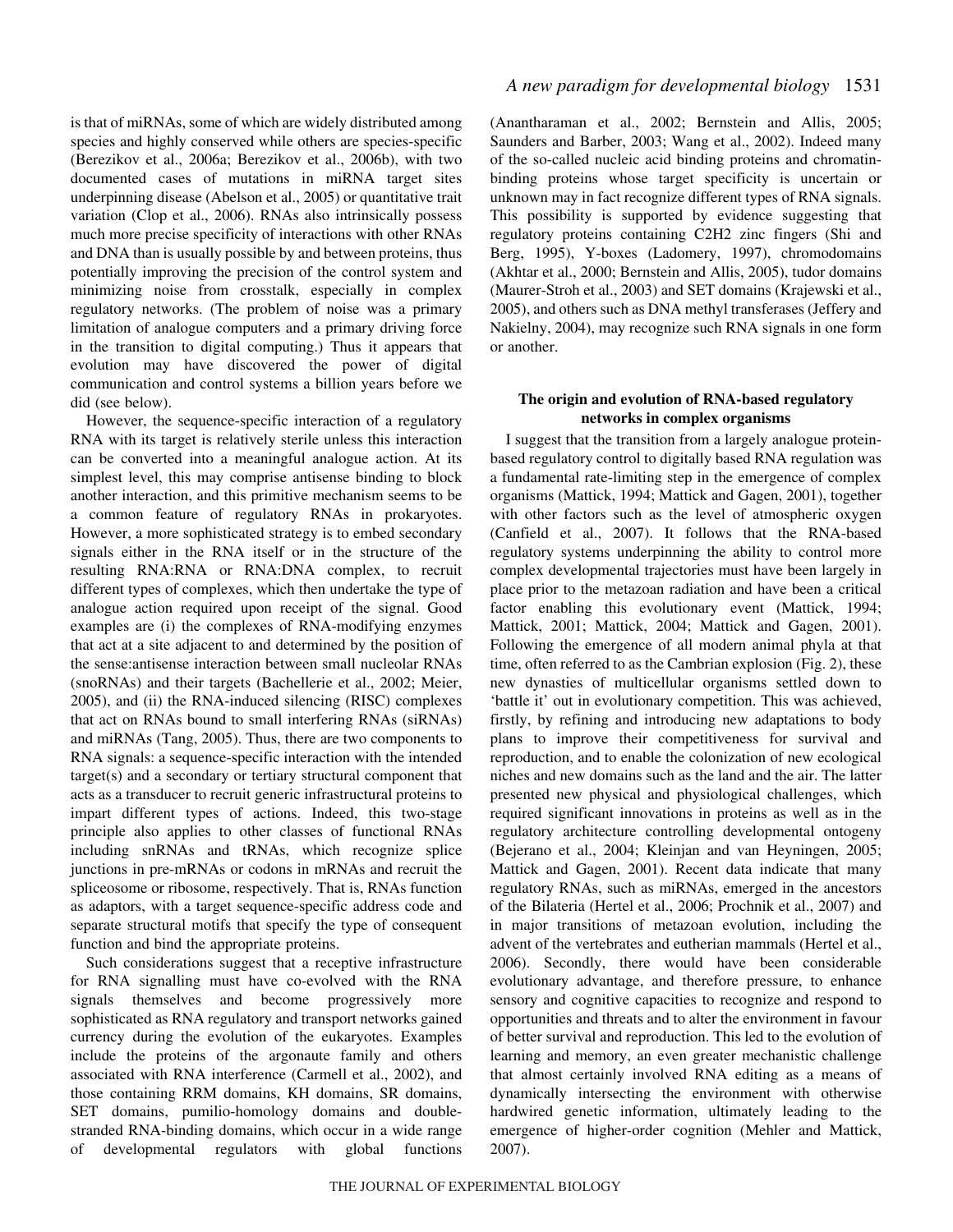is that of miRNAs, some of which are widely distributed among species and highly conserved while others are species-specific (Berezikov et al., 2006a; Berezikov et al., 2006b), with two documented cases of mutations in miRNA target sites underpinning disease (Abelson et al., 2005) or quantitative trait variation (Clop et al., 2006). RNAs also intrinsically possess much more precise specificity of interactions with other RNAs and DNA than is usually possible by and between proteins, thus potentially improving the precision of the control system and minimizing noise from crosstalk, especially in complex regulatory networks. (The problem of noise was a primary limitation of analogue computers and a primary driving force in the transition to digital computing.) Thus it appears that evolution may have discovered the power of digital communication and control systems a billion years before we did (see below).

However, the sequence-specific interaction of a regulatory RNA with its target is relatively sterile unless this interaction can be converted into a meaningful analogue action. At its simplest level, this may comprise antisense binding to block another interaction, and this primitive mechanism seems to be a common feature of regulatory RNAs in prokaryotes. However, a more sophisticated strategy is to embed secondary signals either in the RNA itself or in the structure of the resulting RNA:RNA or RNA:DNA complex, to recruit different types of complexes, which then undertake the type of analogue action required upon receipt of the signal. Good examples are (i) the complexes of RNA-modifying enzymes that act at a site adjacent to and determined by the position of the sense:antisense interaction between small nucleolar RNAs (snoRNAs) and their targets (Bachellerie et al., 2002; Meier, 2005), and (ii) the RNA-induced silencing (RISC) complexes that act on RNAs bound to small interfering RNAs (siRNAs) and miRNAs (Tang, 2005). Thus, there are two components to RNA signals: a sequence-specific interaction with the intended target(s) and a secondary or tertiary structural component that acts as a transducer to recruit generic infrastructural proteins to impart different types of actions. Indeed, this two-stage principle also applies to other classes of functional RNAs including snRNAs and tRNAs, which recognize splice junctions in pre-mRNAs or codons in mRNAs and recruit the spliceosome or ribosome, respectively. That is, RNAs function as adaptors, with a target sequence-specific address code and separate structural motifs that specify the type of consequent function and bind the appropriate proteins.

Such considerations suggest that a receptive infrastructure for RNA signalling must have co-evolved with the RNA signals themselves and become progressively more sophisticated as RNA regulatory and transport networks gained currency during the evolution of the eukaryotes. Examples include the proteins of the argonaute family and others associated with RNA interference (Carmell et al., 2002), and those containing RRM domains, KH domains, SR domains, SET domains, pumilio-homology domains and double-stranded RNA-binding domains, which occur in a wide range of developmental regulators with global functions (Anantharaman et al., 2002; Bernstein and Allis, 2005; Saunders and Barber, 2003; Wang et al., 2002). Indeed many of the so-called nucleic acid binding proteins and chromatin-binding proteins whose target specificity is uncertain or unknown may in fact recognize different types of RNA signals. This possibility is supported by evidence suggesting that regulatory proteins containing C2H2 zinc fingers (Shi and Berg, 1995), Y-boxes (Ladomery, 1997), chromodomains (Akhtar et al., 2000; Bernstein and Allis, 2005), tudor domains (Maurer-Stroh et al., 2003) and SET domains (Krajewski et al., 2005), and others such as DNA methyl transferases (Jeffery and Nakielny, 2004), may recognize such RNA signals in one form or another.

## The origin and evolution of RNA-based regulatory networks in complex organisms

I suggest that the transition from a largely analogue protein-based regulatory control to digitally based RNA regulation was a fundamental rate-limiting step in the emergence of complex organisms (Mattick, 1994; Mattick and Gagen, 2001), together with other factors such as the level of atmospheric oxygen (Canfield et al., 2007). It follows that the RNA-based regulatory systems underpinning the ability to control more complex developmental trajectories must have been largely in place prior to the metazoan radiation and have been a critical factor enabling this evolutionary event (Mattick, 1994; Mattick, 2001; Mattick, 2004; Mattick and Gagen, 2001). Following the emergence of all modern animal phyla at that time, often referred to as the Cambrian explosion (Fig. 2), these new dynasties of multicellular organisms settled down to 'battle it' out in evolutionary competition. This was achieved, firstly, by refining and introducing new adaptations to body plans to improve their competitiveness for survival and reproduction, and to enable the colonization of new ecological niches and new domains such as the land and the air. The latter presented new physical and physiological challenges, which required significant innovations in proteins as well as in the regulatory architecture controlling developmental ontogeny (Bejerano et al., 2004; Kleinjan and van Heyningen, 2005; Mattick and Gagen, 2001). Recent data indicate that many regulatory RNAs, such as miRNAs, emerged in the ancestors of the Bilateria (Hertel et al., 2006; Prochnik et al., 2007) and in major transitions of metazoan evolution, including the advent of the vertebrates and eutherian mammals (Hertel et al., 2006). Secondly, there would have been considerable evolutionary advantage, and therefore pressure, to enhance sensory and cognitive capacities to recognize and respond to opportunities and threats and to alter the environment in favour of better survival and reproduction. This led to the evolution of learning and memory, an even greater mechanistic challenge that almost certainly involved RNA editing as a means of dynamically intersecting the environment with otherwise hardwired genetic information, ultimately leading to the emergence of higher-order cognition (Mehler and Mattick, 2007).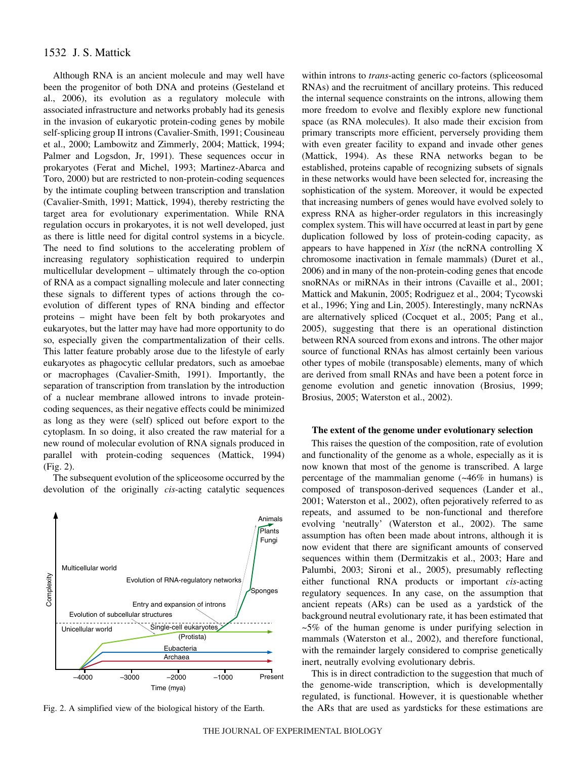Although RNA is an ancient molecule and may well have been the progenitor of both DNA and proteins (Gesteland et al., 2006), its evolution as a regulatory molecule with associated infrastructure and networks probably had its genesis in the invasion of eukaryotic protein-coding genes by mobile self-splicing group II introns (Cavalier-Smith, 1991; Cousineau et al., 2000; Lambowitz and Zimmerly, 2004; Mattick, 1994; Palmer and Logsdon, Jr, 1991). These sequences occur in prokaryotes (Ferat and Michel, 1993; Martinez-Abarca and Toro, 2000) but are restricted to non-protein-coding sequences by the intimate coupling between transcription and translation (Cavalier-Smith, 1991; Mattick, 1994), thereby restricting the target area for evolutionary experimentation. While RNA regulation occurs in prokaryotes, it is not well developed, just as there is little need for digital control systems in a bicycle. The need to find solutions to the accelerating problem of increasing regulatory sophistication required to underpin multicellular development – ultimately through the co-option of RNA as a compact signalling molecule and later connecting these signals to different types of actions through the co-evolution of different types of RNA binding and effector proteins – might have been felt by both prokaryotes and eukaryotes, but the latter may have had more opportunity to do so, especially given the compartmentalization of their cells. This latter feature probably arose due to the lifestyle of early eukaryotes as phagocytic cellular predators, such as amoebae or macrophages (Cavalier-Smith, 1991). Importantly, the separation of transcription from translation by the introduction of a nuclear membrane allowed introns to invade protein-coding sequences, as their negative effects could be minimized as long as they were (self) spliced out before export to the cytoplasm. In so doing, it also created the raw material for a new round of molecular evolution of RNA signals produced in parallel with protein-coding sequences (Mattick, 1994) (Fig. 2).

The subsequent evolution of the spliceosome occurred by the devolution of the originally *cis*-acting catalytic sequences within introns to *trans*-acting generic co-factors (spliceosomal RNAs) and the recruitment of ancillary proteins. This reduced the internal sequence constraints on the introns, allowing them more freedom to evolve and flexibly explore new functional space (as RNA molecules). It also made their excision from primary transcripts more efficient, perversely providing them with even greater facility to expand and invade other genes (Mattick, 1994). As these RNA networks began to be established, proteins capable of recognizing subsets of signals in these networks would have been selected for, increasing the sophistication of the system. Moreover, it would be expected that increasing numbers of genes would have evolved solely to express RNA as higher-order regulators in this increasingly complex system. This will have occurred at least in part by gene duplication followed by loss of protein-coding capacity, as appears to have happened in *Xist* (the ncRNA controlling X chromosome inactivation in female mammals) (Duret et al., 2006) and in many of the non-protein-coding genes that encode snoRNAs or miRNAs in their introns (Cavaille et al., 2001; Mattick and Makunin, 2005; Rodriguez et al., 2004; Tycowski et al., 1996; Ying and Lin, 2005). Interestingly, many ncRNAs are alternatively spliced (Cocquet et al., 2005; Pang et al., 2005), suggesting that there is an operational distinction between RNA sourced from exons and introns. The other major source of functional RNAs has almost certainly been various other types of mobile (transposable) elements, many of which are derived from small RNAs and have been a potent force in genome evolution and genetic innovation (Brosius, 1999; Brosius, 2005; Waterston et al., 2002).

Complexity
Animals
Plants
Fungi
Multicellular world
Evolution of RNA-regulatory networks
Sponges
Entry and expansion of introns
Evolution of subcellular structures
Unicellular world
Single-cell eukaryotes
(Protista)
Eubacteria
Archaea
–4000
–3000
–2000
–1000
Present
Time (mya)

Fig. 2. A simplified view of the biological history of the Earth.

### The extent of the genome under evolutionary selection

This raises the question of the composition, rate of evolution and functionality of the genome as a whole, especially as it is now known that most of the genome is transcribed. A large percentage of the mammalian genome (~46% in humans) is composed of transposon-derived sequences (Lander et al., 2001; Waterston et al., 2002), often pejoratively referred to as repeats, and assumed to be non-functional and therefore evolving 'neutrally' (Waterston et al., 2002). The same assumption has often been made about introns, although it is now evident that there are significant amounts of conserved sequences within them (Dermitzakis et al., 2003; Hare and Palumbi, 2003; Sironi et al., 2005), presumably reflecting either functional RNA products or important *cis*-acting regulatory sequences. In any case, on the assumption that ancient repeats (ARs) can be used as a yardstick of the background neutral evolutionary rate, it has been estimated that ~5% of the human genome is under purifying selection in mammals (Waterston et al., 2002), and therefore functional, with the remainder largely considered to comprise genetically inert, neutrally evolving evolutionary debris.

This is in direct contradiction to the suggestion that much of the genome-wide transcription, which is developmentally regulated, is functional. However, it is questionable whether the ARs that are used as yardsticks for these estimations are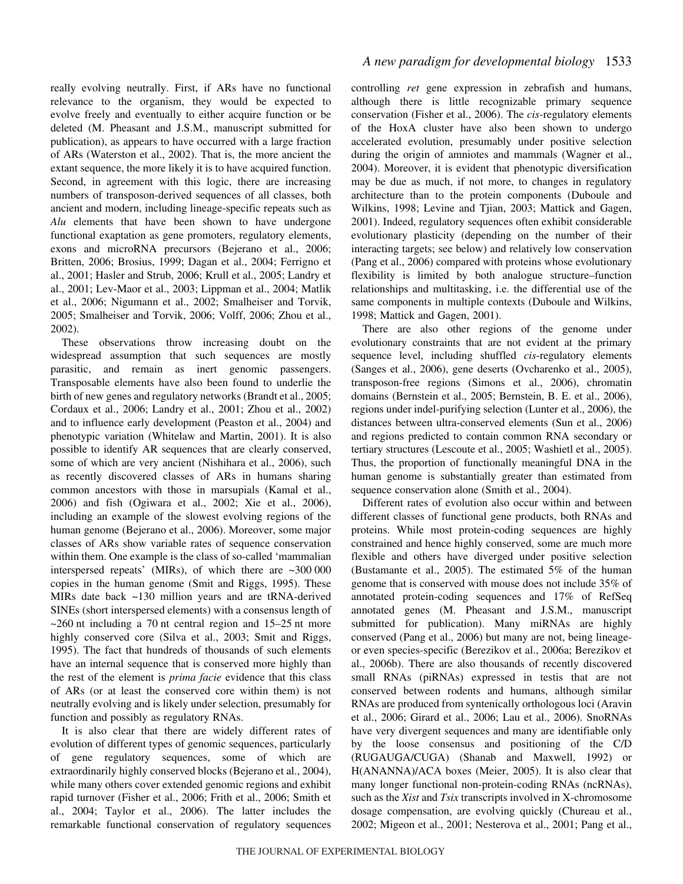really evolving neutrally. First, if ARs have no functional relevance to the organism, they would be expected to evolve freely and eventually to either acquire function or be deleted (M. Pheasant and J.S.M., manuscript submitted for publication), as appears to have occurred with a large fraction of ARs (Waterston et al., 2002). That is, the more ancient the extant sequence, the more likely it is to have acquired function. Second, in agreement with this logic, there are increasing numbers of transposon-derived sequences of all classes, both ancient and modern, including lineage-specific repeats such as *Alu* elements that have been shown to have undergone functional exaptation as gene promoters, regulatory elements, exons and microRNA precursors (Bejerano et al., 2006; Britten, 2006; Brosius, 1999; Dagan et al., 2004; Ferrigno et al., 2001; Hasler and Strub, 2006; Krull et al., 2005; Landry et al., 2001; Lev-Maor et al., 2003; Lippman et al., 2004; Matlik et al., 2006; Nigumann et al., 2002; Smalheiser and Torvik, 2005; Smalheiser and Torvik, 2006; Volff, 2006; Zhou et al., 2002).

These observations throw increasing doubt on the widespread assumption that such sequences are mostly parasitic, and remain as inert genomic passengers. Transposable elements have also been found to underlie the birth of new genes and regulatory networks (Brandt et al., 2005; Cordaux et al., 2006; Landry et al., 2001; Zhou et al., 2002) and to influence early development (Peaston et al., 2004) and phenotypic variation (Whitelaw and Martin, 2001). It is also possible to identify AR sequences that are clearly conserved, some of which are very ancient (Nishihara et al., 2006), such as recently discovered classes of ARs in humans sharing common ancestors with those in marsupials (Kamal et al., 2006) and fish (Ogiwara et al., 2002; Xie et al., 2006), including an example of the slowest evolving regions of the human genome (Bejerano et al., 2006). Moreover, some major classes of ARs show variable rates of sequence conservation within them. One example is the class of so-called 'mammalian interspersed repeats' (MIRs), of which there are ~300 000 copies in the human genome (Smit and Riggs, 1995). These MIRs date back ~130 million years and are tRNA-derived SINEs (short interspersed elements) with a consensus length of ~260 nt including a 70 nt central region and 15–25 nt more highly conserved core (Silva et al., 2003; Smit and Riggs, 1995). The fact that hundreds of thousands of such elements have an internal sequence that is conserved more highly than the rest of the element is *prima facie* evidence that this class of ARs (or at least the conserved core within them) is not neutrally evolving and is likely under selection, presumably for function and possibly as regulatory RNAs.

It is also clear that there are widely different rates of evolution of different types of genomic sequences, particularly of gene regulatory sequences, some of which are extraordinarily highly conserved blocks (Bejerano et al., 2004), while many others cover extended genomic regions and exhibit rapid turnover (Fisher et al., 2006; Frith et al., 2006; Smith et al., 2004; Taylor et al., 2006). The latter includes the remarkable functional conservation of regulatory sequences controlling *ret* gene expression in zebrafish and humans, although there is little recognizable primary sequence conservation (Fisher et al., 2006). The *cis*-regulatory elements of the HoxA cluster have also been shown to undergo accelerated evolution, presumably under positive selection during the origin of amniotes and mammals (Wagner et al., 2004). Moreover, it is evident that phenotypic diversification may be due as much, if not more, to changes in regulatory architecture than to the protein components (Duboule and Wilkins, 1998; Levine and Tjian, 2003; Mattick and Gagen, 2001). Indeed, regulatory sequences often exhibit considerable evolutionary plasticity (depending on the number of their interacting targets; see below) and relatively low conservation (Pang et al., 2006) compared with proteins whose evolutionary flexibility is limited by both analogue structure–function relationships and multitasking, i.e. the differential use of the same components in multiple contexts (Duboule and Wilkins, 1998; Mattick and Gagen, 2001).

There are also other regions of the genome under evolutionary constraints that are not evident at the primary sequence level, including shuffled *cis*-regulatory elements (Sanges et al., 2006), gene deserts (Ovcharenko et al., 2005), transposon-free regions (Simons et al., 2006), chromatin domains (Bernstein et al., 2005; Bernstein, B. E. et al., 2006), regions under indel-purifying selection (Lunter et al., 2006), the distances between ultra-conserved elements (Sun et al., 2006) and regions predicted to contain common RNA secondary or tertiary structures (Lescoute et al., 2005; Washietl et al., 2005). Thus, the proportion of functionally meaningful DNA in the human genome is substantially greater than estimated from sequence conservation alone (Smith et al., 2004).

Different rates of evolution also occur within and between different classes of functional gene products, both RNAs and proteins. While most protein-coding sequences are highly constrained and hence highly conserved, some are much more flexible and others have diverged under positive selection (Bustamante et al., 2005). The estimated 5% of the human genome that is conserved with mouse does not include 35% of annotated protein-coding sequences and 17% of RefSeq annotated genes (M. Pheasant and J.S.M., manuscript submitted for publication). Many miRNAs are highly conserved (Pang et al., 2006) but many are not, being lineage- or even species-specific (Berezikov et al., 2006a; Berezikov et al., 2006b). There are also thousands of recently discovered small RNAs (piRNAs) expressed in testis that are not conserved between rodents and humans, although similar RNAs are produced from syntenically orthologous loci (Aravin et al., 2006; Girard et al., 2006; Lau et al., 2006). SnoRNAs have very divergent sequences and many are identifiable only by the loose consensus and positioning of the C/D (RUGAUGA/CUGA) (Shanab and Maxwell, 1992) or H(ANANNA)/ACA boxes (Meier, 2005). It is also clear that many longer functional non-protein-coding RNAs (ncRNAs), such as the *Xist* and *Tsix* transcripts involved in X-chromosome dosage compensation, are evolving quickly (Chureau et al., 2002; Migeon et al., 2001; Nesterova et al., 2001; Pang et al.,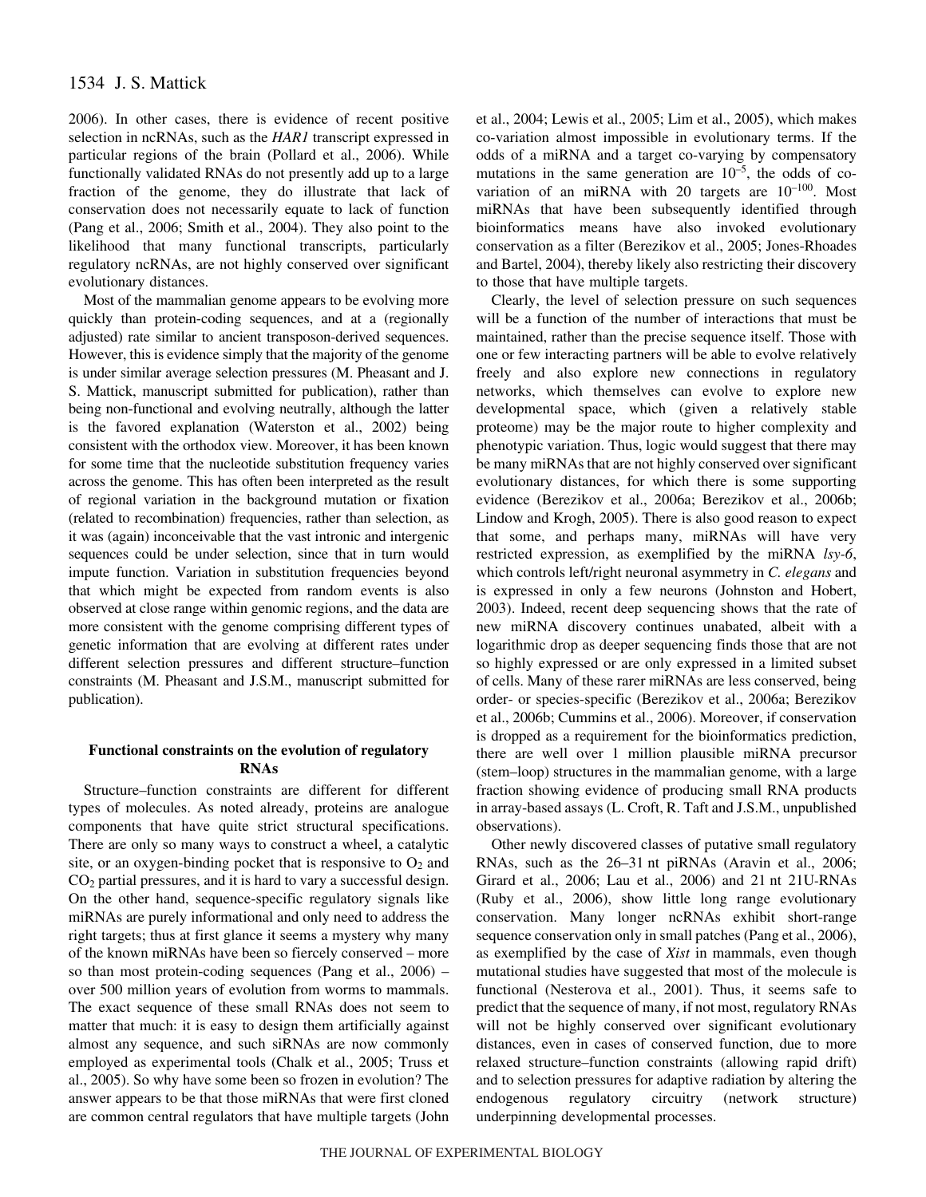2006). In other cases, there is evidence of recent positive selection in ncRNAs, such as the *HAR1* transcript expressed in particular regions of the brain (Pollard et al., 2006). While functionally validated RNAs do not presently add up to a large fraction of the genome, they do illustrate that lack of conservation does not necessarily equate to lack of function (Pang et al., 2006; Smith et al., 2004). They also point to the likelihood that many functional transcripts, particularly regulatory ncRNAs, are not highly conserved over significant evolutionary distances.

Most of the mammalian genome appears to be evolving more quickly than protein-coding sequences, and at a (regionally adjusted) rate similar to ancient transposon-derived sequences. However, this is evidence simply that the majority of the genome is under similar average selection pressures (M. Pheasant and J. S. Mattick, manuscript submitted for publication), rather than being non-functional and evolving neutrally, although the latter is the favored explanation (Waterston et al., 2002) being consistent with the orthodox view. Moreover, it has been known for some time that the nucleotide substitution frequency varies across the genome. This has often been interpreted as the result of regional variation in the background mutation or fixation (related to recombination) frequencies, rather than selection, as it was (again) inconceivable that the vast intronic and intergenic sequences could be under selection, since that in turn would impute function. Variation in substitution frequencies beyond that which might be expected from random events is also observed at close range within genomic regions, and the data are more consistent with the genome comprising different types of genetic information that are evolving at different rates under different selection pressures and different structure–function constraints (M. Pheasant and J.S.M., manuscript submitted for publication).

### Functional constraints on the evolution of regulatory RNAs

Structure–function constraints are different for different types of molecules. As noted already, proteins are analogue components that have quite strict structural specifications. There are only so many ways to construct a wheel, a catalytic site, or an oxygen-binding pocket that is responsive to $O_2$ and $CO_2$ partial pressures, and it is hard to vary a successful design. On the other hand, sequence-specific regulatory signals like miRNAs are purely informational and only need to address the right targets; thus at first glance it seems a mystery why many of the known miRNAs have been so fiercely conserved – more so than most protein-coding sequences (Pang et al., 2006) – over 500 million years of evolution from worms to mammals. The exact sequence of these small RNAs does not seem to matter that much: it is easy to design them artificially against almost any sequence, and such siRNAs are now commonly employed as experimental tools (Chalk et al., 2005; Truss et al., 2005). So why have some been so frozen in evolution? The answer appears to be that those miRNAs that were first cloned are common central regulators that have multiple targets (John et al., 2004; Lewis et al., 2005; Lim et al., 2005), which makes co-variation almost impossible in evolutionary terms. If the odds of a miRNA and a target co-varying by compensatory mutations in the same generation are $10^{-5}$, the odds of co-variation of an miRNA with 20 targets are $10^{-100}$. Most miRNAs that have been subsequently identified through bioinformatics means have also invoked evolutionary conservation as a filter (Berezikov et al., 2005; Jones-Rhoades and Bartel, 2004), thereby likely also restricting their discovery to those that have multiple targets.

Clearly, the level of selection pressure on such sequences will be a function of the number of interactions that must be maintained, rather than the precise sequence itself. Those with one or few interacting partners will be able to evolve relatively freely and also explore new connections in regulatory networks, which themselves can evolve to explore new developmental space, which (given a relatively stable proteome) may be the major route to higher complexity and phenotypic variation. Thus, logic would suggest that there may be many miRNAs that are not highly conserved over significant evolutionary distances, for which there is some supporting evidence (Berezikov et al., 2006a; Berezikov et al., 2006b; Lindow and Krogh, 2005). There is also good reason to expect that some, and perhaps many, miRNAs will have very restricted expression, as exemplified by the miRNA *lsy-6*, which controls left/right neuronal asymmetry in *C. elegans* and is expressed in only a few neurons (Johnston and Hobert, 2003). Indeed, recent deep sequencing shows that the rate of new miRNA discovery continues unabated, albeit with a logarithmic drop as deeper sequencing finds those that are not so highly expressed or are only expressed in a limited subset of cells. Many of these rarer miRNAs are less conserved, being order- or species-specific (Berezikov et al., 2006a; Berezikov et al., 2006b; Cummins et al., 2006). Moreover, if conservation is dropped as a requirement for the bioinformatics prediction, there are well over 1 million plausible miRNA precursor (stem–loop) structures in the mammalian genome, with a large fraction showing evidence of producing small RNA products in array-based assays (L. Croft, R. Taft and J.S.M., unpublished observations).

Other newly discovered classes of putative small regulatory RNAs, such as the 26–31 nt piRNAs (Aravin et al., 2006; Girard et al., 2006; Lau et al., 2006) and 21 nt 21U-RNAs (Ruby et al., 2006), show little long range evolutionary conservation. Many longer ncRNAs exhibit short-range sequence conservation only in small patches (Pang et al., 2006), as exemplified by the case of *Xist* in mammals, even though mutational studies have suggested that most of the molecule is functional (Nesterova et al., 2001). Thus, it seems safe to predict that the sequence of many, if not most, regulatory RNAs will not be highly conserved over significant evolutionary distances, even in cases of conserved function, due to more relaxed structure–function constraints (allowing rapid drift) and to selection pressures for adaptive radiation by altering the endogenous regulatory circuitry (network structure) underpinning developmental processes.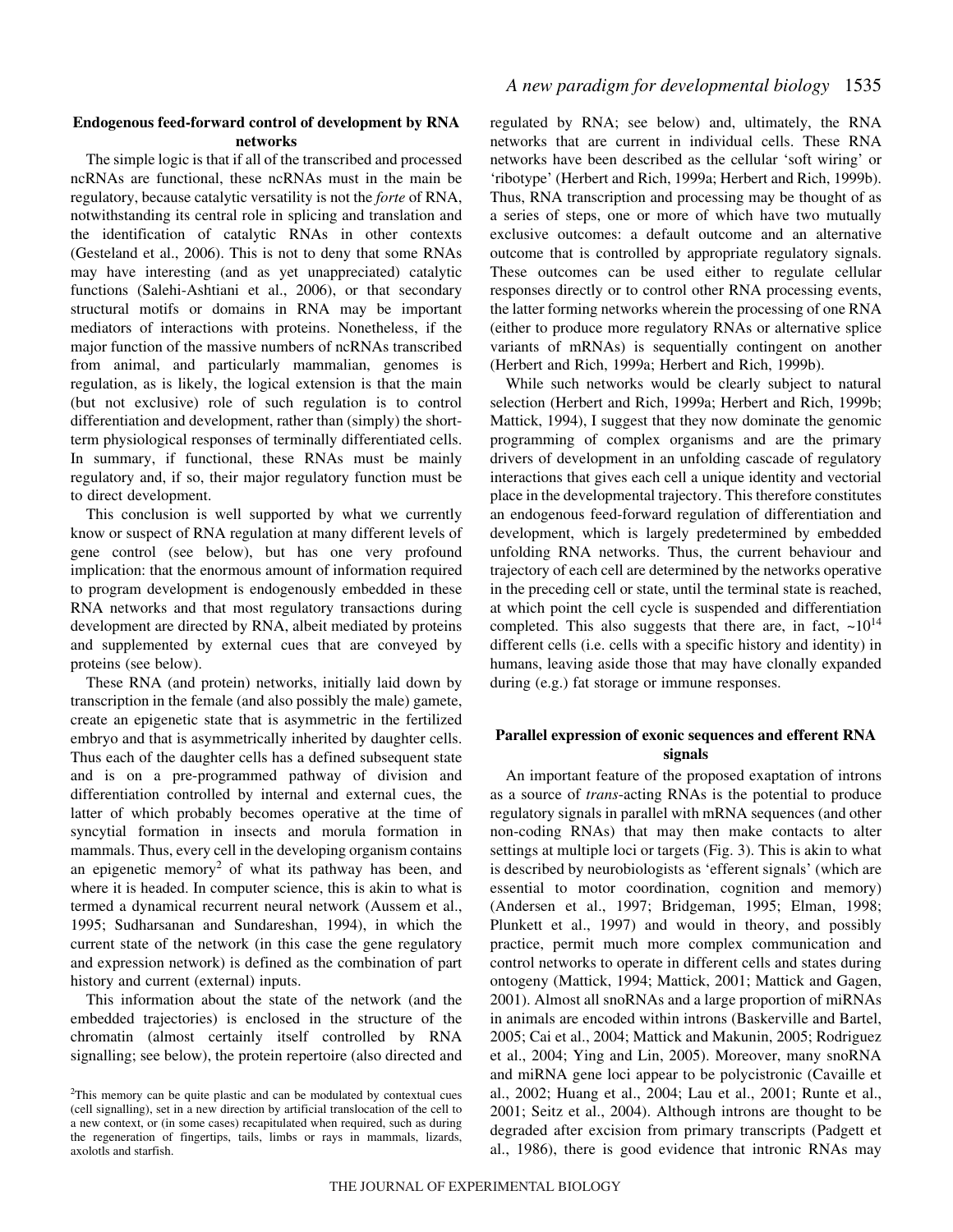### Endogenous feed-forward control of development by RNA networks

The simple logic is that if all of the transcribed and processed ncRNAs are functional, these ncRNAs must in the main be regulatory, because catalytic versatility is not the *forte* of RNA, notwithstanding its central role in splicing and translation and the identification of catalytic RNAs in other contexts (Gesteland et al., 2006). This is not to deny that some RNAs may have interesting (and as yet unappreciated) catalytic functions (Salehi-Ashtiani et al., 2006), or that secondary structural motifs or domains in RNA may be important mediators of interactions with proteins. Nonetheless, if the major function of the massive numbers of ncRNAs transcribed from animal, and particularly mammalian, genomes is regulation, as is likely, the logical extension is that the main (but not exclusive) role of such regulation is to control differentiation and development, rather than (simply) the short-term physiological responses of terminally differentiated cells. In summary, if functional, these RNAs must be mainly regulatory and, if so, their major regulatory function must be to direct development.

This conclusion is well supported by what we currently know or suspect of RNA regulation at many different levels of gene control (see below), but has one very profound implication: that the enormous amount of information required to program development is endogenously embedded in these RNA networks and that most regulatory transactions during development are directed by RNA, albeit mediated by proteins and supplemented by external cues that are conveyed by proteins (see below).

These RNA (and protein) networks, initially laid down by transcription in the female (and also possibly the male) gamete, create an epigenetic state that is asymmetric in the fertilized embryo and that is asymmetrically inherited by daughter cells. Thus each of the daughter cells has a defined subsequent state and is on a pre-programmed pathway of division and differentiation controlled by internal and external cues, the latter of which probably becomes operative at the time of syncytial formation in insects and morula formation in mammals. Thus, every cell in the developing organism contains an epigenetic memory[2] of what its pathway has been, and where it is headed. In computer science, this is akin to what is termed a dynamical recurrent neural network (Aussem et al., 1995; Sudharsanan and Sundareshan, 1994), in which the current state of the network (in this case the gene regulatory and expression network) is defined as the combination of part history and current (external) inputs.

This information about the state of the network (and the embedded trajectories) is enclosed in the structure of the chromatin (almost certainly itself controlled by RNA signalling; see below), the protein repertoire (also directed and regulated by RNA; see below) and, ultimately, the RNA networks that are current in individual cells. These RNA networks have been described as the cellular 'soft wiring' or 'ribotype' (Herbert and Rich, 1999a; Herbert and Rich, 1999b). Thus, RNA transcription and processing may be thought of as a series of steps, one or more of which have two mutually exclusive outcomes: a default outcome and an alternative outcome that is controlled by appropriate regulatory signals. These outcomes can be used either to regulate cellular responses directly or to control other RNA processing events, the latter forming networks wherein the processing of one RNA (either to produce more regulatory RNAs or alternative splice variants of mRNAs) is sequentially contingent on another (Herbert and Rich, 1999a; Herbert and Rich, 1999b).

While such networks would be clearly subject to natural selection (Herbert and Rich, 1999a; Herbert and Rich, 1999b; Mattick, 1994), I suggest that they now dominate the genomic programming of complex organisms and are the primary drivers of development in an unfolding cascade of regulatory interactions that gives each cell a unique identity and vectorial place in the developmental trajectory. This therefore constitutes an endogenous feed-forward regulation of differentiation and development, which is largely predetermined by embedded unfolding RNA networks. Thus, the current behaviour and trajectory of each cell are determined by the networks operative in the preceding cell or state, until the terminal state is reached, at which point the cell cycle is suspended and differentiation completed. This also suggests that there are, in fact, $\sim 10^{14}$ different cells (i.e. cells with a specific history and identity) in humans, leaving aside those that may have clonally expanded during (e.g.) fat storage or immune responses.

### Parallel expression of exonic sequences and efferent RNA signals

An important feature of the proposed exaptation of introns as a source of *trans*-acting RNAs is the potential to produce regulatory signals in parallel with mRNA sequences (and other non-coding RNAs) that may then make contacts to alter settings at multiple loci or targets (Fig. 3). This is akin to what is described by neurobiologists as 'efferent signals' (which are essential to motor coordination, cognition and memory) (Andersen et al., 1997; Bridgeman, 1995; Elman, 1998; Plunkett et al., 1997) and would in theory, and possibly practice, permit much more complex communication and control networks to operate in different cells and states during ontogeny (Mattick, 1994; Mattick, 2001; Mattick and Gagen, 2001). Almost all snoRNAs and a large proportion of miRNAs in animals are encoded within introns (Baskerville and Bartel, 2005; Cai et al., 2004; Mattick and Makunin, 2005; Rodriguez et al., 2004; Ying and Lin, 2005). Moreover, many snoRNA and miRNA gene loci appear to be polycistronic (Cavaille et al., 2002; Huang et al., 2004; Lau et al., 2001; Runte et al., 2001; Seitz et al., 2004). Although introns are thought to be degraded after excision from primary transcripts (Padgett et al., 1986), there is good evidence that intronic RNAs may

[2]This memory can be quite plastic and can be modulated by contextual cues (cell signalling), set in a new direction by artificial translocation of the cell to a new context, or (in some cases) recapitulated when required, such as during the regeneration of fingertips, tails, limbs or rays in mammals, lizards, axolotls and starfish.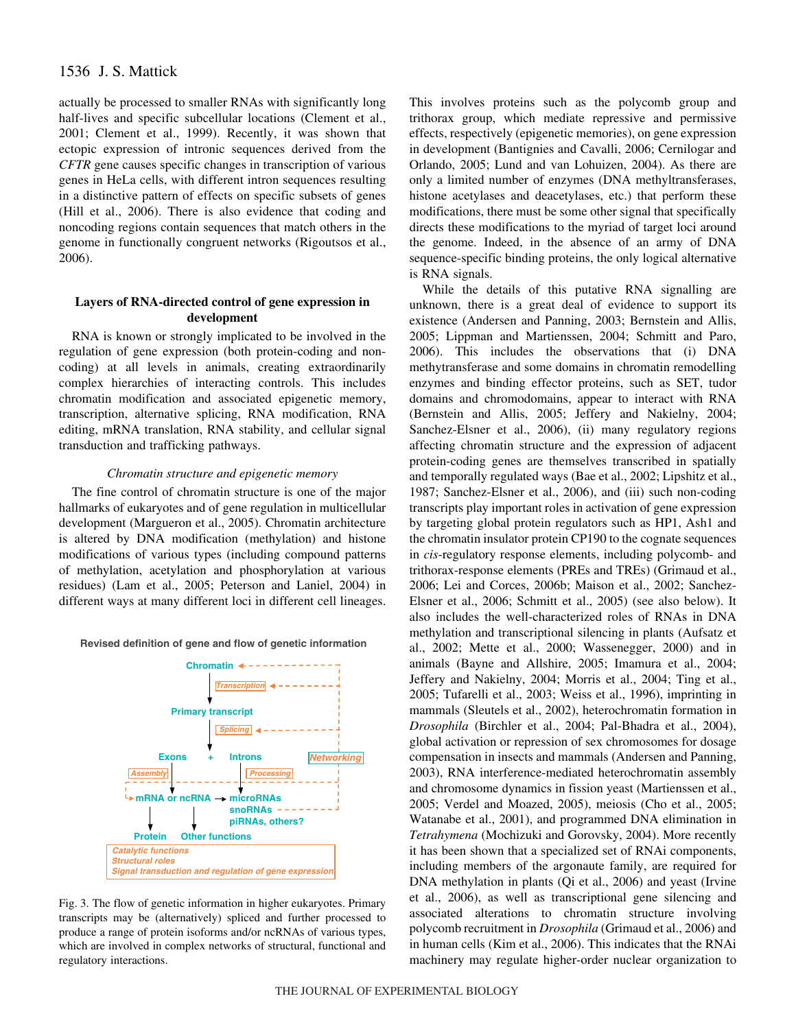actually be processed to smaller RNAs with significantly long half-lives and specific subcellular locations (Clement et al., 2001; Clement et al., 1999). Recently, it was shown that ectopic expression of intronic sequences derived from the *CFTR* gene causes specific changes in transcription of various genes in HeLa cells, with different intron sequences resulting in a distinctive pattern of effects on specific subsets of genes (Hill et al., 2006). There is also evidence that coding and noncoding regions contain sequences that match others in the genome in functionally congruent networks (Rigoutsos et al., 2006).

## Layers of RNA-directed control of gene expression in development

RNA is known or strongly implicated to be involved in the regulation of gene expression (both protein-coding and non-coding) at all levels in animals, creating extraordinarily complex hierarchies of interacting controls. This includes chromatin modification and associated epigenetic memory, transcription, alternative splicing, RNA modification, RNA editing, mRNA translation, RNA stability, and cellular signal transduction and trafficking pathways.

### *Chromatin structure and epigenetic memory*

The fine control of chromatin structure is one of the major hallmarks of eukaryotes and of gene regulation in multicellular development (Margueron et al., 2005). Chromatin architecture is altered by DNA modification (methylation) and histone modifications of various types (including compound patterns of methylation, acetylation and phosphorylation at various residues) (Lam et al., 2005; Peterson and Laniel, 2004) in different ways at many different loci in different cell lineages.

**Revised definition of gene and flow of genetic information**

Chromatin → *Transcription* → Primary transcript → *Splicing* → Exons + Introns; Exons → *Assembly* → mRNA or ncRNA; Introns → *Processing* → microRNAs, snoRNAs, piRNAs, others?; mRNA or ncRNA → Protein, Other functions; *Networking* (feedback to Chromatin, Transcription, Splicing, Assembly); *Catalytic functions*, *Structural roles*, *Signal transduction and regulation of gene expression*

Fig. 3. The flow of genetic information in higher eukaryotes. Primary transcripts may be (alternatively) spliced and further processed to produce a range of protein isoforms and/or ncRNAs of various types, which are involved in complex networks of structural, functional and regulatory interactions.

This involves proteins such as the polycomb group and trithorax group, which mediate repressive and permissive effects, respectively (epigenetic memories), on gene expression in development (Bantignies and Cavalli, 2006; Cernilogar and Orlando, 2005; Lund and van Lohuizen, 2004). As there are only a limited number of enzymes (DNA methyltransferases, histone acetylases and deacetylases, etc.) that perform these modifications, there must be some other signal that specifically directs these modifications to the myriad of target loci around the genome. Indeed, in the absence of an army of DNA sequence-specific binding proteins, the only logical alternative is RNA signals.

While the details of this putative RNA signalling are unknown, there is a great deal of evidence to support its existence (Andersen and Panning, 2003; Bernstein and Allis, 2005; Lippman and Martienssen, 2004; Schmitt and Paro, 2006). This includes the observations that (i) DNA methytransferase and some domains in chromatin remodelling enzymes and binding effector proteins, such as SET, tudor domains and chromodomains, appear to interact with RNA (Bernstein and Allis, 2005; Jeffery and Nakielny, 2004; Sanchez-Elsner et al., 2006), (ii) many regulatory regions affecting chromatin structure and the expression of adjacent protein-coding genes are themselves transcribed in spatially and temporally regulated ways (Bae et al., 2002; Lipshitz et al., 1987; Sanchez-Elsner et al., 2006), and (iii) such non-coding transcripts play important roles in activation of gene expression by targeting global protein regulators such as HP1, Ash1 and the chromatin insulator protein CP190 to the cognate sequences in *cis*-regulatory response elements, including polycomb- and trithorax-response elements (PREs and TREs) (Grimaud et al., 2006; Lei and Corces, 2006b; Maison et al., 2002; Sanchez-Elsner et al., 2006; Schmitt et al., 2005) (see also below). It also includes the well-characterized roles of RNAs in DNA methylation and transcriptional silencing in plants (Aufsatz et al., 2002; Mette et al., 2000; Wassenegger, 2000) and in animals (Bayne and Allshire, 2005; Imamura et al., 2004; Jeffery and Nakielny, 2004; Morris et al., 2004; Ting et al., 2005; Tufarelli et al., 2003; Weiss et al., 1996), imprinting in mammals (Sleutels et al., 2002), heterochromatin formation in *Drosophila* (Birchler et al., 2004; Pal-Bhadra et al., 2004), global activation or repression of sex chromosomes for dosage compensation in insects and mammals (Andersen and Panning, 2003), RNA interference-mediated heterochromatin assembly and chromosome dynamics in fission yeast (Martienssen et al., 2005; Verdel and Moazed, 2005), meiosis (Cho et al., 2005; Watanabe et al., 2001), and programmed DNA elimination in *Tetrahymena* (Mochizuki and Gorovsky, 2004). More recently it has been shown that a specialized set of RNAi components, including members of the argonaute family, are required for DNA methylation in plants (Qi et al., 2006) and yeast (Irvine et al., 2006), as well as transcriptional gene silencing and associated alterations to chromatin structure involving polycomb recruitment in *Drosophila* (Grimaud et al., 2006) and in human cells (Kim et al., 2006). This indicates that the RNAi machinery may regulate higher-order nuclear organization to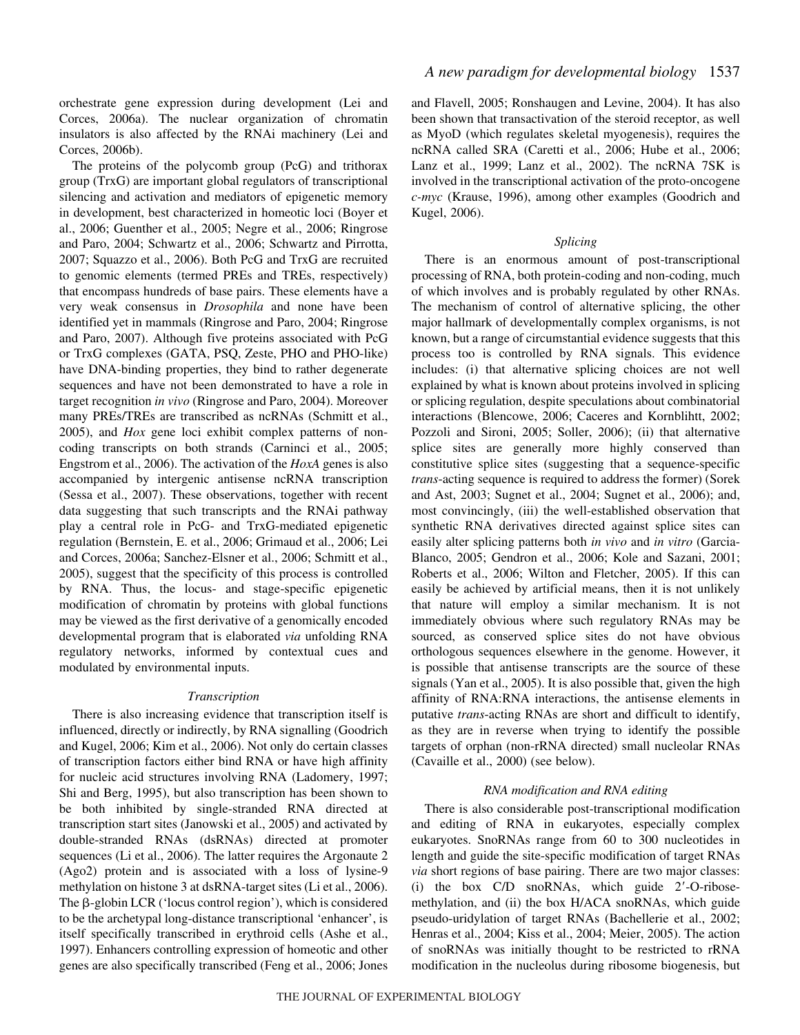orchestrate gene expression during development (Lei and Corces, 2006a). The nuclear organization of chromatin insulators is also affected by the RNAi machinery (Lei and Corces, 2006b).

The proteins of the polycomb group (PcG) and trithorax group (TrxG) are important global regulators of transcriptional silencing and activation and mediators of epigenetic memory in development, best characterized in homeotic loci (Boyer et al., 2006; Guenther et al., 2005; Negre et al., 2006; Ringrose and Paro, 2004; Schwartz et al., 2006; Schwartz and Pirrotta, 2007; Squazzo et al., 2006). Both PcG and TrxG are recruited to genomic elements (termed PREs and TREs, respectively) that encompass hundreds of base pairs. These elements have a very weak consensus in *Drosophila* and none have been identified yet in mammals (Ringrose and Paro, 2004; Ringrose and Paro, 2007). Although five proteins associated with PcG or TrxG complexes (GATA, PSQ, Zeste, PHO and PHO-like) have DNA-binding properties, they bind to rather degenerate sequences and have not been demonstrated to have a role in target recognition *in vivo* (Ringrose and Paro, 2004). Moreover many PREs/TREs are transcribed as ncRNAs (Schmitt et al., 2005), and *Hox* gene loci exhibit complex patterns of non-coding transcripts on both strands (Carninci et al., 2005; Engstrom et al., 2006). The activation of the *HoxA* genes is also accompanied by intergenic antisense ncRNA transcription (Sessa et al., 2007). These observations, together with recent data suggesting that such transcripts and the RNAi pathway play a central role in PcG- and TrxG-mediated epigenetic regulation (Bernstein, E. et al., 2006; Grimaud et al., 2006; Lei and Corces, 2006a; Sanchez-Elsner et al., 2006; Schmitt et al., 2005), suggest that the specificity of this process is controlled by RNA. Thus, the locus- and stage-specific epigenetic modification of chromatin by proteins with global functions may be viewed as the first derivative of a genomically encoded developmental program that is elaborated *via* unfolding RNA regulatory networks, informed by contextual cues and modulated by environmental inputs.

### *Transcription*

There is also increasing evidence that transcription itself is influenced, directly or indirectly, by RNA signalling (Goodrich and Kugel, 2006; Kim et al., 2006). Not only do certain classes of transcription factors either bind RNA or have high affinity for nucleic acid structures involving RNA (Ladomery, 1997; Shi and Berg, 1995), but also transcription has been shown to be both inhibited by single-stranded RNA directed at transcription start sites (Janowski et al., 2005) and activated by double-stranded RNAs (dsRNAs) directed at promoter sequences (Li et al., 2006). The latter requires the Argonaute 2 (Ago2) protein and is associated with a loss of lysine-9 methylation on histone 3 at dsRNA-target sites (Li et al., 2006). The β-globin LCR ('locus control region'), which is considered to be the archetypal long-distance transcriptional 'enhancer', is itself specifically transcribed in erythroid cells (Ashe et al., 1997). Enhancers controlling expression of homeotic and other genes are also specifically transcribed (Feng et al., 2006; Jones and Flavell, 2005; Ronshaugen and Levine, 2004). It has also been shown that transactivation of the steroid receptor, as well as MyoD (which regulates skeletal myogenesis), requires the ncRNA called SRA (Caretti et al., 2006; Hube et al., 2006; Lanz et al., 1999; Lanz et al., 2002). The ncRNA 7SK is involved in the transcriptional activation of the proto-oncogene *c-myc* (Krause, 1996), among other examples (Goodrich and Kugel, 2006).

### *Splicing*

There is an enormous amount of post-transcriptional processing of RNA, both protein-coding and non-coding, much of which involves and is probably regulated by other RNAs. The mechanism of control of alternative splicing, the other major hallmark of developmentally complex organisms, is not known, but a range of circumstantial evidence suggests that this process too is controlled by RNA signals. This evidence includes: (i) that alternative splicing choices are not well explained by what is known about proteins involved in splicing or splicing regulation, despite speculations about combinatorial interactions (Blencowe, 2006; Caceres and Kornblihtt, 2002; Pozzoli and Sironi, 2005; Soller, 2006); (ii) that alternative splice sites are generally more highly conserved than constitutive splice sites (suggesting that a sequence-specific *trans*-acting sequence is required to address the former) (Sorek and Ast, 2003; Sugnet et al., 2004; Sugnet et al., 2006); and, most convincingly, (iii) the well-established observation that synthetic RNA derivatives directed against splice sites can easily alter splicing patterns both *in vivo* and *in vitro* (Garcia-Blanco, 2005; Gendron et al., 2006; Kole and Sazani, 2001; Roberts et al., 2006; Wilton and Fletcher, 2005). If this can easily be achieved by artificial means, then it is not unlikely that nature will employ a similar mechanism. It is not immediately obvious where such regulatory RNAs may be sourced, as conserved splice sites do not have obvious orthologous sequences elsewhere in the genome. However, it is possible that antisense transcripts are the source of these signals (Yan et al., 2005). It is also possible that, given the high affinity of RNA:RNA interactions, the antisense elements in putative *trans*-acting RNAs are short and difficult to identify, as they are in reverse when trying to identify the possible targets of orphan (non-rRNA directed) small nucleolar RNAs (Cavaille et al., 2000) (see below).

### *RNA modification and RNA editing*

There is also considerable post-transcriptional modification and editing of RNA in eukaryotes, especially complex eukaryotes. SnoRNAs range from 60 to 300 nucleotides in length and guide the site-specific modification of target RNAs *via* short regions of base pairing. There are two major classes: (i) the box C/D snoRNAs, which guide 2′-O-ribose-methylation, and (ii) the box H/ACA snoRNAs, which guide pseudo-uridylation of target RNAs (Bachellerie et al., 2002; Henras et al., 2004; Kiss et al., 2004; Meier, 2005). The action of snoRNAs was initially thought to be restricted to rRNA modification in the nucleolus during ribosome biogenesis, but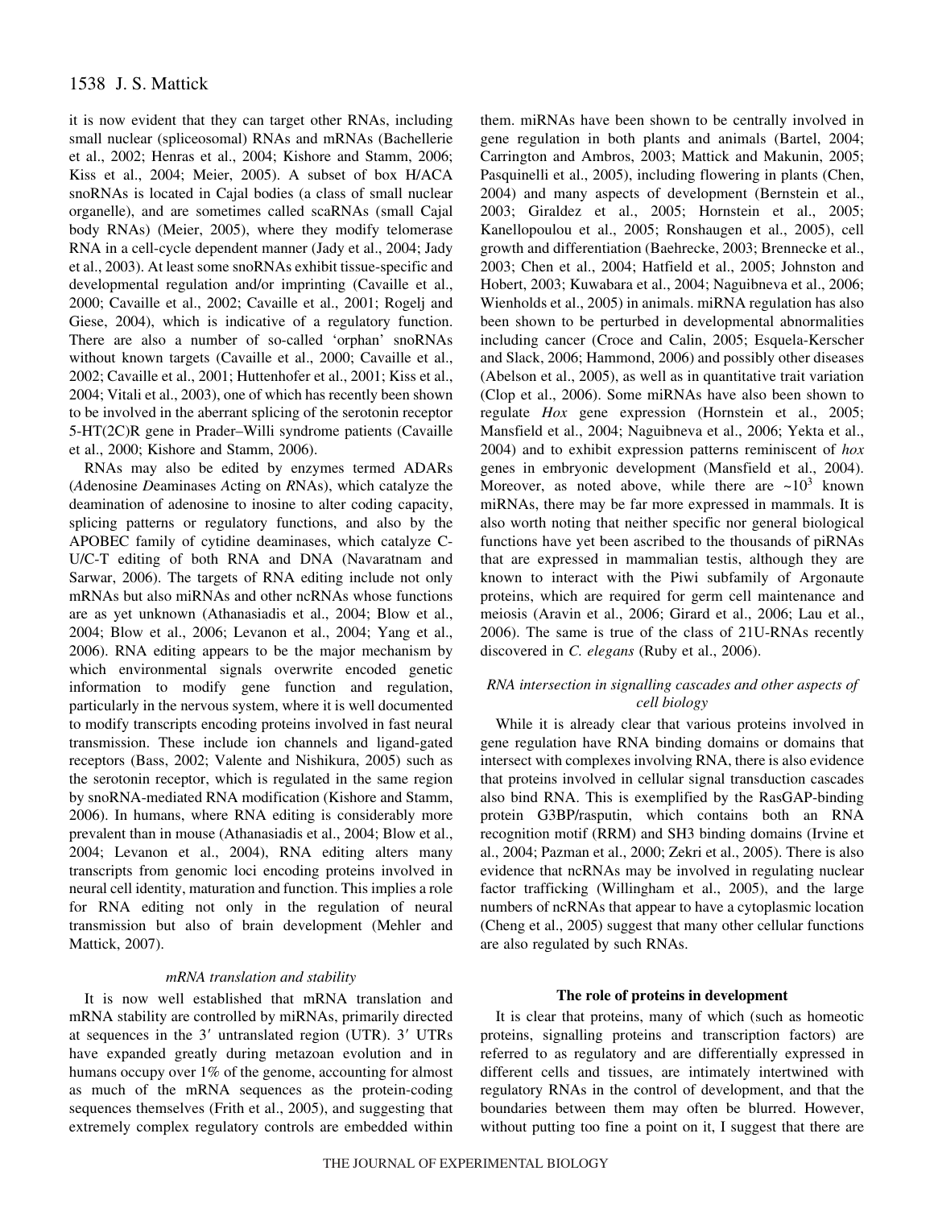it is now evident that they can target other RNAs, including small nuclear (spliceosomal) RNAs and mRNAs (Bachellerie et al., 2002; Henras et al., 2004; Kishore and Stamm, 2006; Kiss et al., 2004; Meier, 2005). A subset of box H/ACA snoRNAs is located in Cajal bodies (a class of small nuclear organelle), and are sometimes called scaRNAs (small Cajal body RNAs) (Meier, 2005), where they modify telomerase RNA in a cell-cycle dependent manner (Jady et al., 2004; Jady et al., 2003). At least some snoRNAs exhibit tissue-specific and developmental regulation and/or imprinting (Cavaille et al., 2000; Cavaille et al., 2002; Cavaille et al., 2001; Rogelj and Giese, 2004), which is indicative of a regulatory function. There are also a number of so-called 'orphan' snoRNAs without known targets (Cavaille et al., 2000; Cavaille et al., 2002; Cavaille et al., 2001; Huttenhofer et al., 2001; Kiss et al., 2004; Vitali et al., 2003), one of which has recently been shown to be involved in the aberrant splicing of the serotonin receptor 5-HT(2C)R gene in Prader–Willi syndrome patients (Cavaille et al., 2000; Kishore and Stamm, 2006).

RNAs may also be edited by enzymes termed ADARs (*A*denosine *D*eaminases *A*cting on *R*NAs), which catalyze the deamination of adenosine to inosine to alter coding capacity, splicing patterns or regulatory functions, and also by the APOBEC family of cytidine deaminases, which catalyze C-U/C-T editing of both RNA and DNA (Navaratnam and Sarwar, 2006). The targets of RNA editing include not only mRNAs but also miRNAs and other ncRNAs whose functions are as yet unknown (Athanasiadis et al., 2004; Blow et al., 2004; Blow et al., 2006; Levanon et al., 2004; Yang et al., 2006). RNA editing appears to be the major mechanism by which environmental signals overwrite encoded genetic information to modify gene function and regulation, particularly in the nervous system, where it is well documented to modify transcripts encoding proteins involved in fast neural transmission. These include ion channels and ligand-gated receptors (Bass, 2002; Valente and Nishikura, 2005) such as the serotonin receptor, which is regulated in the same region by snoRNA-mediated RNA modification (Kishore and Stamm, 2006). In humans, where RNA editing is considerably more prevalent than in mouse (Athanasiadis et al., 2004; Blow et al., 2004; Levanon et al., 2004), RNA editing alters many transcripts from genomic loci encoding proteins involved in neural cell identity, maturation and function. This implies a role for RNA editing not only in the regulation of neural transmission but also of brain development (Mehler and Mattick, 2007).

### *mRNA translation and stability*

It is now well established that mRNA translation and mRNA stability are controlled by miRNAs, primarily directed at sequences in the 3′ untranslated region (UTR). 3′ UTRs have expanded greatly during metazoan evolution and in humans occupy over 1% of the genome, accounting for almost as much of the mRNA sequences as the protein-coding sequences themselves (Frith et al., 2005), and suggesting that extremely complex regulatory controls are embedded within them. miRNAs have been shown to be centrally involved in gene regulation in both plants and animals (Bartel, 2004; Carrington and Ambros, 2003; Mattick and Makunin, 2005; Pasquinelli et al., 2005), including flowering in plants (Chen, 2004) and many aspects of development (Bernstein et al., 2003; Giraldez et al., 2005; Hornstein et al., 2005; Kanellopoulou et al., 2005; Ronshaugen et al., 2005), cell growth and differentiation (Baehrecke, 2003; Brennecke et al., 2003; Chen et al., 2004; Hatfield et al., 2005; Johnston and Hobert, 2003; Kuwabara et al., 2004; Naguibneva et al., 2006; Wienholds et al., 2005) in animals. miRNA regulation has also been shown to be perturbed in developmental abnormalities including cancer (Croce and Calin, 2005; Esquela-Kerscher and Slack, 2006; Hammond, 2006) and possibly other diseases (Abelson et al., 2005), as well as in quantitative trait variation (Clop et al., 2006). Some miRNAs have also been shown to regulate *Hox* gene expression (Hornstein et al., 2005; Mansfield et al., 2004; Naguibneva et al., 2006; Yekta et al., 2004) and to exhibit expression patterns reminiscent of *hox* genes in embryonic development (Mansfield et al., 2004). Moreover, as noted above, while there are ~$10^3$ known miRNAs, there may be far more expressed in mammals. It is also worth noting that neither specific nor general biological functions have yet been ascribed to the thousands of piRNAs that are expressed in mammalian testis, although they are known to interact with the Piwi subfamily of Argonaute proteins, which are required for germ cell maintenance and meiosis (Aravin et al., 2006; Girard et al., 2006; Lau et al., 2006). The same is true of the class of 21U-RNAs recently discovered in *C. elegans* (Ruby et al., 2006).

### *RNA intersection in signalling cascades and other aspects of cell biology*

While it is already clear that various proteins involved in gene regulation have RNA binding domains or domains that intersect with complexes involving RNA, there is also evidence that proteins involved in cellular signal transduction cascades also bind RNA. This is exemplified by the RasGAP-binding protein G3BP/rasputin, which contains both an RNA recognition motif (RRM) and SH3 binding domains (Irvine et al., 2004; Pazman et al., 2000; Zekri et al., 2005). There is also evidence that ncRNAs may be involved in regulating nuclear factor trafficking (Willingham et al., 2005), and the large numbers of ncRNAs that appear to have a cytoplasmic location (Cheng et al., 2005) suggest that many other cellular functions are also regulated by such RNAs.

## The role of proteins in development

It is clear that proteins, many of which (such as homeotic proteins, signalling proteins and transcription factors) are referred to as regulatory and are differentially expressed in different cells and tissues, are intimately intertwined with regulatory RNAs in the control of development, and that the boundaries between them may often be blurred. However, without putting too fine a point on it, I suggest that there are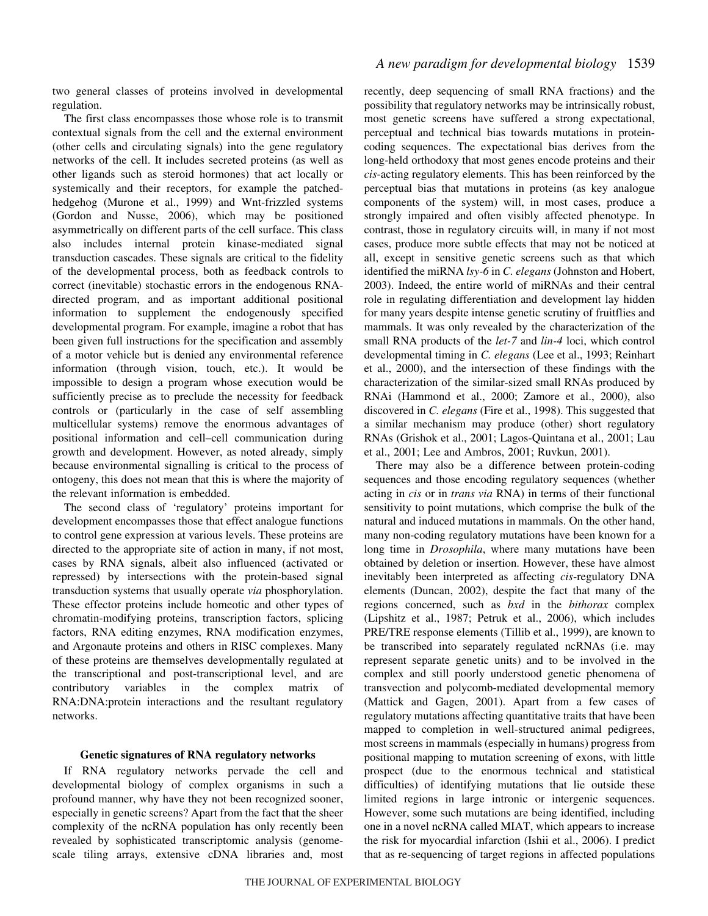two general classes of proteins involved in developmental regulation.

The first class encompasses those whose role is to transmit contextual signals from the cell and the external environment (other cells and circulating signals) into the gene regulatory networks of the cell. It includes secreted proteins (as well as other ligands such as steroid hormones) that act locally or systemically and their receptors, for example the patched-hedgehog (Murone et al., 1999) and Wnt-frizzled systems (Gordon and Nusse, 2006), which may be positioned asymmetrically on different parts of the cell surface. This class also includes internal protein kinase-mediated signal transduction cascades. These signals are critical to the fidelity of the developmental process, both as feedback controls to correct (inevitable) stochastic errors in the endogenous RNA-directed program, and as important additional positional information to supplement the endogenously specified developmental program. For example, imagine a robot that has been given full instructions for the specification and assembly of a motor vehicle but is denied any environmental reference information (through vision, touch, etc.). It would be impossible to design a program whose execution would be sufficiently precise as to preclude the necessity for feedback controls or (particularly in the case of self assembling multicellular systems) remove the enormous advantages of positional information and cell–cell communication during growth and development. However, as noted already, simply because environmental signalling is critical to the process of ontogeny, this does not mean that this is where the majority of the relevant information is embedded.

The second class of 'regulatory' proteins important for development encompasses those that effect analogue functions to control gene expression at various levels. These proteins are directed to the appropriate site of action in many, if not most, cases by RNA signals, albeit also influenced (activated or repressed) by intersections with the protein-based signal transduction systems that usually operate *via* phosphorylation. These effector proteins include homeotic and other types of chromatin-modifying proteins, transcription factors, splicing factors, RNA editing enzymes, RNA modification enzymes, and Argonaute proteins and others in RISC complexes. Many of these proteins are themselves developmentally regulated at the transcriptional and post-transcriptional level, and are contributory variables in the complex matrix of RNA:DNA:protein interactions and the resultant regulatory networks.

### Genetic signatures of RNA regulatory networks

If RNA regulatory networks pervade the cell and developmental biology of complex organisms in such a profound manner, why have they not been recognized sooner, especially in genetic screens? Apart from the fact that the sheer complexity of the ncRNA population has only recently been revealed by sophisticated transcriptomic analysis (genome-scale tiling arrays, extensive cDNA libraries and, most recently, deep sequencing of small RNA fractions) and the possibility that regulatory networks may be intrinsically robust, most genetic screens have suffered a strong expectational, perceptual and technical bias towards mutations in protein-coding sequences. The expectational bias derives from the long-held orthodoxy that most genes encode proteins and their *cis*-acting regulatory elements. This has been reinforced by the perceptual bias that mutations in proteins (as key analogue components of the system) will, in most cases, produce a strongly impaired and often visibly affected phenotype. In contrast, those in regulatory circuits will, in many if not most cases, produce more subtle effects that may not be noticed at all, except in sensitive genetic screens such as that which identified the miRNA *lsy-6* in *C. elegans* (Johnston and Hobert, 2003). Indeed, the entire world of miRNAs and their central role in regulating differentiation and development lay hidden for many years despite intense genetic scrutiny of fruitflies and mammals. It was only revealed by the characterization of the small RNA products of the *let-7* and *lin-4* loci, which control developmental timing in *C. elegans* (Lee et al., 1993; Reinhart et al., 2000), and the intersection of these findings with the characterization of the similar-sized small RNAs produced by RNAi (Hammond et al., 2000; Zamore et al., 2000), also discovered in *C. elegans* (Fire et al., 1998). This suggested that a similar mechanism may produce (other) short regulatory RNAs (Grishok et al., 2001; Lagos-Quintana et al., 2001; Lau et al., 2001; Lee and Ambros, 2001; Ruvkun, 2001).

There may also be a difference between protein-coding sequences and those encoding regulatory sequences (whether acting in *cis* or in *trans via* RNA) in terms of their functional sensitivity to point mutations, which comprise the bulk of the natural and induced mutations in mammals. On the other hand, many non-coding regulatory mutations have been known for a long time in *Drosophila*, where many mutations have been obtained by deletion or insertion. However, these have almost inevitably been interpreted as affecting *cis*-regulatory DNA elements (Duncan, 2002), despite the fact that many of the regions concerned, such as *bxd* in the *bithorax* complex (Lipshitz et al., 1987; Petruk et al., 2006), which includes PRE/TRE response elements (Tillib et al., 1999), are known to be transcribed into separately regulated ncRNAs (i.e. may represent separate genetic units) and to be involved in the complex and still poorly understood genetic phenomena of transvection and polycomb-mediated developmental memory (Mattick and Gagen, 2001). Apart from a few cases of regulatory mutations affecting quantitative traits that have been mapped to completion in well-structured animal pedigrees, most screens in mammals (especially in humans) progress from positional mapping to mutation screening of exons, with little prospect (due to the enormous technical and statistical difficulties) of identifying mutations that lie outside these limited regions in large intronic or intergenic sequences. However, some such mutations are being identified, including one in a novel ncRNA called MIAT, which appears to increase the risk for myocardial infarction (Ishii et al., 2006). I predict that as re-sequencing of target regions in affected populations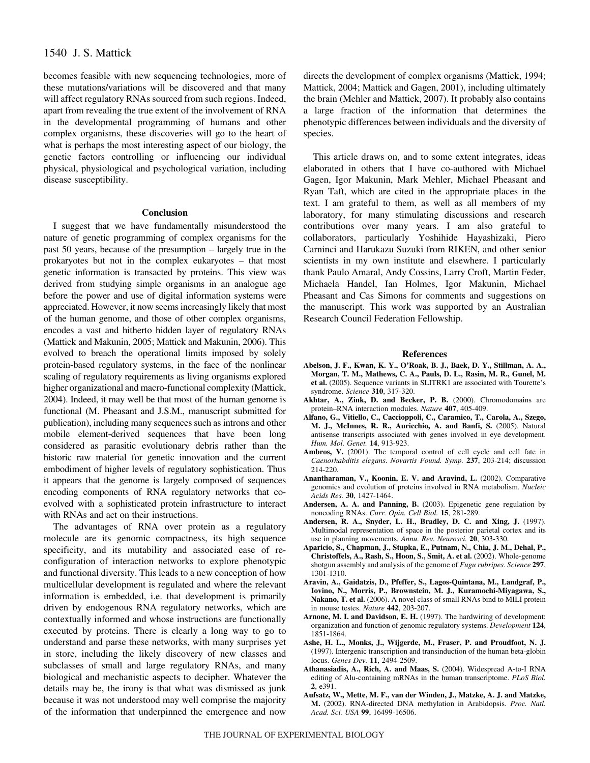becomes feasible with new sequencing technologies, more of these mutations/variations will be discovered and that many will affect regulatory RNAs sourced from such regions. Indeed, apart from revealing the true extent of the involvement of RNA in the developmental programming of humans and other complex organisms, these discoveries will go to the heart of what is perhaps the most interesting aspect of our biology, the genetic factors controlling or influencing our individual physical, physiological and psychological variation, including disease susceptibility.

## Conclusion

I suggest that we have fundamentally misunderstood the nature of genetic programming of complex organisms for the past 50 years, because of the presumption – largely true in the prokaryotes but not in the complex eukaryotes – that most genetic information is transacted by proteins. This view was derived from studying simple organisms in an analogue age before the power and use of digital information systems were appreciated. However, it now seems increasingly likely that most of the human genome, and those of other complex organisms, encodes a vast and hitherto hidden layer of regulatory RNAs (Mattick and Makunin, 2005; Mattick and Makunin, 2006). This evolved to breach the operational limits imposed by solely protein-based regulatory systems, in the face of the nonlinear scaling of regulatory requirements as living organisms explored higher organizational and macro-functional complexity (Mattick, 2004). Indeed, it may well be that most of the human genome is functional (M. Pheasant and J.S.M., manuscript submitted for publication), including many sequences such as introns and other mobile element-derived sequences that have been long considered as parasitic evolutionary debris rather than the historic raw material for genetic innovation and the current embodiment of higher levels of regulatory sophistication. Thus it appears that the genome is largely composed of sequences encoding components of RNA regulatory networks that co-evolved with a sophisticated protein infrastructure to interact with RNAs and act on their instructions.

The advantages of RNA over protein as a regulatory molecule are its genomic compactness, its high sequence specificity, and its mutability and associated ease of re-configuration of interaction networks to explore phenotypic and functional diversity. This leads to a new conception of how multicellular development is regulated and where the relevant information is embedded, i.e. that development is primarily driven by endogenous RNA regulatory networks, which are contextually informed and whose instructions are functionally executed by proteins. There is clearly a long way to go to understand and parse these networks, with many surprises yet in store, including the likely discovery of new classes and subclasses of small and large regulatory RNAs, and many biological and mechanistic aspects to decipher. Whatever the details may be, the irony is that what was dismissed as junk because it was not understood may well comprise the majority of the information that underpinned the emergence and now directs the development of complex organisms (Mattick, 1994; Mattick, 2004; Mattick and Gagen, 2001), including ultimately the brain (Mehler and Mattick, 2007). It probably also contains a large fraction of the information that determines the phenotypic differences between individuals and the diversity of species.

This article draws on, and to some extent integrates, ideas elaborated in others that I have co-authored with Michael Gagen, Igor Makunin, Mark Mehler, Michael Pheasant and Ryan Taft, which are cited in the appropriate places in the text. I am grateful to them, as well as all members of my laboratory, for many stimulating discussions and research contributions over many years. I am also grateful to collaborators, particularly Yoshihide Hayashizaki, Piero Carninci and Harukazu Suzuki from RIKEN, and other senior scientists in my own institute and elsewhere. I particularly thank Paulo Amaral, Andy Cossins, Larry Croft, Martin Feder, Michaela Handel, Ian Holmes, Igor Makunin, Michael Pheasant and Cas Simons for comments and suggestions on the manuscript. This work was supported by an Australian Research Council Federation Fellowship.

## References

**Abelson, J. F., Kwan, K. Y., O'Roak, B. J., Baek, D. Y., Stillman, A. A., Morgan, T. M., Mathews, C. A., Pauls, D. L., Rasin, M. R., Gunel, M. et al.** (2005). Sequence variants in SLITRK1 are associated with Tourette's syndrome. *Science* **310**, 317-320.

**Akhtar, A., Zink, D. and Becker, P. B.** (2000). Chromodomains are protein–RNA interaction modules. *Nature* **407**, 405-409.

**Alfano, G., Vitiello, C., Caccioppoli, C., Caramico, T., Carola, A., Szego, M. J., McInnes, R. R., Auricchio, A. and Banfi, S.** (2005). Natural antisense transcripts associated with genes involved in eye development. *Hum. Mol. Genet.* **14**, 913-923.

**Ambros, V.** (2001). The temporal control of cell cycle and cell fate in *Caenorhabditis elegans*. *Novartis Found. Symp.* **237**, 203-214; discussion 214-220.

**Anantharaman, V., Koonin, E. V. and Aravind, L.** (2002). Comparative genomics and evolution of proteins involved in RNA metabolism. *Nucleic Acids Res.* **30**, 1427-1464.

**Andersen, A. A. and Panning, B.** (2003). Epigenetic gene regulation by noncoding RNAs. *Curr. Opin. Cell Biol.* **15**, 281-289.

**Andersen, R. A., Snyder, L. H., Bradley, D. C. and Xing, J.** (1997). Multimodal representation of space in the posterior parietal cortex and its use in planning movements. *Annu. Rev. Neurosci.* **20**, 303-330.

**Aparicio, S., Chapman, J., Stupka, E., Putnam, N., Chia, J. M., Dehal, P., Christoffels, A., Rash, S., Hoon, S., Smit, A. et al.** (2002). Whole-genome shotgun assembly and analysis of the genome of *Fugu rubripes*. *Science* **297**, 1301-1310.

**Aravin, A., Gaidatzis, D., Pfeffer, S., Lagos-Quintana, M., Landgraf, P., Iovino, N., Morris, P., Brownstein, M. J., Kuramochi-Miyagawa, S., Nakano, T. et al.** (2006). A novel class of small RNAs bind to MILI protein in mouse testes. *Nature* **442**, 203-207.

**Arnone, M. I. and Davidson, E. H.** (1997). The hardwiring of development: organization and function of genomic regulatory systems. *Development* **124**, 1851-1864.

**Ashe, H. L., Monks, J., Wijgerde, M., Fraser, P. and Proudfoot, N. J.** (1997). Intergenic transcription and transinduction of the human beta-globin locus. *Genes Dev.* **11**, 2494-2509.

**Athanasiadis, A., Rich, A. and Maas, S.** (2004). Widespread A-to-I RNA editing of Alu-containing mRNAs in the human transcriptome. *PLoS Biol.* **2**, e391.

**Aufsatz, W., Mette, M. F., van der Winden, J., Matzke, A. J. and Matzke, M.** (2002). RNA-directed DNA methylation in Arabidopsis. *Proc. Natl. Acad. Sci. USA* **99**, 16499-16506.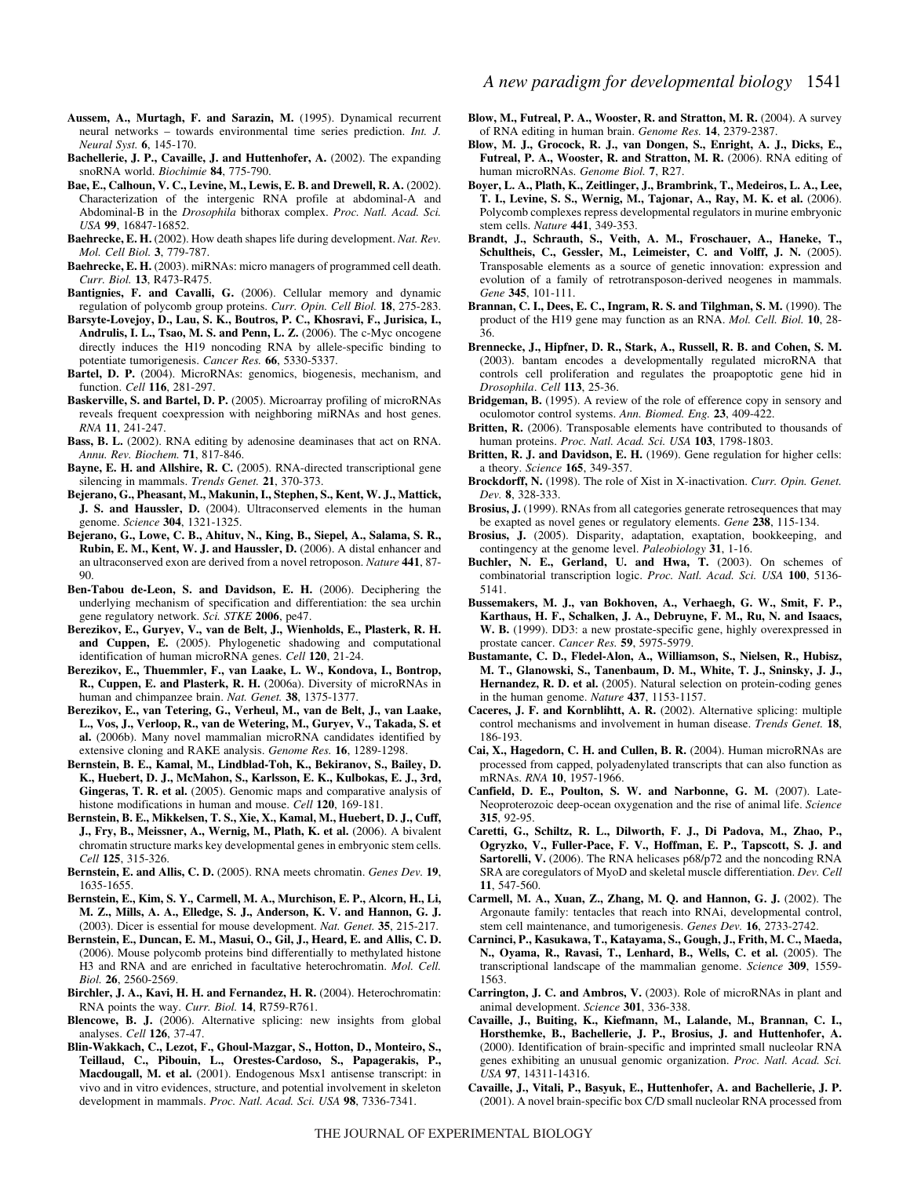**Aussem, A., Murtagh, F. and Sarazin, M.** (1995). Dynamical recurrent neural networks – towards environmental time series prediction. *Int. J. Neural Syst.* **6**, 145-170.

**Bachellerie, J. P., Cavaille, J. and Huttenhofer, A.** (2002). The expanding snoRNA world. *Biochimie* **84**, 775-790.

**Bae, E., Calhoun, V. C., Levine, M., Lewis, E. B. and Drewell, R. A.** (2002). Characterization of the intergenic RNA profile at abdominal-A and Abdominal-B in the *Drosophila* bithorax complex. *Proc. Natl. Acad. Sci. USA* **99**, 16847-16852.

**Baehrecke, E. H.** (2002). How death shapes life during development. *Nat. Rev. Mol. Cell Biol.* **3**, 779-787.

**Baehrecke, E. H.** (2003). miRNAs: micro managers of programmed cell death. *Curr. Biol.* **13**, R473-R475.

**Bantignies, F. and Cavalli, G.** (2006). Cellular memory and dynamic regulation of polycomb group proteins. *Curr. Opin. Cell Biol.* **18**, 275-283.

**Barsyte-Lovejoy, D., Lau, S. K., Boutros, P. C., Khosravi, F., Jurisica, I., Andrulis, I. L., Tsao, M. S. and Penn, L. Z.** (2006). The c-Myc oncogene directly induces the H19 noncoding RNA by allele-specific binding to potentiate tumorigenesis. *Cancer Res.* **66**, 5330-5337.

**Bartel, D. P.** (2004). MicroRNAs: genomics, biogenesis, mechanism, and function. *Cell* **116**, 281-297.

**Baskerville, S. and Bartel, D. P.** (2005). Microarray profiling of microRNAs reveals frequent coexpression with neighboring miRNAs and host genes. *RNA* **11**, 241-247.

**Bass, B. L.** (2002). RNA editing by adenosine deaminases that act on RNA. *Annu. Rev. Biochem.* **71**, 817-846.

**Bayne, E. H. and Allshire, R. C.** (2005). RNA-directed transcriptional gene silencing in mammals. *Trends Genet.* **21**, 370-373.

**Bejerano, G., Pheasant, M., Makunin, I., Stephen, S., Kent, W. J., Mattick, J. S. and Haussler, D.** (2004). Ultraconserved elements in the human genome. *Science* **304**, 1321-1325.

**Bejerano, G., Lowe, C. B., Ahituv, N., King, B., Siepel, A., Salama, S. R., Rubin, E. M., Kent, W. J. and Haussler, D.** (2006). A distal enhancer and an ultraconserved exon are derived from a novel retroposon. *Nature* **441**, 87-90.

**Ben-Tabou de-Leon, S. and Davidson, E. H.** (2006). Deciphering the underlying mechanism of specification and differentiation: the sea urchin gene regulatory network. *Sci. STKE* **2006**, pe47.

**Berezikov, E., Guryev, V., van de Belt, J., Wienholds, E., Plasterk, R. H. and Cuppen, E.** (2005). Phylogenetic shadowing and computational identification of human microRNA genes. *Cell* **120**, 21-24.

**Berezikov, E., Thuemmler, F., van Laake, L. W., Kondova, I., Bontrop, R., Cuppen, E. and Plasterk, R. H.** (2006a). Diversity of microRNAs in human and chimpanzee brain. *Nat. Genet.* **38**, 1375-1377.

**Berezikov, E., van Tetering, G., Verheul, M., van de Belt, J., van Laake, L., Vos, J., Verloop, R., van de Wetering, M., Guryev, V., Takada, S. et al.** (2006b). Many novel mammalian microRNA candidates identified by extensive cloning and RAKE analysis. *Genome Res.* **16**, 1289-1298.

**Bernstein, B. E., Kamal, M., Lindblad-Toh, K., Bekiranov, S., Bailey, D. K., Huebert, D. J., McMahon, S., Karlsson, E. K., Kulbokas, E. J., 3rd, Gingeras, T. R. et al.** (2005). Genomic maps and comparative analysis of histone modifications in human and mouse. *Cell* **120**, 169-181.

**Bernstein, B. E., Mikkelsen, T. S., Xie, X., Kamal, M., Huebert, D. J., Cuff, J., Fry, B., Meissner, A., Wernig, M., Plath, K. et al.** (2006). A bivalent chromatin structure marks key developmental genes in embryonic stem cells. *Cell* **125**, 315-326.

**Bernstein, E. and Allis, C. D.** (2005). RNA meets chromatin. *Genes Dev.* **19**, 1635-1655.

**Bernstein, E., Kim, S. Y., Carmell, M. A., Murchison, E. P., Alcorn, H., Li, M. Z., Mills, A. A., Elledge, S. J., Anderson, K. V. and Hannon, G. J.** (2003). Dicer is essential for mouse development. *Nat. Genet.* **35**, 215-217.

**Bernstein, E., Duncan, E. M., Masui, O., Gil, J., Heard, E. and Allis, C. D.** (2006). Mouse polycomb proteins bind differentially to methylated histone H3 and RNA and are enriched in facultative heterochromatin. *Mol. Cell. Biol.* **26**, 2560-2569.

**Birchler, J. A., Kavi, H. H. and Fernandez, H. R.** (2004). Heterochromatin: RNA points the way. *Curr. Biol.* **14**, R759-R761.

**Blencowe, B. J.** (2006). Alternative splicing: new insights from global analyses. *Cell* **126**, 37-47.

**Blin-Wakkach, C., Lezot, F., Ghoul-Mazgar, S., Hotton, D., Monteiro, S., Teillaud, C., Pibouin, L., Orestes-Cardoso, S., Papagerakis, P., Macdougall, M. et al.** (2001). Endogenous Msx1 antisense transcript: in vivo and in vitro evidences, structure, and potential involvement in skeleton development in mammals. *Proc. Natl. Acad. Sci. USA* **98**, 7336-7341.

**Blow, M., Futreal, P. A., Wooster, R. and Stratton, M. R.** (2004). A survey of RNA editing in human brain. *Genome Res.* **14**, 2379-2387.

**Blow, M. J., Grocock, R. J., van Dongen, S., Enright, A. J., Dicks, E., Futreal, P. A., Wooster, R. and Stratton, M. R.** (2006). RNA editing of human microRNAs. *Genome Biol.* **7**, R27.

**Boyer, L. A., Plath, K., Zeitlinger, J., Brambrink, T., Medeiros, L. A., Lee, T. I., Levine, S. S., Wernig, M., Tajonar, A., Ray, M. K. et al.** (2006). Polycomb complexes repress developmental regulators in murine embryonic stem cells. *Nature* **441**, 349-353.

**Brandt, J., Schrauth, S., Veith, A. M., Froschauer, A., Haneke, T., Schultheis, C., Gessler, M., Leimeister, C. and Volff, J. N.** (2005). Transposable elements as a source of genetic innovation: expression and evolution of a family of retrotransposon-derived neogenes in mammals. *Gene* **345**, 101-111.

**Brannan, C. I., Dees, E. C., Ingram, R. S. and Tilghman, S. M.** (1990). The product of the H19 gene may function as an RNA. *Mol. Cell. Biol.* **10**, 28-36.

**Brennecke, J., Hipfner, D. R., Stark, A., Russell, R. B. and Cohen, S. M.** (2003). bantam encodes a developmentally regulated microRNA that controls cell proliferation and regulates the proapoptotic gene hid in *Drosophila*. *Cell* **113**, 25-36.

**Bridgeman, B.** (1995). A review of the role of efference copy in sensory and oculomotor control systems. *Ann. Biomed. Eng.* **23**, 409-422.

**Britten, R.** (2006). Transposable elements have contributed to thousands of human proteins. *Proc. Natl. Acad. Sci. USA* **103**, 1798-1803.

**Britten, R. J. and Davidson, E. H.** (1969). Gene regulation for higher cells: a theory. *Science* **165**, 349-357.

**Brockdorff, N.** (1998). The role of Xist in X-inactivation. *Curr. Opin. Genet. Dev.* **8**, 328-333.

**Brosius, J.** (1999). RNAs from all categories generate retrosequences that may be exapted as novel genes or regulatory elements. *Gene* **238**, 115-134.

**Brosius, J.** (2005). Disparity, adaptation, exaptation, bookkeeping, and contingency at the genome level. *Paleobiology* **31**, 1-16.

**Buchler, N. E., Gerland, U. and Hwa, T.** (2003). On schemes of combinatorial transcription logic. *Proc. Natl. Acad. Sci. USA* **100**, 5136-5141.

**Bussemakers, M. J., van Bokhoven, A., Verhaegh, G. W., Smit, F. P., Karthaus, H. F., Schalken, J. A., Debruyne, F. M., Ru, N. and Isaacs, W. B.** (1999). DD3: a new prostate-specific gene, highly overexpressed in prostate cancer. *Cancer Res.* **59**, 5975-5979.

**Bustamante, C. D., Fledel-Alon, A., Williamson, S., Nielsen, R., Hubisz, M. T., Glanowski, S., Tanenbaum, D. M., White, T. J., Sninsky, J. J., Hernandez, R. D. et al.** (2005). Natural selection on protein-coding genes in the human genome. *Nature* **437**, 1153-1157.

**Caceres, J. F. and Kornblihtt, A. R.** (2002). Alternative splicing: multiple control mechanisms and involvement in human disease. *Trends Genet.* **18**, 186-193.

**Cai, X., Hagedorn, C. H. and Cullen, B. R.** (2004). Human microRNAs are processed from capped, polyadenylated transcripts that can also function as mRNAs. *RNA* **10**, 1957-1966.

**Canfield, D. E., Poulton, S. W. and Narbonne, G. M.** (2007). Late-Neoproterozoic deep-ocean oxygenation and the rise of animal life. *Science* **315**, 92-95.

**Caretti, G., Schiltz, R. L., Dilworth, F. J., Di Padova, M., Zhao, P., Ogryzko, V., Fuller-Pace, F. V., Hoffman, E. P., Tapscott, S. J. and Sartorelli, V.** (2006). The RNA helicases p68/p72 and the noncoding RNA SRA are coregulators of MyoD and skeletal muscle differentiation. *Dev. Cell* **11**, 547-560.

**Carmell, M. A., Xuan, Z., Zhang, M. Q. and Hannon, G. J.** (2002). The Argonaute family: tentacles that reach into RNAi, developmental control, stem cell maintenance, and tumorigenesis. *Genes Dev.* **16**, 2733-2742.

**Carninci, P., Kasukawa, T., Katayama, S., Gough, J., Frith, M. C., Maeda, N., Oyama, R., Ravasi, T., Lenhard, B., Wells, C. et al.** (2005). The transcriptional landscape of the mammalian genome. *Science* **309**, 1559-1563.

**Carrington, J. C. and Ambros, V.** (2003). Role of microRNAs in plant and animal development. *Science* **301**, 336-338.

**Cavaille, J., Buiting, K., Kiefmann, M., Lalande, M., Brannan, C. I., Horsthemke, B., Bachellerie, J. P., Brosius, J. and Huttenhofer, A.** (2000). Identification of brain-specific and imprinted small nucleolar RNA genes exhibiting an unusual genomic organization. *Proc. Natl. Acad. Sci. USA* **97**, 14311-14316.

**Cavaille, J., Vitali, P., Basyuk, E., Huttenhofer, A. and Bachellerie, J. P.** (2001). A novel brain-specific box C/D small nucleolar RNA processed from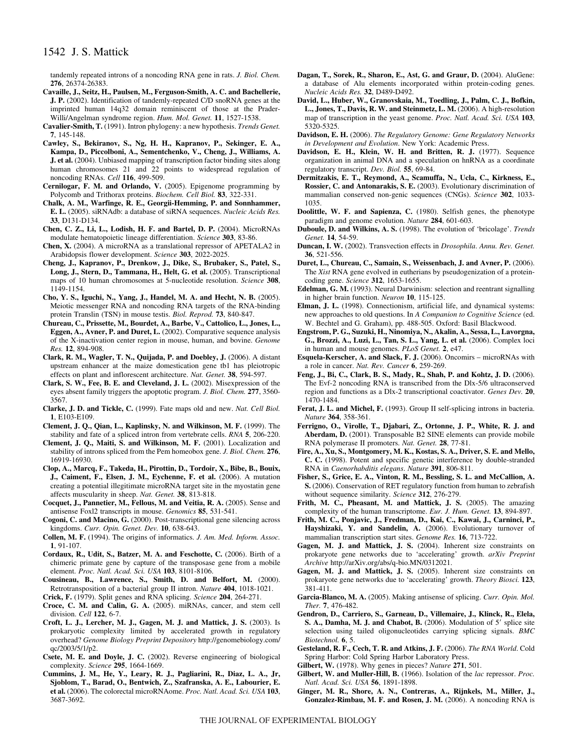tandemly repeated introns of a noncoding RNA gene in rats. *J. Biol. Chem.* **276**, 26374-26383.

**Cavaille, J., Seitz, H., Paulsen, M., Ferguson-Smith, A. C. and Bachellerie, J. P.** (2002). Identification of tandemly-repeated C/D snoRNA genes at the imprinted human 14q32 domain reminiscent of those at the Prader-Willi/Angelman syndrome region. *Hum. Mol. Genet.* **11**, 1527-1538.

**Cavalier-Smith, T.** (1991). Intron phylogeny: a new hypothesis. *Trends Genet.* **7**, 145-148.

**Cawley, S., Bekiranov, S., Ng, H. H., Kapranov, P., Sekinger, E. A., Kampa, D., Piccolboni, A., Sementchenko, V., Cheng, J., Williams, A. J. et al.** (2004). Unbiased mapping of transcription factor binding sites along human chromosomes 21 and 22 points to widespread regulation of noncoding RNAs. *Cell* **116**, 499-509.

**Cernilogar, F. M. and Orlando, V.** (2005). Epigenome programming by Polycomb and Trithorax proteins. *Biochem. Cell Biol.* **83**, 322-331.

**Chalk, A. M., Warfinge, R. E., Georgii-Hemming, P. and Sonnhammer, E. L.** (2005). siRNAdb: a database of siRNA sequences. *Nucleic Acids Res.* **33**, D131-D134.

**Chen, C. Z., Li, L., Lodish, H. F. and Bartel, D. P.** (2004). MicroRNAs modulate hematopoietic lineage differentiation. *Science* **303**, 83-86.

**Chen, X.** (2004). A microRNA as a translational repressor of APETALA2 in Arabidopsis flower development. *Science* **303**, 2022-2025.

**Cheng, J., Kapranov, P., Drenkow, J., Dike, S., Brubaker, S., Patel, S., Long, J., Stern, D., Tammana, H., Helt, G. et al.** (2005). Transcriptional maps of 10 human chromosomes at 5-nucleotide resolution. *Science* **308**, 1149-1154.

**Cho, Y. S., Iguchi, N., Yang, J., Handel, M. A. and Hecht, N. B.** (2005). Meiotic messenger RNA and noncoding RNA targets of the RNA-binding protein Translin (TSN) in mouse testis. *Biol. Reprod.* **73**, 840-847.

**Chureau, C., Prissette, M., Bourdet, A., Barbe, V., Cattolico, L., Jones, L., Eggen, A., Avner, P. and Duret, L.** (2002). Comparative sequence analysis of the X-inactivation center region in mouse, human, and bovine. *Genome Res.* **12**, 894-908.

**Clark, R. M., Wagler, T. N., Quijada, P. and Doebley, J.** (2006). A distant upstream enhancer at the maize domestication gene tb1 has pleiotropic effects on plant and inflorescent architecture. *Nat. Genet.* **38**, 594-597.

**Clark, S. W., Fee, B. E. and Cleveland, J. L.** (2002). Misexpression of the eyes absent family triggers the apoptotic program. *J. Biol. Chem.* **277**, 3560-3567.

**Clarke, J. D. and Tickle, C.** (1999). Fate maps old and new. *Nat. Cell Biol.* **1**, E103-E109.

**Clement, J. Q., Qian, L., Kaplinsky, N. and Wilkinson, M. F.** (1999). The stability and fate of a spliced intron from vertebrate cells. *RNA* **5**, 206-220.

**Clement, J. Q., Maiti, S. and Wilkinson, M. F.** (2001). Localization and stability of introns spliced from the Pem homeobox gene. *J. Biol. Chem.* **276**, 16919-16930.

**Clop, A., Marcq, F., Takeda, H., Pirottin, D., Tordoir, X., Bibe, B., Bouix, J., Caiment, F., Elsen, J. M., Eychenne, F. et al.** (2006). A mutation creating a potential illegitimate microRNA target site in the myostatin gene affects muscularity in sheep. *Nat. Genet.* **38**, 813-818.

**Cocquet, J., Pannetier, M., Fellous, M. and Veitia, R. A.** (2005). Sense and antisense Foxl2 transcripts in mouse. *Genomics* **85**, 531-541.

**Cogoni, C. and Macino, G.** (2000). Post-transcriptional gene silencing across kingdoms. *Curr. Opin. Genet. Dev.* **10**, 638-643.

**Collen, M. F.** (1994). The origins of informatics. *J. Am. Med. Inform. Assoc.* **1**, 91-107.

**Cordaux, R., Udit, S., Batzer, M. A. and Feschotte, C.** (2006). Birth of a chimeric primate gene by capture of the transposase gene from a mobile element. *Proc. Natl. Acad. Sci. USA* **103**, 8101-8106.

**Cousineau, B., Lawrence, S., Smith, D. and Belfort, M.** (2000). Retrotransposition of a bacterial group II intron. *Nature* **404**, 1018-1021.

**Crick, F.** (1979). Split genes and RNA splicing. *Science* **204**, 264-271.

**Croce, C. M. and Calin, G. A.** (2005). miRNAs, cancer, and stem cell division. *Cell* **122**, 6-7.

**Croft, L. J., Lercher, M. J., Gagen, M. J. and Mattick, J. S.** (2003). Is prokaryotic complexity limited by accelerated growth in regulatory overhead? *Genome Biology Preprint Depository* http://genomebiology.com/qc/2003/5/1/p2.

**Csete, M. E. and Doyle, J. C.** (2002). Reverse engineering of biological complexity. *Science* **295**, 1664-1669.

**Cummins, J. M., He, Y., Leary, R. J., Pagliarini, R., Diaz, L. A., Jr, Sjoblom, T., Barad, O., Bentwich, Z., Szafranska, A. E., Labourier, E. et al.** (2006). The colorectal microRNAome. *Proc. Natl. Acad. Sci. USA* **103**, 3687-3692.

**Dagan, T., Sorek, R., Sharon, E., Ast, G. and Graur, D.** (2004). AluGene: a database of Alu elements incorporated within protein-coding genes. *Nucleic Acids Res.* **32**, D489-D492.

**David, L., Huber, W., Granovskaia, M., Toedling, J., Palm, C. J., Bofkin, L., Jones, T., Davis, R. W. and Steinmetz, L. M.** (2006). A high-resolution map of transcription in the yeast genome. *Proc. Natl. Acad. Sci. USA* **103**, 5320-5325.

**Davidson, E. H.** (2006). *The Regulatory Genome: Gene Regulatory Networks in Development and Evolution*. New York: Academic Press.

**Davidson, E. H., Klein, W. H. and Britten, R. J.** (1977). Sequence organization in animal DNA and a speculation on hnRNA as a coordinate regulatory transcript. *Dev. Biol.* **55**, 69-84.

**Dermitzakis, E. T., Reymond, A., Scamuffa, N., Ucla, C., Kirkness, E., Rossier, C. and Antonarakis, S. E.** (2003). Evolutionary discrimination of mammalian conserved non-genic sequences (CNGs). *Science* **302**, 1033-1035.

**Doolittle, W. F. and Sapienza, C.** (1980). Selfish genes, the phenotype paradigm and genome evolution. *Nature* **284**, 601-603.

**Duboule, D. and Wilkins, A. S.** (1998). The evolution of 'bricolage'. *Trends Genet.* **14**, 54-59.

**Duncan, I. W.** (2002). Transvection effects in *Drosophila*. *Annu. Rev. Genet.* **36**, 521-556.

**Duret, L., Chureau, C., Samain, S., Weissenbach, J. and Avner, P.** (2006). The *Xist* RNA gene evolved in eutherians by pseudogenization of a protein-coding gene. *Science* **312**, 1653-1655.

**Edelman, G. M.** (1993). Neural Darwinism: selection and reentrant signalling in higher brain function. *Neuron* **10**, 115-125.

**Elman, J. L.** (1998). Connectionism, artificial life, and dynamical systems: new approaches to old questions. In *A Companion to Cognitive Science* (ed. W. Bechtel and G. Graham), pp. 488-505. Oxford: Basil Blackwood.

**Engstrom, P. G., Suzuki, H., Ninomiya, N., Akalin, A., Sessa, L., Lavorgna, G., Brozzi, A., Luzi, L., Tan, S. L., Yang, L. et al.** (2006). Complex loci in human and mouse genomes. *PLoS Genet.* **2**, e47.

**Esquela-Kerscher, A. and Slack, F. J.** (2006). Oncomirs – microRNAs with a role in cancer. *Nat. Rev. Cancer* **6**, 259-269.

**Feng, J., Bi, C., Clark, B. S., Mady, R., Shah, P. and Kohtz, J. D.** (2006). The Evf-2 noncoding RNA is transcribed from the Dlx-5/6 ultraconserved region and functions as a Dlx-2 transcriptional coactivator. *Genes Dev.* **20**, 1470-1484.

**Ferat, J. L. and Michel, F.** (1993). Group II self-splicing introns in bacteria. *Nature* **364**, 358-361.

**Ferrigno, O., Virolle, T., Djabari, Z., Ortonne, J. P., White, R. J. and Aberdam, D.** (2001). Transposable B2 SINE elements can provide mobile RNA polymerase II promoters. *Nat. Genet.* **28**, 77-81.

**Fire, A., Xu, S., Montgomery, M. K., Kostas, S. A., Driver, S. E. and Mello, C. C.** (1998). Potent and specific genetic interference by double-stranded RNA in *Caenorhabditis elegans*. *Nature* **391**, 806-811.

**Fisher, S., Grice, E. A., Vinton, R. M., Bessling, S. L. and McCallion, A. S.** (2006). Conservation of RET regulatory function from human to zebrafish without sequence similarity. *Science* **312**, 276-279.

**Frith, M. C., Pheasant, M. and Mattick, J. S.** (2005). The amazing complexity of the human transcriptome. *Eur. J. Hum. Genet.* **13**, 894-897.

**Frith, M. C., Ponjavic, J., Fredman, D., Kai, C., Kawai, J., Carninci, P., Hayshizaki, Y. and Sandelin, A.** (2006). Evolutionary turnover of mammalian transcription start sites. *Genome Res.* **16**, 713-722.

**Gagen, M. J. and Mattick, J. S.** (2004). Inherent size constraints on prokaryote gene networks due to 'accelerating' growth. *arXiv Preprint Archive* http://arXiv.org/abs/q-bio.MN/0312021.

**Gagen, M. J. and Mattick, J. S.** (2005). Inherent size constraints on prokaryote gene networks due to 'accelerating' growth. *Theory Biosci.* **123**, 381-411.

**Garcia-Blanco, M. A.** (2005). Making antisense of splicing. *Curr. Opin. Mol. Ther.* **7**, 476-482.

**Gendron, D., Carriero, S., Garneau, D., Villemaire, J., Klinck, R., Elela, S. A., Damha, M. J. and Chabot, B.** (2006). Modulation of 5′ splice site selection using tailed oligonucleotides carrying splicing signals. *BMC Biotechnol.* **6**, 5.

**Gesteland, R. F., Cech, T. R. and Atkins, J. F.** (2006). *The RNA World*. Cold Spring Harbor: Cold Spring Harbor Laboratory Press.

**Gilbert, W.** (1978). Why genes in pieces? *Nature* **271**, 501.

**Gilbert, W. and Muller-Hill, B.** (1966). Isolation of the *lac* repressor. *Proc. Natl. Acad. Sci. USA* **56**, 1891-1898.

**Ginger, M. R., Shore, A. N., Contreras, A., Rijnkels, M., Miller, J., Gonzalez-Rimbau, M. F. and Rosen, J. M.** (2006). A noncoding RNA is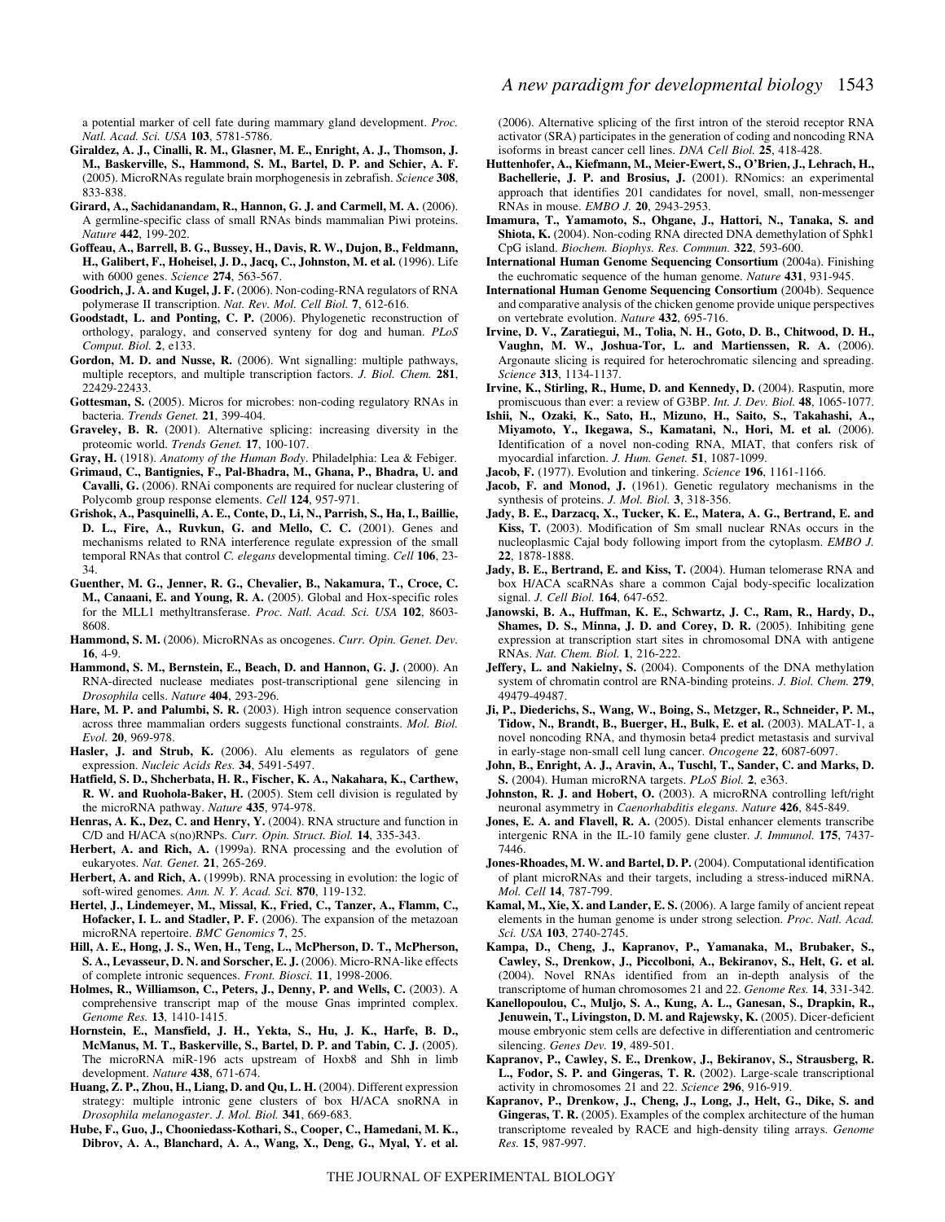a potential marker of cell fate during mammary gland development. *Proc. Natl. Acad. Sci. USA* **103**, 5781-5786.

**Giraldez, A. J., Cinalli, R. M., Glasner, M. E., Enright, A. J., Thomson, J. M., Baskerville, S., Hammond, S. M., Bartel, D. P. and Schier, A. F.** (2005). MicroRNAs regulate brain morphogenesis in zebrafish. *Science* **308**, 833-838.

**Girard, A., Sachidanandam, R., Hannon, G. J. and Carmell, M. A.** (2006). A germline-specific class of small RNAs binds mammalian Piwi proteins. *Nature* **442**, 199-202.

**Goffeau, A., Barrell, B. G., Bussey, H., Davis, R. W., Dujon, B., Feldmann, H., Galibert, F., Hoheisel, J. D., Jacq, C., Johnston, M. et al.** (1996). Life with 6000 genes. *Science* **274**, 563-567.

**Goodrich, J. A. and Kugel, J. F.** (2006). Non-coding-RNA regulators of RNA polymerase II transcription. *Nat. Rev. Mol. Cell Biol.* **7**, 612-616.

**Goodstadt, L. and Ponting, C. P.** (2006). Phylogenetic reconstruction of orthology, paralogy, and conserved synteny for dog and human. *PLoS Comput. Biol.* **2**, e133.

**Gordon, M. D. and Nusse, R.** (2006). Wnt signalling: multiple pathways, multiple receptors, and multiple transcription factors. *J. Biol. Chem.* **281**, 22429-22433.

**Gottesman, S.** (2005). Micros for microbes: non-coding regulatory RNAs in bacteria. *Trends Genet.* **21**, 399-404.

**Graveley, B. R.** (2001). Alternative splicing: increasing diversity in the proteomic world. *Trends Genet.* **17**, 100-107.

**Gray, H.** (1918). *Anatomy of the Human Body*. Philadelphia: Lea & Febiger.

**Grimaud, C., Bantignies, F., Pal-Bhadra, M., Ghana, P., Bhadra, U. and Cavalli, G.** (2006). RNAi components are required for nuclear clustering of Polycomb group response elements. *Cell* **124**, 957-971.

**Grishok, A., Pasquinelli, A. E., Conte, D., Li, N., Parrish, S., Ha, I., Baillie, D. L., Fire, A., Ruvkun, G. and Mello, C. C.** (2001). Genes and mechanisms related to RNA interference regulate expression of the small temporal RNAs that control *C. elegans* developmental timing. *Cell* **106**, 23-34.

**Guenther, M. G., Jenner, R. G., Chevalier, B., Nakamura, T., Croce, C. M., Canaani, E. and Young, R. A.** (2005). Global and Hox-specific roles for the MLL1 methyltransferase. *Proc. Natl. Acad. Sci. USA* **102**, 8603-8608.

**Hammond, S. M.** (2006). MicroRNAs as oncogenes. *Curr. Opin. Genet. Dev.* **16**, 4-9.

**Hammond, S. M., Bernstein, E., Beach, D. and Hannon, G. J.** (2000). An RNA-directed nuclease mediates post-transcriptional gene silencing in *Drosophila* cells. *Nature* **404**, 293-296.

**Hare, M. P. and Palumbi, S. R.** (2003). High intron sequence conservation across three mammalian orders suggests functional constraints. *Mol. Biol. Evol.* **20**, 969-978.

**Hasler, J. and Strub, K.** (2006). Alu elements as regulators of gene expression. *Nucleic Acids Res.* **34**, 5491-5497.

**Hatfield, S. D., Shcherbata, H. R., Fischer, K. A., Nakahara, K., Carthew, R. W. and Ruohola-Baker, H.** (2005). Stem cell division is regulated by the microRNA pathway. *Nature* **435**, 974-978.

**Henras, A. K., Dez, C. and Henry, Y.** (2004). RNA structure and function in C/D and H/ACA s(no)RNPs. *Curr. Opin. Struct. Biol.* **14**, 335-343.

**Herbert, A. and Rich, A.** (1999a). RNA processing and the evolution of eukaryotes. *Nat. Genet.* **21**, 265-269.

**Herbert, A. and Rich, A.** (1999b). RNA processing in evolution: the logic of soft-wired genomes. *Ann. N. Y. Acad. Sci.* **870**, 119-132.

**Hertel, J., Lindemeyer, M., Missal, K., Fried, C., Tanzer, A., Flamm, C., Hofacker, I. L. and Stadler, P. F.** (2006). The expansion of the metazoan microRNA repertoire. *BMC Genomics* **7**, 25.

**Hill, A. E., Hong, J. S., Wen, H., Teng, L., McPherson, D. T., McPherson, S. A., Levasseur, D. N. and Sorscher, E. J.** (2006). Micro-RNA-like effects of complete intronic sequences. *Front. Biosci.* **11**, 1998-2006.

**Holmes, R., Williamson, C., Peters, J., Denny, P. and Wells, C.** (2003). A comprehensive transcript map of the mouse Gnas imprinted complex. *Genome Res.* **13**, 1410-1415.

**Hornstein, E., Mansfield, J. H., Yekta, S., Hu, J. K., Harfe, B. D., McManus, M. T., Baskerville, S., Bartel, D. P. and Tabin, C. J.** (2005). The microRNA miR-196 acts upstream of Hoxb8 and Shh in limb development. *Nature* **438**, 671-674.

**Huang, Z. P., Zhou, H., Liang, D. and Qu, L. H.** (2004). Different expression strategy: multiple intronic gene clusters of box H/ACA snoRNA in *Drosophila melanogaster*. *J. Mol. Biol.* **341**, 669-683.

**Hube, F., Guo, J., Chooniedass-Kothari, S., Cooper, C., Hamedani, M. K., Dibrov, A. A., Blanchard, A. A., Wang, X., Deng, G., Myal, Y. et al.** (2006). Alternative splicing of the first intron of the steroid receptor RNA activator (SRA) participates in the generation of coding and noncoding RNA isoforms in breast cancer cell lines. *DNA Cell Biol.* **25**, 418-428.

**Huttenhofer, A., Kiefmann, M., Meier-Ewert, S., O'Brien, J., Lehrach, H., Bachellerie, J. P. and Brosius, J.** (2001). RNomics: an experimental approach that identifies 201 candidates for novel, small, non-messenger RNAs in mouse. *EMBO J.* **20**, 2943-2953.

**Imamura, T., Yamamoto, S., Ohgane, J., Hattori, N., Tanaka, S. and Shiota, K.** (2004). Non-coding RNA directed DNA demethylation of Sphk1 CpG island. *Biochem. Biophys. Res. Commun.* **322**, 593-600.

**International Human Genome Sequencing Consortium** (2004a). Finishing the euchromatic sequence of the human genome. *Nature* **431**, 931-945.

**International Human Genome Sequencing Consortium** (2004b). Sequence and comparative analysis of the chicken genome provide unique perspectives on vertebrate evolution. *Nature* **432**, 695-716.

**Irvine, D. V., Zaratiegui, M., Tolia, N. H., Goto, D. B., Chitwood, D. H., Vaughn, M. W., Joshua-Tor, L. and Martienssen, R. A.** (2006). Argonaute slicing is required for heterochromatic silencing and spreading. *Science* **313**, 1134-1137.

**Irvine, K., Stirling, R., Hume, D. and Kennedy, D.** (2004). Rasputin, more promiscuous than ever: a review of G3BP. *Int. J. Dev. Biol.* **48**, 1065-1077.

**Ishii, N., Ozaki, K., Sato, H., Mizuno, H., Saito, S., Takahashi, A., Miyamoto, Y., Ikegawa, S., Kamatani, N., Hori, M. et al.** (2006). Identification of a novel non-coding RNA, MIAT, that confers risk of myocardial infarction. *J. Hum. Genet.* **51**, 1087-1099.

**Jacob, F.** (1977). Evolution and tinkering. *Science* **196**, 1161-1166.

**Jacob, F. and Monod, J.** (1961). Genetic regulatory mechanisms in the synthesis of proteins. *J. Mol. Biol.* **3**, 318-356.

**Jady, B. E., Darzacq, X., Tucker, K. E., Matera, A. G., Bertrand, E. and Kiss, T.** (2003). Modification of Sm small nuclear RNAs occurs in the nucleoplasmic Cajal body following import from the cytoplasm. *EMBO J.* **22**, 1878-1888.

**Jady, B. E., Bertrand, E. and Kiss, T.** (2004). Human telomerase RNA and box H/ACA scaRNAs share a common Cajal body-specific localization signal. *J. Cell Biol.* **164**, 647-652.

**Janowski, B. A., Huffman, K. E., Schwartz, J. C., Ram, R., Hardy, D., Shames, D. S., Minna, J. D. and Corey, D. R.** (2005). Inhibiting gene expression at transcription start sites in chromosomal DNA with antigene RNAs. *Nat. Chem. Biol.* **1**, 216-222.

**Jeffery, L. and Nakielny, S.** (2004). Components of the DNA methylation system of chromatin control are RNA-binding proteins. *J. Biol. Chem.* **279**, 49479-49487.

**Ji, P., Diederichs, S., Wang, W., Boing, S., Metzger, R., Schneider, P. M., Tidow, N., Brandt, B., Buerger, H., Bulk, E. et al.** (2003). MALAT-1, a novel noncoding RNA, and thymosin beta4 predict metastasis and survival in early-stage non-small cell lung cancer. *Oncogene* **22**, 6087-6097.

**John, B., Enright, A. J., Aravin, A., Tuschl, T., Sander, C. and Marks, D. S.** (2004). Human microRNA targets. *PLoS Biol.* **2**, e363.

**Johnston, R. J. and Hobert, O.** (2003). A microRNA controlling left/right neuronal asymmetry in *Caenorhabditis elegans*. *Nature* **426**, 845-849.

**Jones, E. A. and Flavell, R. A.** (2005). Distal enhancer elements transcribe intergenic RNA in the IL-10 family gene cluster. *J. Immunol.* **175**, 7437-7446.

**Jones-Rhoades, M. W. and Bartel, D. P.** (2004). Computational identification of plant microRNAs and their targets, including a stress-induced miRNA. *Mol. Cell* **14**, 787-799.

**Kamal, M., Xie, X. and Lander, E. S.** (2006). A large family of ancient repeat elements in the human genome is under strong selection. *Proc. Natl. Acad. Sci. USA* **103**, 2740-2745.

**Kampa, D., Cheng, J., Kapranov, P., Yamanaka, M., Brubaker, S., Cawley, S., Drenkow, J., Piccolboni, A., Bekiranov, S., Helt, G. et al.** (2004). Novel RNAs identified from an in-depth analysis of the transcriptome of human chromosomes 21 and 22. *Genome Res.* **14**, 331-342.

**Kanellopoulou, C., Muljo, S. A., Kung, A. L., Ganesan, S., Drapkin, R., Jenuwein, T., Livingston, D. M. and Rajewsky, K.** (2005). Dicer-deficient mouse embryonic stem cells are defective in differentiation and centromeric silencing. *Genes Dev.* **19**, 489-501.

**Kapranov, P., Cawley, S. E., Drenkow, J., Bekiranov, S., Strausberg, R. L., Fodor, S. P. and Gingeras, T. R.** (2002). Large-scale transcriptional activity in chromosomes 21 and 22. *Science* **296**, 916-919.

**Kapranov, P., Drenkow, J., Cheng, J., Long, J., Helt, G., Dike, S. and Gingeras, T. R.** (2005). Examples of the complex architecture of the human transcriptome revealed by RACE and high-density tiling arrays. *Genome Res.* **15**, 987-997.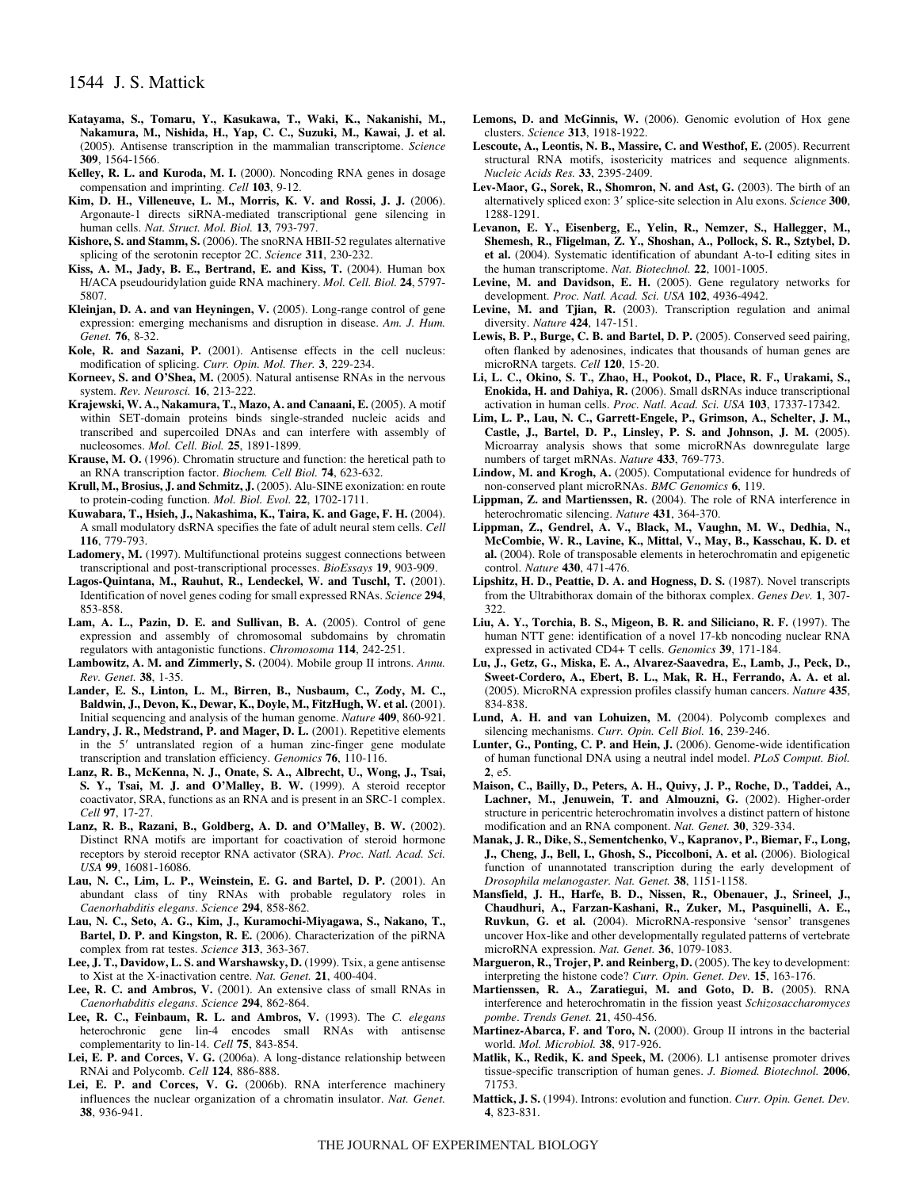**Katayama, S., Tomaru, Y., Kasukawa, T., Waki, K., Nakanishi, M., Nakamura, M., Nishida, H., Yap, C. C., Suzuki, M., Kawai, J. et al.** (2005). Antisense transcription in the mammalian transcriptome. *Science* **309**, 1564-1566.

**Kelley, R. L. and Kuroda, M. I.** (2000). Noncoding RNA genes in dosage compensation and imprinting. *Cell* **103**, 9-12.

**Kim, D. H., Villeneuve, L. M., Morris, K. V. and Rossi, J. J.** (2006). Argonaute-1 directs siRNA-mediated transcriptional gene silencing in human cells. *Nat. Struct. Mol. Biol.* **13**, 793-797.

**Kishore, S. and Stamm, S.** (2006). The snoRNA HBII-52 regulates alternative splicing of the serotonin receptor 2C. *Science* **311**, 230-232.

**Kiss, A. M., Jady, B. E., Bertrand, E. and Kiss, T.** (2004). Human box H/ACA pseudouridylation guide RNA machinery. *Mol. Cell. Biol.* **24**, 5797-5807.

**Kleinjan, D. A. and van Heyningen, V.** (2005). Long-range control of gene expression: emerging mechanisms and disruption in disease. *Am. J. Hum. Genet.* **76**, 8-32.

**Kole, R. and Sazani, P.** (2001). Antisense effects in the cell nucleus: modification of splicing. *Curr. Opin. Mol. Ther.* **3**, 229-234.

**Korneev, S. and O'Shea, M.** (2005). Natural antisense RNAs in the nervous system. *Rev. Neurosci.* **16**, 213-222.

**Krajewski, W. A., Nakamura, T., Mazo, A. and Canaani, E.** (2005). A motif within SET-domain proteins binds single-stranded nucleic acids and transcribed and supercoiled DNAs and can interfere with assembly of nucleosomes. *Mol. Cell. Biol.* **25**, 1891-1899.

**Krause, M. O.** (1996). Chromatin structure and function: the heretical path to an RNA transcription factor. *Biochem. Cell Biol.* **74**, 623-632.

**Krull, M., Brosius, J. and Schmitz, J.** (2005). Alu-SINE exonization: en route to protein-coding function. *Mol. Biol. Evol.* **22**, 1702-1711.

**Kuwabara, T., Hsieh, J., Nakashima, K., Taira, K. and Gage, F. H.** (2004). A small modulatory dsRNA specifies the fate of adult neural stem cells. *Cell* **116**, 779-793.

**Ladomery, M.** (1997). Multifunctional proteins suggest connections between transcriptional and post-transcriptional processes. *BioEssays* **19**, 903-909.

**Lagos-Quintana, M., Rauhut, R., Lendeckel, W. and Tuschl, T.** (2001). Identification of novel genes coding for small expressed RNAs. *Science* **294**, 853-858.

**Lam, A. L., Pazin, D. E. and Sullivan, B. A.** (2005). Control of gene expression and assembly of chromosomal subdomains by chromatin regulators with antagonistic functions. *Chromosoma* **114**, 242-251.

**Lambowitz, A. M. and Zimmerly, S.** (2004). Mobile group II introns. *Annu. Rev. Genet.* **38**, 1-35.

**Lander, E. S., Linton, L. M., Birren, B., Nusbaum, C., Zody, M. C., Baldwin, J., Devon, K., Dewar, K., Doyle, M., FitzHugh, W. et al.** (2001). Initial sequencing and analysis of the human genome. *Nature* **409**, 860-921.

**Landry, J. R., Medstrand, P. and Mager, D. L.** (2001). Repetitive elements in the 5′ untranslated region of a human zinc-finger gene modulate transcription and translation efficiency. *Genomics* **76**, 110-116.

**Lanz, R. B., McKenna, N. J., Onate, S. A., Albrecht, U., Wong, J., Tsai, S. Y., Tsai, M. J. and O'Malley, B. W.** (1999). A steroid receptor coactivator, SRA, functions as an RNA and is present in an SRC-1 complex. *Cell* **97**, 17-27.

**Lanz, R. B., Razani, B., Goldberg, A. D. and O'Malley, B. W.** (2002). Distinct RNA motifs are important for coactivation of steroid hormone receptors by steroid receptor RNA activator (SRA). *Proc. Natl. Acad. Sci. USA* **99**, 16081-16086.

**Lau, N. C., Lim, L. P., Weinstein, E. G. and Bartel, D. P.** (2001). An abundant class of tiny RNAs with probable regulatory roles in *Caenorhabditis elegans*. *Science* **294**, 858-862.

**Lau, N. C., Seto, A. G., Kim, J., Kuramochi-Miyagawa, S., Nakano, T., Bartel, D. P. and Kingston, R. E.** (2006). Characterization of the piRNA complex from rat testes. *Science* **313**, 363-367.

**Lee, J. T., Davidow, L. S. and Warshawsky, D.** (1999). Tsix, a gene antisense to Xist at the X-inactivation centre. *Nat. Genet.* **21**, 400-404.

**Lee, R. C. and Ambros, V.** (2001). An extensive class of small RNAs in *Caenorhabditis elegans*. *Science* **294**, 862-864.

**Lee, R. C., Feinbaum, R. L. and Ambros, V.** (1993). The *C. elegans* heterochronic gene lin-4 encodes small RNAs with antisense complementarity to lin-14. *Cell* **75**, 843-854.

**Lei, E. P. and Corces, V. G.** (2006a). A long-distance relationship between RNAi and Polycomb. *Cell* **124**, 886-888.

**Lei, E. P. and Corces, V. G.** (2006b). RNA interference machinery influences the nuclear organization of a chromatin insulator. *Nat. Genet.* **38**, 936-941.

**Lemons, D. and McGinnis, W.** (2006). Genomic evolution of Hox gene clusters. *Science* **313**, 1918-1922.

**Lescoute, A., Leontis, N. B., Massire, C. and Westhof, E.** (2005). Recurrent structural RNA motifs, isostericity matrices and sequence alignments. *Nucleic Acids Res.* **33**, 2395-2409.

**Lev-Maor, G., Sorek, R., Shomron, N. and Ast, G.** (2003). The birth of an alternatively spliced exon: 3′ splice-site selection in Alu exons. *Science* **300**, 1288-1291.

**Levanon, E. Y., Eisenberg, E., Yelin, R., Nemzer, S., Hallegger, M., Shemesh, R., Fligelman, Z. Y., Shoshan, A., Pollock, S. R., Sztybel, D. et al.** (2004). Systematic identification of abundant A-to-I editing sites in the human transcriptome. *Nat. Biotechnol.* **22**, 1001-1005.

**Levine, M. and Davidson, E. H.** (2005). Gene regulatory networks for development. *Proc. Natl. Acad. Sci. USA* **102**, 4936-4942.

**Levine, M. and Tjian, R.** (2003). Transcription regulation and animal diversity. *Nature* **424**, 147-151.

**Lewis, B. P., Burge, C. B. and Bartel, D. P.** (2005). Conserved seed pairing, often flanked by adenosines, indicates that thousands of human genes are microRNA targets. *Cell* **120**, 15-20.

**Li, L. C., Okino, S. T., Zhao, H., Pookot, D., Place, R. F., Urakami, S., Enokida, H. and Dahiya, R.** (2006). Small dsRNAs induce transcriptional activation in human cells. *Proc. Natl. Acad. Sci. USA* **103**, 17337-17342.

**Lim, L. P., Lau, N. C., Garrett-Engele, P., Grimson, A., Schelter, J. M., Castle, J., Bartel, D. P., Linsley, P. S. and Johnson, J. M.** (2005). Microarray analysis shows that some microRNAs downregulate large numbers of target mRNAs. *Nature* **433**, 769-773.

**Lindow, M. and Krogh, A.** (2005). Computational evidence for hundreds of non-conserved plant microRNAs. *BMC Genomics* **6**, 119.

**Lippman, Z. and Martienssen, R.** (2004). The role of RNA interference in heterochromatic silencing. *Nature* **431**, 364-370.

**Lippman, Z., Gendrel, A. V., Black, M., Vaughn, M. W., Dedhia, N., McCombie, W. R., Lavine, K., Mittal, V., May, B., Kasschau, K. D. et al.** (2004). Role of transposable elements in heterochromatin and epigenetic control. *Nature* **430**, 471-476.

**Lipshitz, H. D., Peattie, D. A. and Hogness, D. S.** (1987). Novel transcripts from the Ultrabithorax domain of the bithorax complex. *Genes Dev.* **1**, 307-322.

**Liu, A. Y., Torchia, B. S., Migeon, B. R. and Siliciano, R. F.** (1997). The human NTT gene: identification of a novel 17-kb noncoding nuclear RNA expressed in activated CD4+ T cells. *Genomics* **39**, 171-184.

**Lu, J., Getz, G., Miska, E. A., Alvarez-Saavedra, E., Lamb, J., Peck, D., Sweet-Cordero, A., Ebert, B. L., Mak, R. H., Ferrando, A. A. et al.** (2005). MicroRNA expression profiles classify human cancers. *Nature* **435**, 834-838.

**Lund, A. H. and van Lohuizen, M.** (2004). Polycomb complexes and silencing mechanisms. *Curr. Opin. Cell Biol.* **16**, 239-246.

**Lunter, G., Ponting, C. P. and Hein, J.** (2006). Genome-wide identification of human functional DNA using a neutral indel model. *PLoS Comput. Biol.* **2**, e5.

**Maison, C., Bailly, D., Peters, A. H., Quivy, J. P., Roche, D., Taddei, A., Lachner, M., Jenuwein, T. and Almouzni, G.** (2002). Higher-order structure in pericentric heterochromatin involves a distinct pattern of histone modification and an RNA component. *Nat. Genet.* **30**, 329-334.

**Manak, J. R., Dike, S., Sementchenko, V., Kapranov, P., Biemar, F., Long, J., Cheng, J., Bell, I., Ghosh, S., Piccolboni, A. et al.** (2006). Biological function of unannotated transcription during the early development of *Drosophila melanogaster*. *Nat. Genet.* **38**, 1151-1158.

**Mansfield, J. H., Harfe, B. D., Nissen, R., Obenauer, J., Srineel, J., Chaudhuri, A., Farzan-Kashani, R., Zuker, M., Pasquinelli, A. E., Ruvkun, G. et al.** (2004). MicroRNA-responsive 'sensor' transgenes uncover Hox-like and other developmentally regulated patterns of vertebrate microRNA expression. *Nat. Genet.* **36**, 1079-1083.

**Margueron, R., Trojer, P. and Reinberg, D.** (2005). The key to development: interpreting the histone code? *Curr. Opin. Genet. Dev.* **15**, 163-176.

**Martienssen, R. A., Zaratiegui, M. and Goto, D. B.** (2005). RNA interference and heterochromatin in the fission yeast *Schizosaccharomyces pombe*. *Trends Genet.* **21**, 450-456.

**Martinez-Abarca, F. and Toro, N.** (2000). Group II introns in the bacterial world. *Mol. Microbiol.* **38**, 917-926.

**Matlik, K., Redik, K. and Speek, M.** (2006). L1 antisense promoter drives tissue-specific transcription of human genes. *J. Biomed. Biotechnol.* **2006**, 71753.

**Mattick, J. S.** (1994). Introns: evolution and function. *Curr. Opin. Genet. Dev.* **4**, 823-831.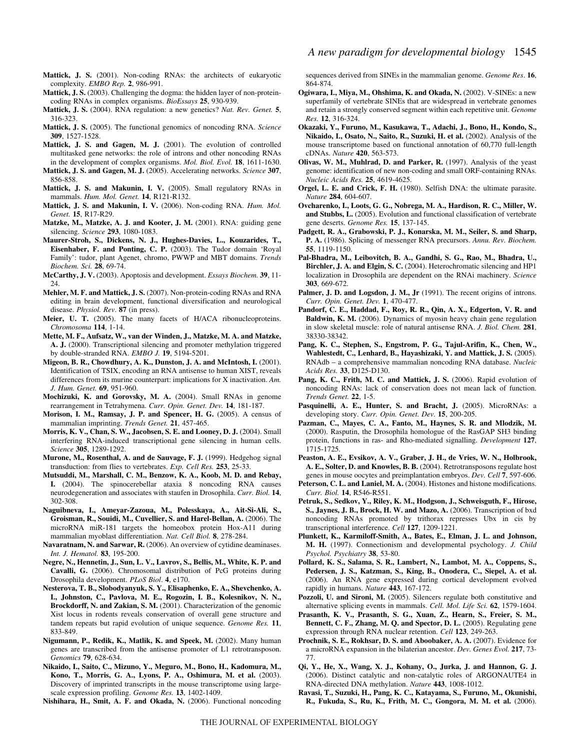**Mattick, J. S.** (2001). Non-coding RNAs: the architects of eukaryotic complexity. *EMBO Rep.* **2**, 986-991.

**Mattick, J. S.** (2003). Challenging the dogma: the hidden layer of non-protein-coding RNAs in complex organisms. *BioEssays* **25**, 930-939.

**Mattick, J. S.** (2004). RNA regulation: a new genetics? *Nat. Rev. Genet.* **5**, 316-323.

**Mattick, J. S.** (2005). The functional genomics of noncoding RNA. *Science* **309**, 1527-1528.

**Mattick, J. S. and Gagen, M. J.** (2001). The evolution of controlled multitasked gene networks: the role of introns and other noncoding RNAs in the development of complex organisms. *Mol. Biol. Evol.* **18**, 1611-1630.

**Mattick, J. S. and Gagen, M. J.** (2005). Accelerating networks. *Science* **307**, 856-858.

**Mattick, J. S. and Makunin, I. V.** (2005). Small regulatory RNAs in mammals. *Hum. Mol. Genet.* **14**, R121-R132.

**Mattick, J. S. and Makunin, I. V.** (2006). Non-coding RNA. *Hum. Mol. Genet.* **15**, R17-R29.

**Matzke, M., Matzke, A. J. and Kooter, J. M.** (2001). RNA: guiding gene silencing. *Science* **293**, 1080-1083.

**Maurer-Stroh, S., Dickens, N. J., Hughes-Davies, L., Kouzarides, T., Eisenhaber, F. and Ponting, C. P.** (2003). The Tudor domain 'Royal Family': tudor, plant Agenet, chromo, PWWP and MBT domains. *Trends Biochem. Sci.* **28**, 69-74.

**McCarthy, J. V.** (2003). Apoptosis and development. *Essays Biochem.* **39**, 11-24.

**Mehler, M. F. and Mattick, J. S.** (2007). Non-protein-coding RNAs and RNA editing in brain development, functional diversification and neurological disease. *Physiol. Rev*. **87** (in press).

**Meier, U. T.** (2005). The many facets of H/ACA ribonucleoproteins. *Chromosoma* **114**, 1-14.

**Mette, M. F., Aufsatz, W., van der Winden, J., Matzke, M. A. and Matzke, A. J.** (2000). Transcriptional silencing and promoter methylation triggered by double-stranded RNA. *EMBO J.* **19**, 5194-5201.

**Migeon, B. R., Chowdhury, A. K., Dunston, J. A. and McIntosh, I.** (2001). Identification of TSIX, encoding an RNA antisense to human XIST, reveals differences from its murine counterpart: implications for X inactivation. *Am. J. Hum. Genet.* **69**, 951-960.

**Mochizuki, K. and Gorovsky, M. A.** (2004). Small RNAs in genome rearrangement in Tetrahymena. *Curr. Opin. Genet. Dev.* **14**, 181-187.

**Morison, I. M., Ramsay, J. P. and Spencer, H. G.** (2005). A census of mammalian imprinting. *Trends Genet.* **21**, 457-465.

**Morris, K. V., Chan, S. W., Jacobsen, S. E. and Looney, D. J.** (2004). Small interfering RNA-induced transcriptional gene silencing in human cells. *Science* **305**, 1289-1292.

**Murone, M., Rosenthal, A. and de Sauvage, F. J.** (1999). Hedgehog signal transduction: from flies to vertebrates. *Exp. Cell Res.* **253**, 25-33.

**Mutsuddi, M., Marshall, C. M., Benzow, K. A., Koob, M. D. and Rebay, I.** (2004). The spinocerebellar ataxia 8 noncoding RNA causes neurodegeneration and associates with staufen in Drosophila. *Curr. Biol.* **14**, 302-308.

**Naguibneva, I., Ameyar-Zazoua, M., Polesskaya, A., Ait-Si-Ali, S., Groisman, R., Souidi, M., Cuvellier, S. and Harel-Bellan, A.** (2006). The microRNA miR-181 targets the homeobox protein Hox-A11 during mammalian myoblast differentiation. *Nat. Cell Biol.* **8**, 278-284.

**Navaratnam, N. and Sarwar, R.** (2006). An overview of cytidine deaminases. *Int. J. Hematol.* **83**, 195-200.

**Negre, N., Hennetin, J., Sun, L. V., Lavrov, S., Bellis, M., White, K. P. and Cavalli, G.** (2006). Chromosomal distribution of PcG proteins during Drosophila development. *PLoS Biol.* **4**, e170.

**Nesterova, T. B., Slobodyanyuk, S. Y., Elisaphenko, E. A., Shevchenko, A. I., Johnston, C., Pavlova, M. E., Rogozin, I. B., Kolesnikov, N. N., Brockdorff, N. and Zakian, S. M.** (2001). Characterization of the genomic Xist locus in rodents reveals conservation of overall gene structure and tandem repeats but rapid evolution of unique sequence. *Genome Res.* **11**, 833-849.

**Nigumann, P., Redik, K., Matlik, K. and Speek, M.** (2002). Many human genes are transcribed from the antisense promoter of L1 retrotransposon. *Genomics* **79**, 628-634.

**Nikaido, I., Saito, C., Mizuno, Y., Meguro, M., Bono, H., Kadomura, M., Kono, T., Morris, G. A., Lyons, P. A., Oshimura, M. et al.** (2003). Discovery of imprinted transcripts in the mouse transcriptome using large-scale expression profiling. *Genome Res.* **13**, 1402-1409.

**Nishihara, H., Smit, A. F. and Okada, N.** (2006). Functional noncoding sequences derived from SINEs in the mammalian genome. *Genome Res*. **16**, 864-874.

**Ogiwara, I., Miya, M., Ohshima, K. and Okada, N.** (2002). V-SINEs: a new superfamily of vertebrate SINEs that are widespread in vertebrate genomes and retain a strongly conserved segment within each repetitive unit. *Genome Res.* **12**, 316-324.

**Okazaki, Y., Furuno, M., Kasukawa, T., Adachi, J., Bono, H., Kondo, S., Nikaido, I., Osato, N., Saito, R., Suzuki, H. et al.** (2002). Analysis of the mouse transcriptome based on functional annotation of 60,770 full-length cDNAs. *Nature* **420**, 563-573.

**Olivas, W. M., Muhlrad, D. and Parker, R.** (1997). Analysis of the yeast genome: identification of new non-coding and small ORF-containing RNAs. *Nucleic Acids Res.* **25**, 4619-4625.

**Orgel, L. E. and Crick, F. H.** (1980). Selfish DNA: the ultimate parasite. *Nature* **284**, 604-607.

**Ovcharenko, I., Loots, G. G., Nobrega, M. A., Hardison, R. C., Miller, W. and Stubbs, L.** (2005). Evolution and functional classification of vertebrate gene deserts. *Genome Res.* **15**, 137-145.

**Padgett, R. A., Grabowski, P. J., Konarska, M. M., Seiler, S. and Sharp, P. A.** (1986). Splicing of messenger RNA precursors. *Annu. Rev. Biochem.* **55**, 1119-1150.

**Pal-Bhadra, M., Leibovitch, B. A., Gandhi, S. G., Rao, M., Bhadra, U., Birchler, J. A. and Elgin, S. C.** (2004). Heterochromatic silencing and HP1 localization in Drosophila are dependent on the RNAi machinery. *Science* **303**, 669-672.

**Palmer, J. D. and Logsdon, J. M., Jr** (1991). The recent origins of introns. *Curr. Opin. Genet. Dev.* **1**, 470-477.

**Pandorf, C. E., Haddad, F., Roy, R. R., Qin, A. X., Edgerton, V. R. and Baldwin, K. M.** (2006). Dynamics of myosin heavy chain gene regulation in slow skeletal muscle: role of natural antisense RNA. *J. Biol. Chem.* **281**, 38330-38342.

**Pang, K. C., Stephen, S., Engstrom, P. G., Tajul-Arifin, K., Chen, W., Wahlestedt, C., Lenhard, B., Hayashizaki, Y. and Mattick, J. S.** (2005). RNAdb – a comprehensive mammalian noncoding RNA database. *Nucleic Acids Res.* **33**, D125-D130.

**Pang, K. C., Frith, M. C. and Mattick, J. S.** (2006). Rapid evolution of noncoding RNAs: lack of conservation does not mean lack of function. *Trends Genet.* **22**, 1-5.

**Pasquinelli, A. E., Hunter, S. and Bracht, J.** (2005). MicroRNAs: a developing story. *Curr. Opin. Genet. Dev.* **15**, 200-205.

**Pazman, C., Mayes, C. A., Fanto, M., Haynes, S. R. and Mlodzik, M.** (2000). Rasputin, the Drosophila homologue of the RasGAP SH3 binding protein, functions in ras- and Rho-mediated signalling. *Development* **127**, 1715-1725.

**Peaston, A. E., Evsikov, A. V., Graber, J. H., de Vries, W. N., Holbrook, A. E., Solter, D. and Knowles, B. B.** (2004). Retrotransposons regulate host genes in mouse oocytes and preimplantation embryos. *Dev. Cell* **7**, 597-606.

**Peterson, C. L. and Laniel, M. A.** (2004). Histones and histone modifications. *Curr. Biol.* **14**, R546-R551.

**Petruk, S., Sedkov, Y., Riley, K. M., Hodgson, J., Schweisguth, F., Hirose, S., Jaynes, J. B., Brock, H. W. and Mazo, A.** (2006). Transcription of bxd noncoding RNAs promoted by trithorax represses Ubx in cis by transcriptional interference. *Cell* **127**, 1209-1221.

**Plunkett, K., Karmiloff-Smith, A., Bates, E., Elman, J. L. and Johnson, M. H.** (1997). Connectionism and developmental psychology. *J. Child Psychol. Psychiatry* **38**, 53-80.

**Pollard, K. S., Salama, S. R., Lambert, N., Lambot, M. A., Coppens, S., Pedersen, J. S., Katzman, S., King, B., Onodera, C., Siepel, A. et al.** (2006). An RNA gene expressed during cortical development evolved rapidly in humans. *Nature* **443**, 167-172.

**Pozzoli, U. and Sironi, M.** (2005). Silencers regulate both constitutive and alternative splicing events in mammals. *Cell. Mol. Life Sci.* **62**, 1579-1604.

**Prasanth, K. V., Prasanth, S. G., Xuan, Z., Hearn, S., Freier, S. M., Bennett, C. F., Zhang, M. Q. and Spector, D. L.** (2005). Regulating gene expression through RNA nuclear retention. *Cell* **123**, 249-263.

**Prochnik, S. E., Rokhsar, D. S. and Aboobaker, A. A.** (2007). Evidence for a microRNA expansion in the bilaterian ancestor. *Dev. Genes Evol.* **217**, 73-77.

**Qi, Y., He, X., Wang, X. J., Kohany, O., Jurka, J. and Hannon, G. J.** (2006). Distinct catalytic and non-catalytic roles of ARGONAUTE4 in RNA-directed DNA methylation. *Nature* **443**, 1008-1012.

**Ravasi, T., Suzuki, H., Pang, K. C., Katayama, S., Furuno, M., Okunishi, R., Fukuda, S., Ru, K., Frith, M. C., Gongora, M. M. et al.** (2006).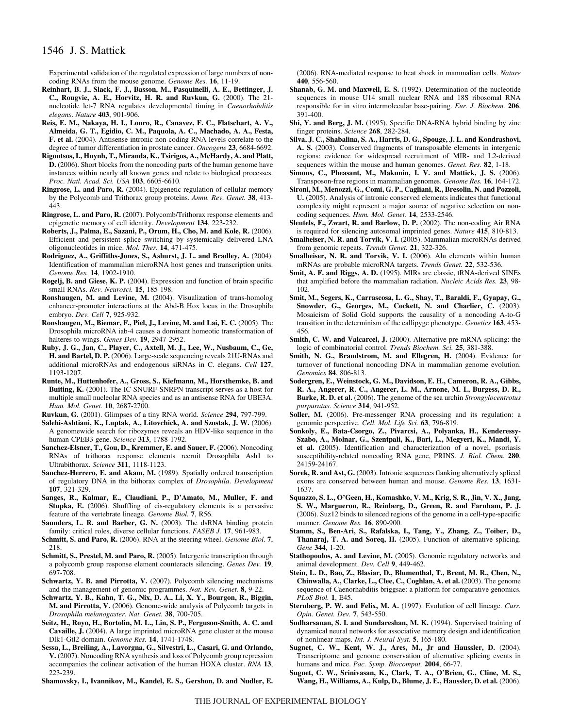Experimental validation of the regulated expression of large numbers of non-coding RNAs from the mouse genome. *Genome Res.* **16**, 11-19.

**Reinhart, B. J., Slack, F. J., Basson, M., Pasquinelli, A. E., Bettinger, J. C., Rougvie, A. E., Horvitz, H. R. and Ruvkun, G.** (2000). The 21-nucleotide let-7 RNA regulates developmental timing in *Caenorhabditis elegans*. *Nature* **403**, 901-906.

**Reis, E. M., Nakaya, H. I., Louro, R., Canavez, F. C., Flatschart, A. V., Almeida, G. T., Egidio, C. M., Paquola, A. C., Machado, A. A., Festa, F. et al.** (2004). Antisense intronic non-coding RNA levels correlate to the degree of tumor differentiation in prostate cancer. *Oncogene* **23**, 6684-6692.

**Rigoutsos, I., Huynh, T., Miranda, K., Tsirigos, A., McHardy, A. and Platt, D.** (2006). Short blocks from the noncoding parts of the human genome have instances within nearly all known genes and relate to biological processes. *Proc. Natl. Acad. Sci. USA* **103**, 6605-6610.

**Ringrose, L. and Paro, R.** (2004). Epigenetic regulation of cellular memory by the Polycomb and Trithorax group proteins. *Annu. Rev. Genet.* **38**, 413-443.

**Ringrose, L. and Paro, R.** (2007). Polycomb/Trithorax response elements and epigenetic memory of cell identity. *Development* **134**, 223-232.

**Roberts, J., Palma, E., Sazani, P., Orum, H., Cho, M. and Kole, R.** (2006). Efficient and persistent splice switching by systemically delivered LNA oligonucleotides in mice. *Mol. Ther.* **14**, 471-475.

**Rodriguez, A., Griffiths-Jones, S., Ashurst, J. L. and Bradley, A.** (2004). Identification of mammalian microRNA host genes and transcription units. *Genome Res.* **14**, 1902-1910.

**Rogelj, B. and Giese, K. P.** (2004). Expression and function of brain specific small RNAs. *Rev. Neurosci.* **15**, 185-198.

**Ronshaugen, M. and Levine, M.** (2004). Visualization of trans-homolog enhancer-promoter interactions at the Abd-B Hox locus in the Drosophila embryo. *Dev. Cell* **7**, 925-932.

**Ronshaugen, M., Biemar, F., Piel, J., Levine, M. and Lai, E. C.** (2005). The Drosophila microRNA iab-4 causes a dominant homeotic transformation of halteres to wings. *Genes Dev.* **19**, 2947-2952.

**Ruby, J. G., Jan, C., Player, C., Axtell, M. J., Lee, W., Nusbaum, C., Ge, H. and Bartel, D. P.** (2006). Large-scale sequencing reveals 21U-RNAs and additional microRNAs and endogenous siRNAs in C. elegans. *Cell* **127**, 1193-1207.

**Runte, M., Huttenhofer, A., Gross, S., Kiefmann, M., Horsthemke, B. and Buiting, K.** (2001). The IC-SNURF-SNRPN transcript serves as a host for multiple small nucleolar RNA species and as an antisense RNA for UBE3A. *Hum. Mol. Genet.* **10**, 2687-2700.

**Ruvkun, G.** (2001). Glimpses of a tiny RNA world. *Science* **294**, 797-799.

**Salehi-Ashtiani, K., Luptak, A., Litovchick, A. and Szostak, J. W.** (2006). A genomewide search for ribozymes reveals an HDV-like sequence in the human CPEB3 gene. *Science* **313**, 1788-1792.

**Sanchez-Elsner, T., Gou, D., Kremmer, E. and Sauer, F.** (2006). Noncoding RNAs of trithorax response elements recruit Drosophila Ash1 to Ultrabithorax. *Science* **311**, 1118-1123.

**Sanchez-Herrero, E. and Akam, M.** (1989). Spatially ordered transcription of regulatory DNA in the bithorax complex of *Drosophila*. *Development* **107**, 321-329.

**Sanges, R., Kalmar, E., Claudiani, P., D'Amato, M., Muller, F. and Stupka, E.** (2006). Shuffling of cis-regulatory elements is a pervasive feature of the vertebrate lineage. *Genome Biol.* **7**, R56.

**Saunders, L. R. and Barber, G. N.** (2003). The dsRNA binding protein family: critical roles, diverse cellular functions. *FASEB J.* **17**, 961-983.

**Schmitt, S. and Paro, R.** (2006). RNA at the steering wheel. *Genome Biol.* **7**, 218.

**Schmitt, S., Prestel, M. and Paro, R.** (2005). Intergenic transcription through a polycomb group response element counteracts silencing. *Genes Dev.* **19**, 697-708.

**Schwartz, Y. B. and Pirrotta, V.** (2007). Polycomb silencing mechanisms and the management of genomic programmes. *Nat. Rev. Genet.* **8**, 9-22.

**Schwartz, Y. B., Kahn, T. G., Nix, D. A., Li, X. Y., Bourgon, R., Biggin, M. and Pirrotta, V.** (2006). Genome-wide analysis of Polycomb targets in *Drosophila melanogaster*. *Nat. Genet.* **38**, 700-705.

**Seitz, H., Royo, H., Bortolin, M. L., Lin, S. P., Ferguson-Smith, A. C. and Cavaille, J.** (2004). A large imprinted microRNA gene cluster at the mouse Dlk1-Gtl2 domain. *Genome Res.* **14**, 1741-1748.

**Sessa, L., Breiling, A., Lavorgna, G., Silvestri, L., Casari, G. and Orlando, V.** (2007). Noncoding RNA synthesis and loss of Polycomb group repression accompanies the colinear activation of the human HOXA cluster. *RNA* **13**, 223-239.

**Shamovsky, I., Ivannikov, M., Kandel, E. S., Gershon, D. and Nudler, E.** (2006). RNA-mediated response to heat shock in mammalian cells. *Nature* **440**, 556-560.

**Shanab, G. M. and Maxwell, E. S.** (1992). Determination of the nucleotide sequences in mouse U14 small nuclear RNA and 18S ribosomal RNA responsible for in vitro intermolecular base-pairing. *Eur. J. Biochem.* **206**, 391-400.

**Shi, Y. and Berg, J. M.** (1995). Specific DNA-RNA hybrid binding by zinc finger proteins. *Science* **268**, 282-284.

**Silva, J. C., Shabalina, S. A., Harris, D. G., Spouge, J. L. and Kondrashovi, A. S.** (2003). Conserved fragments of transposable elements in intergenic regions: evidence for widespread recruitment of MIR- and L2-derived sequences within the mouse and human genomes. *Genet. Res.* **82**, 1-18.

**Simons, C., Pheasant, M., Makunin, I. V. and Mattick, J. S.** (2006). Transposon-free regions in mammalian genomes. *Genome Res.* **16**, 164-172.

**Sironi, M., Menozzi, G., Comi, G. P., Cagliani, R., Bresolin, N. and Pozzoli, U.** (2005). Analysis of intronic conserved elements indicates that functional complexity might represent a major source of negative selection on non-coding sequences. *Hum. Mol. Genet.* **14**, 2533-2546.

**Sleutels, F., Zwart, R. and Barlow, D. P.** (2002). The non-coding Air RNA is required for silencing autosomal imprinted genes. *Nature* **415**, 810-813.

**Smalheiser, N. R. and Torvik, V. I.** (2005). Mammalian microRNAs derived from genomic repeats. *Trends Genet.* **21**, 322-326.

**Smalheiser, N. R. and Torvik, V. I.** (2006). Alu elements within human mRNAs are probable microRNA targets. *Trends Genet.* **22**, 532-536.

**Smit, A. F. and Riggs, A. D.** (1995). MIRs are classic, tRNA-derived SINEs that amplified before the mammalian radiation. *Nucleic Acids Res.* **23**, 98-102.

**Smit, M., Segers, K., Carrascosa, L. G., Shay, T., Baraldi, F., Gyapay, G., Snowder, G., Georges, M., Cockett, N. and Charlier, C.** (2003). Mosaicism of Solid Gold supports the causality of a noncoding A-to-G transition in the determinism of the callipyge phenotype. *Genetics* **163**, 453-456.

**Smith, C. W. and Valcarcel, J.** (2000). Alternative pre-mRNA splicing: the logic of combinatorial control. *Trends Biochem. Sci.* **25**, 381-388.

**Smith, N. G., Brandstrom, M. and Ellegren, H.** (2004). Evidence for turnover of functional noncoding DNA in mammalian genome evolution. *Genomics* **84**, 806-813.

**Sodergren, E., Weinstock, G. M., Davidson, E. H., Cameron, R. A., Gibbs, R. A., Angerer, R. C., Angerer, L. M., Arnone, M. I., Burgess, D. R., Burke, R. D. et al.** (2006). The genome of the sea urchin *Strongylocentrotus purpuratus*. *Science* **314**, 941-952.

**Soller, M.** (2006). Pre-messenger RNA processing and its regulation: a genomic perspective. *Cell. Mol. Life Sci.* **63**, 796-819.

**Sonkoly, E., Bata-Csorgo, Z., Pivarcsi, A., Polyanka, H., Kenderessy-Szabo, A., Molnar, G., Szentpali, K., Bari, L., Megyeri, K., Mandi, Y. et al.** (2005). Identification and characterization of a novel, psoriasis susceptibility-related noncoding RNA gene, PRINS. *J. Biol. Chem.* **280**, 24159-24167.

**Sorek, R. and Ast, G.** (2003). Intronic sequences flanking alternatively spliced exons are conserved between human and mouse. *Genome Res.* **13**, 1631-1637.

**Squazzo, S. L., O'Geen, H., Komashko, V. M., Krig, S. R., Jin, V. X., Jang, S. W., Margueron, R., Reinberg, D., Green, R. and Farnham, P. J.** (2006). Suz12 binds to silenced regions of the genome in a cell-type-specific manner. *Genome Res.* **16**, 890-900.

**Stamm, S., Ben-Ari, S., Rafalska, I., Tang, Y., Zhang, Z., Toiber, D., Thanaraj, T. A. and Soreq, H.** (2005). Function of alternative splicing. *Gene* **344**, 1-20.

**Stathopoulos, A. and Levine, M.** (2005). Genomic regulatory networks and animal development. *Dev. Cell* **9**, 449-462.

**Stein, L. D., Bao, Z., Blasiar, D., Blumenthal, T., Brent, M. R., Chen, N., Chinwalla, A., Clarke, L., Clee, C., Coghlan, A. et al.** (2003). The genome sequence of Caenorhabditis briggsae: a platform for comparative genomics. *PLoS Biol.* **1**, E45.

**Sternberg, P. W. and Felix, M. A.** (1997). Evolution of cell lineage. *Curr. Opin. Genet. Dev.* **7**, 543-550.

**Sudharsanan, S. I. and Sundareshan, M. K.** (1994). Supervised training of dynamical neural networks for associative memory design and identification of nonlinear maps. *Int. J. Neural Syst.* **5**, 165-180.

**Sugnet, C. W., Kent, W. J., Ares, M., Jr and Haussler, D.** (2004). Transcriptome and genome conservation of alternative splicing events in humans and mice. *Pac. Symp. Biocomput.* **2004**, 66-77.

**Sugnet, C. W., Srinivasan, K., Clark, T. A., O'Brien, G., Cline, M. S., Wang, H., Williams, A., Kulp, D., Blume, J. E., Haussler, D. et al.** (2006).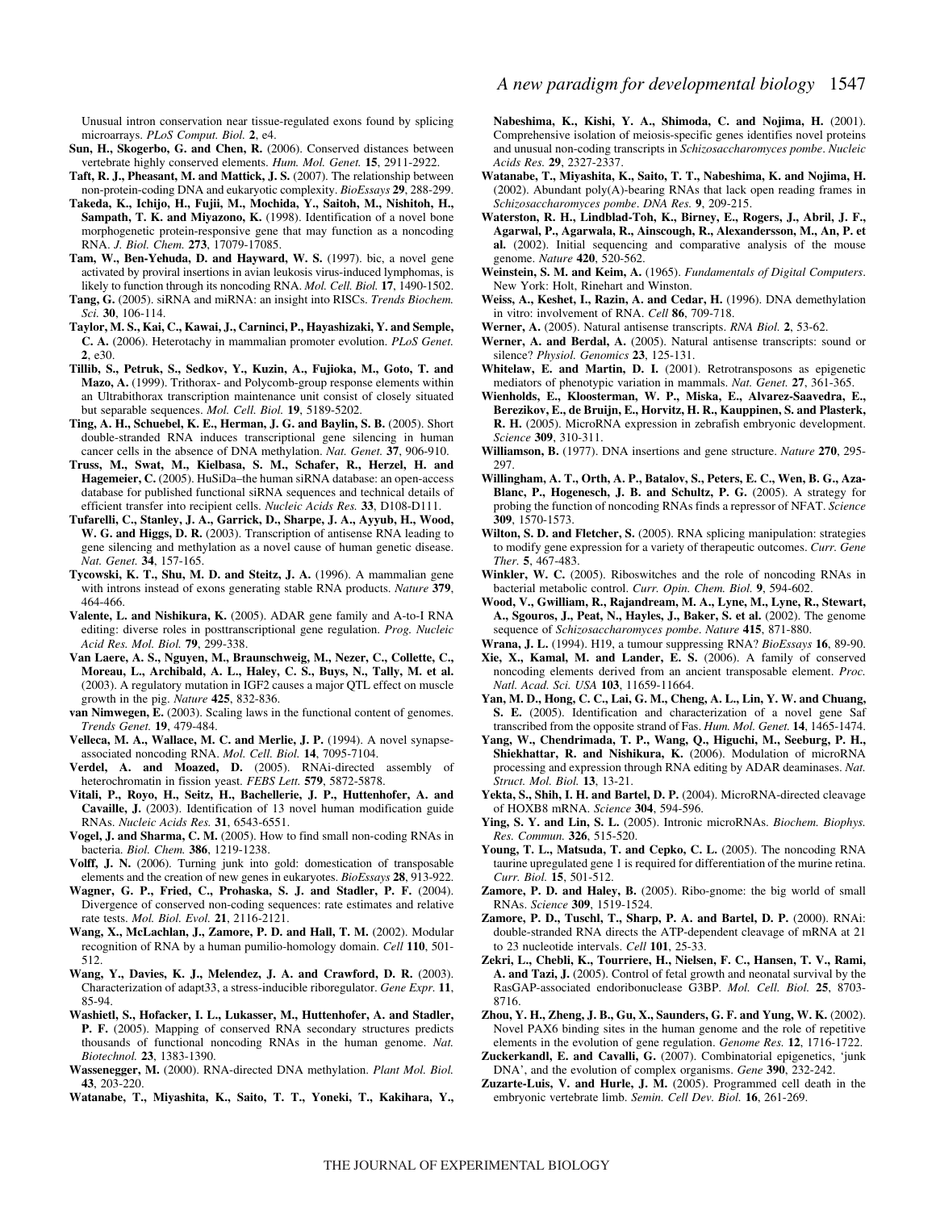Unusual intron conservation near tissue-regulated exons found by splicing microarrays. *PLoS Comput. Biol.* **2**, e4.

**Sun, H., Skogerbo, G. and Chen, R.** (2006). Conserved distances between vertebrate highly conserved elements. *Hum. Mol. Genet.* **15**, 2911-2922.

**Taft, R. J., Pheasant, M. and Mattick, J. S.** (2007). The relationship between non-protein-coding DNA and eukaryotic complexity. *BioEssays* **29**, 288-299.

**Takeda, K., Ichijo, H., Fujii, M., Mochida, Y., Saitoh, M., Nishitoh, H., Sampath, T. K. and Miyazono, K.** (1998). Identification of a novel bone morphogenetic protein-responsive gene that may function as a noncoding RNA. *J. Biol. Chem.* **273**, 17079-17085.

**Tam, W., Ben-Yehuda, D. and Hayward, W. S.** (1997). bic, a novel gene activated by proviral insertions in avian leukosis virus-induced lymphomas, is likely to function through its noncoding RNA. *Mol. Cell. Biol.* **17**, 1490-1502.

**Tang, G.** (2005). siRNA and miRNA: an insight into RISCs. *Trends Biochem. Sci.* **30**, 106-114.

**Taylor, M. S., Kai, C., Kawai, J., Carninci, P., Hayashizaki, Y. and Semple, C. A.** (2006). Heterotachy in mammalian promoter evolution. *PLoS Genet.* **2**, e30.

**Tillib, S., Petruk, S., Sedkov, Y., Kuzin, A., Fujioka, M., Goto, T. and Mazo, A.** (1999). Trithorax- and Polycomb-group response elements within an Ultrabithorax transcription maintenance unit consist of closely situated but separable sequences. *Mol. Cell. Biol.* **19**, 5189-5202.

**Ting, A. H., Schuebel, K. E., Herman, J. G. and Baylin, S. B.** (2005). Short double-stranded RNA induces transcriptional gene silencing in human cancer cells in the absence of DNA methylation. *Nat. Genet.* **37**, 906-910.

**Truss, M., Swat, M., Kielbasa, S. M., Schafer, R., Herzel, H. and Hagemeier, C.** (2005). HuSiDa–the human siRNA database: an open-access database for published functional siRNA sequences and technical details of efficient transfer into recipient cells. *Nucleic Acids Res.* **33**, D108-D111.

**Tufarelli, C., Stanley, J. A., Garrick, D., Sharpe, J. A., Ayyub, H., Wood, W. G. and Higgs, D. R.** (2003). Transcription of antisense RNA leading to gene silencing and methylation as a novel cause of human genetic disease. *Nat. Genet.* **34**, 157-165.

**Tycowski, K. T., Shu, M. D. and Steitz, J. A.** (1996). A mammalian gene with introns instead of exons generating stable RNA products. *Nature* **379**, 464-466.

**Valente, L. and Nishikura, K.** (2005). ADAR gene family and A-to-I RNA editing: diverse roles in posttranscriptional gene regulation. *Prog. Nucleic Acid Res. Mol. Biol.* **79**, 299-338.

**Van Laere, A. S., Nguyen, M., Braunschweig, M., Nezer, C., Collette, C., Moreau, L., Archibald, A. L., Haley, C. S., Buys, N., Tally, M. et al.** (2003). A regulatory mutation in IGF2 causes a major QTL effect on muscle growth in the pig. *Nature* **425**, 832-836.

**van Nimwegen, E.** (2003). Scaling laws in the functional content of genomes. *Trends Genet.* **19**, 479-484.

**Velleca, M. A., Wallace, M. C. and Merlie, J. P.** (1994). A novel synapse-associated noncoding RNA. *Mol. Cell. Biol.* **14**, 7095-7104.

**Verdel, A. and Moazed, D.** (2005). RNAi-directed assembly of heterochromatin in fission yeast. *FEBS Lett.* **579**, 5872-5878.

**Vitali, P., Royo, H., Seitz, H., Bachellerie, J. P., Huttenhofer, A. and Cavaille, J.** (2003). Identification of 13 novel human modification guide RNAs. *Nucleic Acids Res.* **31**, 6543-6551.

**Vogel, J. and Sharma, C. M.** (2005). How to find small non-coding RNAs in bacteria. *Biol. Chem.* **386**, 1219-1238.

**Volff, J. N.** (2006). Turning junk into gold: domestication of transposable elements and the creation of new genes in eukaryotes. *BioEssays* **28**, 913-922.

**Wagner, G. P., Fried, C., Prohaska, S. J. and Stadler, P. F.** (2004). Divergence of conserved non-coding sequences: rate estimates and relative rate tests. *Mol. Biol. Evol.* **21**, 2116-2121.

**Wang, X., McLachlan, J., Zamore, P. D. and Hall, T. M.** (2002). Modular recognition of RNA by a human pumilio-homology domain. *Cell* **110**, 501-512.

**Wang, Y., Davies, K. J., Melendez, J. A. and Crawford, D. R.** (2003). Characterization of adapt33, a stress-inducible riboregulator. *Gene Expr.* **11**, 85-94.

**Washietl, S., Hofacker, I. L., Lukasser, M., Huttenhofer, A. and Stadler, P. F.** (2005). Mapping of conserved RNA secondary structures predicts thousands of functional noncoding RNAs in the human genome. *Nat. Biotechnol.* **23**, 1383-1390.

**Wassenegger, M.** (2000). RNA-directed DNA methylation. *Plant Mol. Biol.* **43**, 203-220.

**Watanabe, T., Miyashita, K., Saito, T. T., Yoneki, T., Kakihara, Y., Nabeshima, K., Kishi, Y. A., Shimoda, C. and Nojima, H.** (2001). Comprehensive isolation of meiosis-specific genes identifies novel proteins and unusual non-coding transcripts in *Schizosaccharomyces pombe*. *Nucleic Acids Res.* **29**, 2327-2337.

**Watanabe, T., Miyashita, K., Saito, T. T., Nabeshima, K. and Nojima, H.** (2002). Abundant poly(A)-bearing RNAs that lack open reading frames in *Schizosaccharomyces pombe*. *DNA Res.* **9**, 209-215.

**Waterston, R. H., Lindblad-Toh, K., Birney, E., Rogers, J., Abril, J. F., Agarwal, P., Agarwala, R., Ainscough, R., Alexandersson, M., An, P. et al.** (2002). Initial sequencing and comparative analysis of the mouse genome. *Nature* **420**, 520-562.

**Weinstein, S. M. and Keim, A.** (1965). *Fundamentals of Digital Computers*. New York: Holt, Rinehart and Winston.

**Weiss, A., Keshet, I., Razin, A. and Cedar, H.** (1996). DNA demethylation in vitro: involvement of RNA. *Cell* **86**, 709-718.

**Werner, A.** (2005). Natural antisense transcripts. *RNA Biol.* **2**, 53-62.

**Werner, A. and Berdal, A.** (2005). Natural antisense transcripts: sound or silence? *Physiol. Genomics* **23**, 125-131.

**Whitelaw, E. and Martin, D. I.** (2001). Retrotransposons as epigenetic mediators of phenotypic variation in mammals. *Nat. Genet.* **27**, 361-365.

**Wienholds, E., Kloosterman, W. P., Miska, E., Alvarez-Saavedra, E., Berezikov, E., de Bruijn, E., Horvitz, H. R., Kauppinen, S. and Plasterk, R. H.** (2005). MicroRNA expression in zebrafish embryonic development. *Science* **309**, 310-311.

**Williamson, B.** (1977). DNA insertions and gene structure. *Nature* **270**, 295-297.

**Willingham, A. T., Orth, A. P., Batalov, S., Peters, E. C., Wen, B. G., Aza-Blanc, P., Hogenesch, J. B. and Schultz, P. G.** (2005). A strategy for probing the function of noncoding RNAs finds a repressor of NFAT. *Science* **309**, 1570-1573.

**Wilton, S. D. and Fletcher, S.** (2005). RNA splicing manipulation: strategies to modify gene expression for a variety of therapeutic outcomes. *Curr. Gene Ther.* **5**, 467-483.

**Winkler, W. C.** (2005). Riboswitches and the role of noncoding RNAs in bacterial metabolic control. *Curr. Opin. Chem. Biol.* **9**, 594-602.

**Wood, V., Gwilliam, R., Rajandream, M. A., Lyne, M., Lyne, R., Stewart, A., Sgouros, J., Peat, N., Hayles, J., Baker, S. et al.** (2002). The genome sequence of *Schizosaccharomyces pombe*. *Nature* **415**, 871-880.

**Wrana, J. L.** (1994). H19, a tumour suppressing RNA? *BioEssays* **16**, 89-90.

**Xie, X., Kamal, M. and Lander, E. S.** (2006). A family of conserved noncoding elements derived from an ancient transposable element. *Proc. Natl. Acad. Sci. USA* **103**, 11659-11664.

**Yan, M. D., Hong, C. C., Lai, G. M., Cheng, A. L., Lin, Y. W. and Chuang, S. E.** (2005). Identification and characterization of a novel gene Saf transcribed from the opposite strand of Fas. *Hum. Mol. Genet.* **14**, 1465-1474.

**Yang, W., Chendrimada, T. P., Wang, Q., Higuchi, M., Seeburg, P. H., Shiekhattar, R. and Nishikura, K.** (2006). Modulation of microRNA processing and expression through RNA editing by ADAR deaminases. *Nat. Struct. Mol. Biol.* **13**, 13-21.

**Yekta, S., Shih, I. H. and Bartel, D. P.** (2004). MicroRNA-directed cleavage of HOXB8 mRNA. *Science* **304**, 594-596.

**Ying, S. Y. and Lin, S. L.** (2005). Intronic microRNAs. *Biochem. Biophys. Res. Commun.* **326**, 515-520.

**Young, T. L., Matsuda, T. and Cepko, C. L.** (2005). The noncoding RNA taurine upregulated gene 1 is required for differentiation of the murine retina. *Curr. Biol.* **15**, 501-512.

**Zamore, P. D. and Haley, B.** (2005). Ribo-gnome: the big world of small RNAs. *Science* **309**, 1519-1524.

**Zamore, P. D., Tuschl, T., Sharp, P. A. and Bartel, D. P.** (2000). RNAi: double-stranded RNA directs the ATP-dependent cleavage of mRNA at 21 to 23 nucleotide intervals. *Cell* **101**, 25-33.

**Zekri, L., Chebli, K., Tourriere, H., Nielsen, F. C., Hansen, T. V., Rami, A. and Tazi, J.** (2005). Control of fetal growth and neonatal survival by the RasGAP-associated endoribonuclease G3BP. *Mol. Cell. Biol.* **25**, 8703-8716.

**Zhou, Y. H., Zheng, J. B., Gu, X., Saunders, G. F. and Yung, W. K.** (2002). Novel PAX6 binding sites in the human genome and the role of repetitive elements in the evolution of gene regulation. *Genome Res.* **12**, 1716-1722.

**Zuckerkandl, E. and Cavalli, G.** (2007). Combinatorial epigenetics, 'junk DNA', and the evolution of complex organisms. *Gene* **390**, 232-242.

**Zuzarte-Luis, V. and Hurle, J. M.** (2005). Programmed cell death in the embryonic vertebrate limb. *Semin. Cell Dev. Biol.* **16**, 261-269.